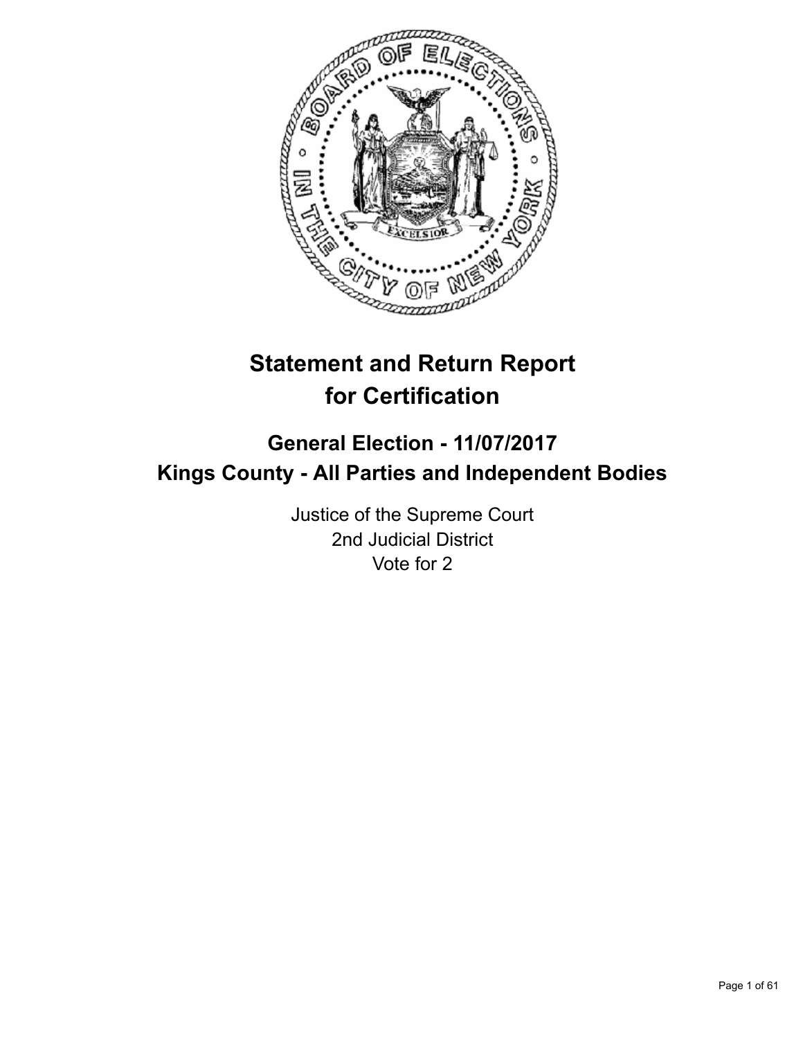# Statement and Return Report for Certification

## General Election - 11/07/2017
## Kings County - All Parties and Independent Bodies

Justice of the Supreme Court
2nd Judicial District
Vote for 2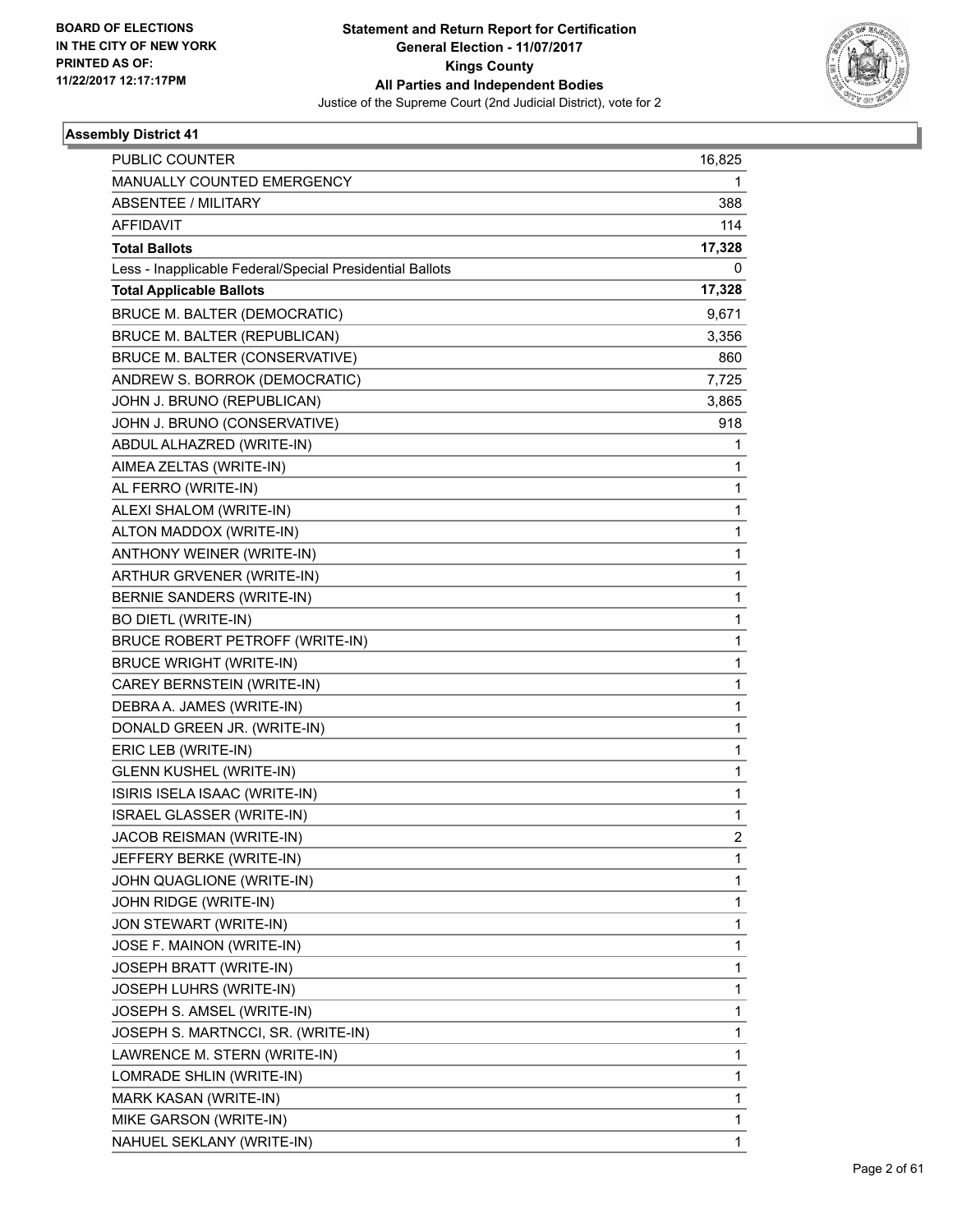BOARD OF ELECTIONS
IN THE CITY OF NEW YORK
PRINTED AS OF:
11/22/2017 12:17:17PM

**Statement and Return Report for Certification**
**General Election - 11/07/2017**
**Kings County**
**All Parties and Independent Bodies**
Justice of the Supreme Court (2nd Judicial District), vote for 2

**Assembly District 41**

| | |
|---|---|
| PUBLIC COUNTER | 16,825 |
| MANUALLY COUNTED EMERGENCY | 1 |
| ABSENTEE / MILITARY | 388 |
| AFFIDAVIT | 114 |
| **Total Ballots** | **17,328** |
| Less - Inapplicable Federal/Special Presidential Ballots | 0 |
| **Total Applicable Ballots** | **17,328** |
| BRUCE M. BALTER (DEMOCRATIC) | 9,671 |
| BRUCE M. BALTER (REPUBLICAN) | 3,356 |
| BRUCE M. BALTER (CONSERVATIVE) | 860 |
| ANDREW S. BORROK (DEMOCRATIC) | 7,725 |
| JOHN J. BRUNO (REPUBLICAN) | 3,865 |
| JOHN J. BRUNO (CONSERVATIVE) | 918 |
| ABDUL ALHAZRED (WRITE-IN) | 1 |
| AIMEA ZELTAS (WRITE-IN) | 1 |
| AL FERRO (WRITE-IN) | 1 |
| ALEXI SHALOM (WRITE-IN) | 1 |
| ALTON MADDOX (WRITE-IN) | 1 |
| ANTHONY WEINER (WRITE-IN) | 1 |
| ARTHUR GRVENER (WRITE-IN) | 1 |
| BERNIE SANDERS (WRITE-IN) | 1 |
| BO DIETL (WRITE-IN) | 1 |
| BRUCE ROBERT PETROFF (WRITE-IN) | 1 |
| BRUCE WRIGHT (WRITE-IN) | 1 |
| CAREY BERNSTEIN (WRITE-IN) | 1 |
| DEBRA A. JAMES (WRITE-IN) | 1 |
| DONALD GREEN JR. (WRITE-IN) | 1 |
| ERIC LEB (WRITE-IN) | 1 |
| GLENN KUSHEL (WRITE-IN) | 1 |
| ISIRIS ISELA ISAAC (WRITE-IN) | 1 |
| ISRAEL GLASSER (WRITE-IN) | 1 |
| JACOB REISMAN (WRITE-IN) | 2 |
| JEFFERY BERKE (WRITE-IN) | 1 |
| JOHN QUAGLIONE (WRITE-IN) | 1 |
| JOHN RIDGE (WRITE-IN) | 1 |
| JON STEWART (WRITE-IN) | 1 |
| JOSE F. MAINON (WRITE-IN) | 1 |
| JOSEPH BRATT (WRITE-IN) | 1 |
| JOSEPH LUHRS (WRITE-IN) | 1 |
| JOSEPH S. AMSEL (WRITE-IN) | 1 |
| JOSEPH S. MARTNCCI, SR. (WRITE-IN) | 1 |
| LAWRENCE M. STERN (WRITE-IN) | 1 |
| LOMRADE SHLIN (WRITE-IN) | 1 |
| MARK KASAN (WRITE-IN) | 1 |
| MIKE GARSON (WRITE-IN) | 1 |
| NAHUEL SEKLANY (WRITE-IN) | 1 |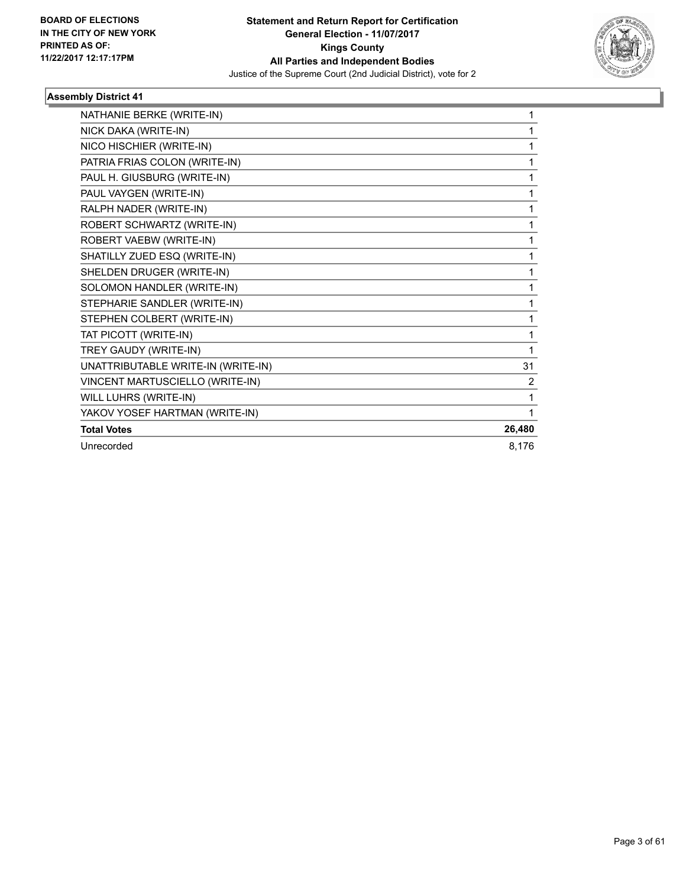## Assembly District 41

| | |
|---|---|
| NATHANIE BERKE (WRITE-IN) | 1 |
| NICK DAKA (WRITE-IN) | 1 |
| NICO HISCHIER (WRITE-IN) | 1 |
| PATRIA FRIAS COLON (WRITE-IN) | 1 |
| PAUL H. GIUSBURG (WRITE-IN) | 1 |
| PAUL VAYGEN (WRITE-IN) | 1 |
| RALPH NADER (WRITE-IN) | 1 |
| ROBERT SCHWARTZ (WRITE-IN) | 1 |
| ROBERT VAEBW (WRITE-IN) | 1 |
| SHATILLY ZUED ESQ (WRITE-IN) | 1 |
| SHELDEN DRUGER (WRITE-IN) | 1 |
| SOLOMON HANDLER (WRITE-IN) | 1 |
| STEPHARIE SANDLER (WRITE-IN) | 1 |
| STEPHEN COLBERT (WRITE-IN) | 1 |
| TAT PICOTT (WRITE-IN) | 1 |
| TREY GAUDY (WRITE-IN) | 1 |
| UNATTRIBUTABLE WRITE-IN (WRITE-IN) | 31 |
| VINCENT MARTUSCIELLO (WRITE-IN) | 2 |
| WILL LUHRS (WRITE-IN) | 1 |
| YAKOV YOSEF HARTMAN (WRITE-IN) | 1 |
| **Total Votes** | **26,480** |
| Unrecorded | 8,176 |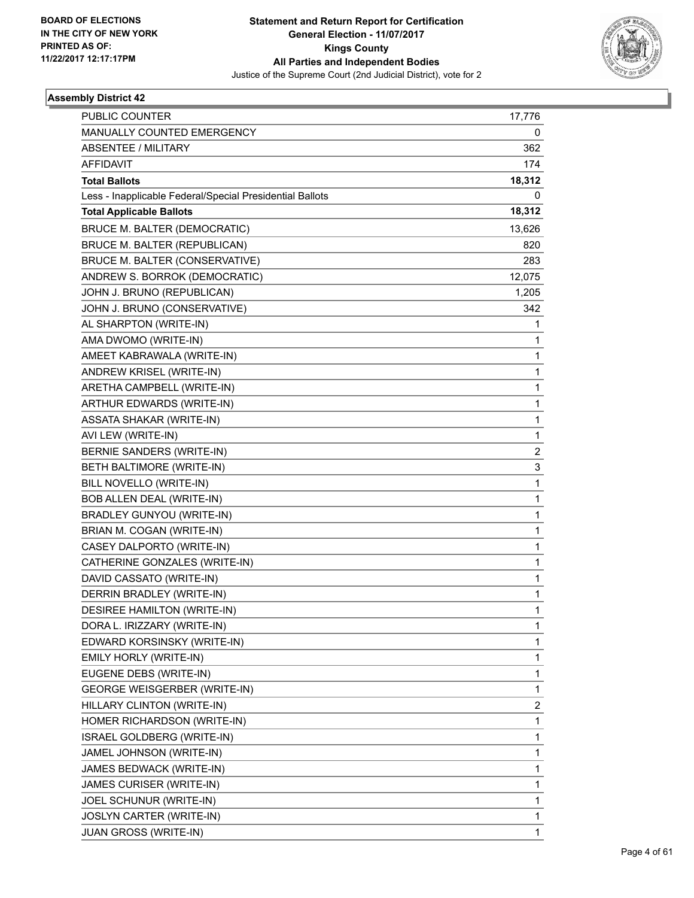BOARD OF ELECTIONS
IN THE CITY OF NEW YORK
PRINTED AS OF:
11/22/2017 12:17:17PM

**Statement and Return Report for Certification**
**General Election - 11/07/2017**
**Kings County**
**All Parties and Independent Bodies**
Justice of the Supreme Court (2nd Judicial District), vote for 2

### Assembly District 42

| | |
|---|---|
| PUBLIC COUNTER | 17,776 |
| MANUALLY COUNTED EMERGENCY | 0 |
| ABSENTEE / MILITARY | 362 |
| AFFIDAVIT | 174 |
| **Total Ballots** | **18,312** |
| Less - Inapplicable Federal/Special Presidential Ballots | 0 |
| **Total Applicable Ballots** | **18,312** |
| BRUCE M. BALTER (DEMOCRATIC) | 13,626 |
| BRUCE M. BALTER (REPUBLICAN) | 820 |
| BRUCE M. BALTER (CONSERVATIVE) | 283 |
| ANDREW S. BORROK (DEMOCRATIC) | 12,075 |
| JOHN J. BRUNO (REPUBLICAN) | 1,205 |
| JOHN J. BRUNO (CONSERVATIVE) | 342 |
| AL SHARPTON (WRITE-IN) | 1 |
| AMA DWOMO (WRITE-IN) | 1 |
| AMEET KABRAWALA (WRITE-IN) | 1 |
| ANDREW KRISEL (WRITE-IN) | 1 |
| ARETHA CAMPBELL (WRITE-IN) | 1 |
| ARTHUR EDWARDS (WRITE-IN) | 1 |
| ASSATA SHAKAR (WRITE-IN) | 1 |
| AVI LEW (WRITE-IN) | 1 |
| BERNIE SANDERS (WRITE-IN) | 2 |
| BETH BALTIMORE (WRITE-IN) | 3 |
| BILL NOVELLO (WRITE-IN) | 1 |
| BOB ALLEN DEAL (WRITE-IN) | 1 |
| BRADLEY GUNYOU (WRITE-IN) | 1 |
| BRIAN M. COGAN (WRITE-IN) | 1 |
| CASEY DALPORTO (WRITE-IN) | 1 |
| CATHERINE GONZALES (WRITE-IN) | 1 |
| DAVID CASSATO (WRITE-IN) | 1 |
| DERRIN BRADLEY (WRITE-IN) | 1 |
| DESIREE HAMILTON (WRITE-IN) | 1 |
| DORA L. IRIZZARY (WRITE-IN) | 1 |
| EDWARD KORSINSKY (WRITE-IN) | 1 |
| EMILY HORLY (WRITE-IN) | 1 |
| EUGENE DEBS (WRITE-IN) | 1 |
| GEORGE WEISGERBER (WRITE-IN) | 1 |
| HILLARY CLINTON (WRITE-IN) | 2 |
| HOMER RICHARDSON (WRITE-IN) | 1 |
| ISRAEL GOLDBERG (WRITE-IN) | 1 |
| JAMEL JOHNSON (WRITE-IN) | 1 |
| JAMES BEDWACK (WRITE-IN) | 1 |
| JAMES CURISER (WRITE-IN) | 1 |
| JOEL SCHUNUR (WRITE-IN) | 1 |
| JOSLYN CARTER (WRITE-IN) | 1 |
| JUAN GROSS (WRITE-IN) | 1 |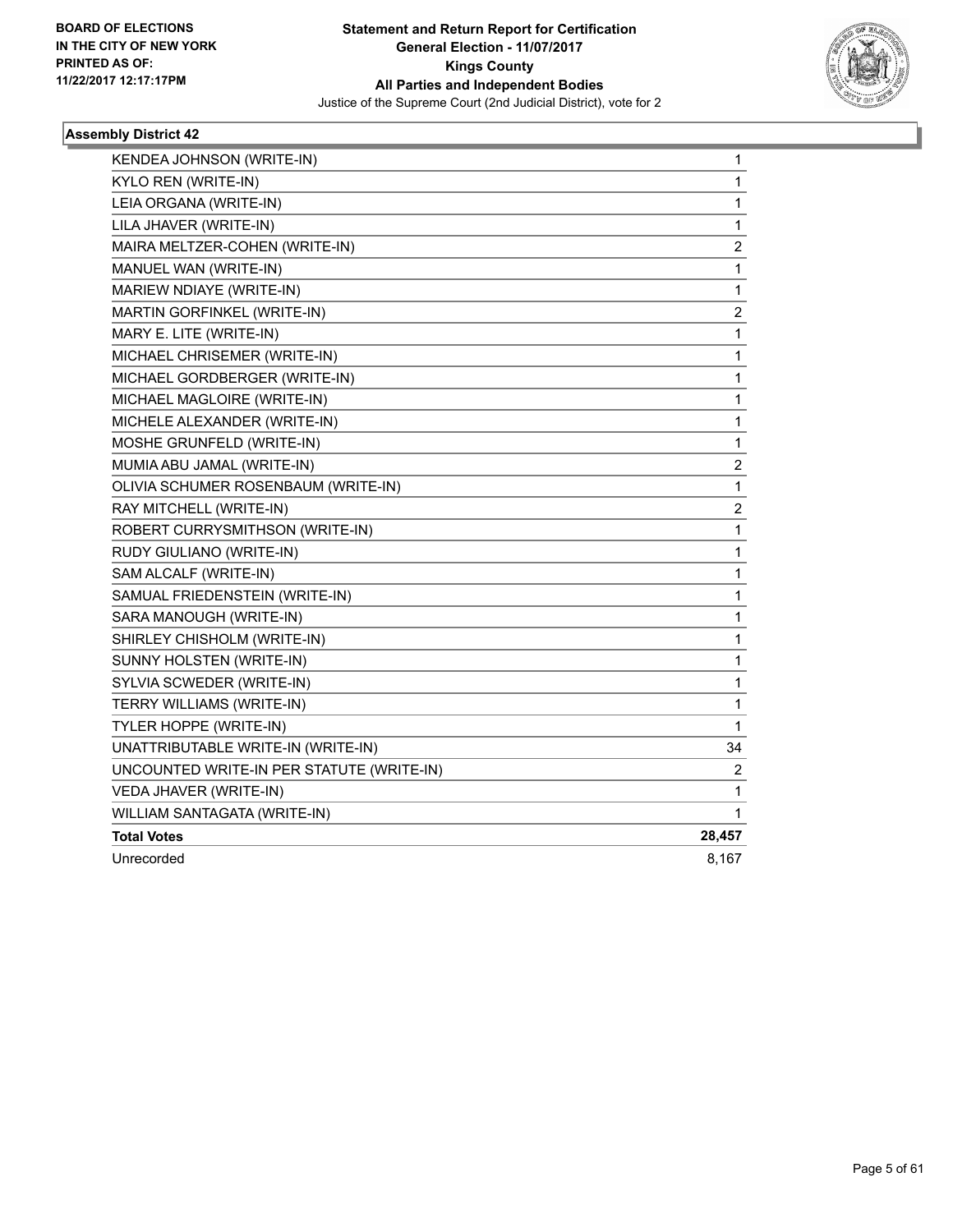**BOARD OF ELECTIONS IN THE CITY OF NEW YORK PRINTED AS OF: 11/22/2017 12:17:17PM**

**Statement and Return Report for Certification General Election - 11/07/2017 Kings County All Parties and Independent Bodies**

Justice of the Supreme Court (2nd Judicial District), vote for 2

### Assembly District 42

| | |
|---|---|
| KENDEA JOHNSON (WRITE-IN) | 1 |
| KYLO REN (WRITE-IN) | 1 |
| LEIA ORGANA (WRITE-IN) | 1 |
| LILA JHAVER (WRITE-IN) | 1 |
| MAIRA MELTZER-COHEN (WRITE-IN) | 2 |
| MANUEL WAN (WRITE-IN) | 1 |
| MARIEW NDIAYE (WRITE-IN) | 1 |
| MARTIN GORFINKEL (WRITE-IN) | 2 |
| MARY E. LITE (WRITE-IN) | 1 |
| MICHAEL CHRISEMER (WRITE-IN) | 1 |
| MICHAEL GORDBERGER (WRITE-IN) | 1 |
| MICHAEL MAGLOIRE (WRITE-IN) | 1 |
| MICHELE ALEXANDER (WRITE-IN) | 1 |
| MOSHE GRUNFELD (WRITE-IN) | 1 |
| MUMIA ABU JAMAL (WRITE-IN) | 2 |
| OLIVIA SCHUMER ROSENBAUM (WRITE-IN) | 1 |
| RAY MITCHELL (WRITE-IN) | 2 |
| ROBERT CURRYSMITHSON (WRITE-IN) | 1 |
| RUDY GIULIANO (WRITE-IN) | 1 |
| SAM ALCALF (WRITE-IN) | 1 |
| SAMUAL FRIEDENSTEIN (WRITE-IN) | 1 |
| SARA MANOUGH (WRITE-IN) | 1 |
| SHIRLEY CHISHOLM (WRITE-IN) | 1 |
| SUNNY HOLSTEN (WRITE-IN) | 1 |
| SYLVIA SCWEDER (WRITE-IN) | 1 |
| TERRY WILLIAMS (WRITE-IN) | 1 |
| TYLER HOPPE (WRITE-IN) | 1 |
| UNATTRIBUTABLE WRITE-IN (WRITE-IN) | 34 |
| UNCOUNTED WRITE-IN PER STATUTE (WRITE-IN) | 2 |
| VEDA JHAVER (WRITE-IN) | 1 |
| WILLIAM SANTAGATA (WRITE-IN) | 1 |
| **Total Votes** | **28,457** |
| Unrecorded | 8,167 |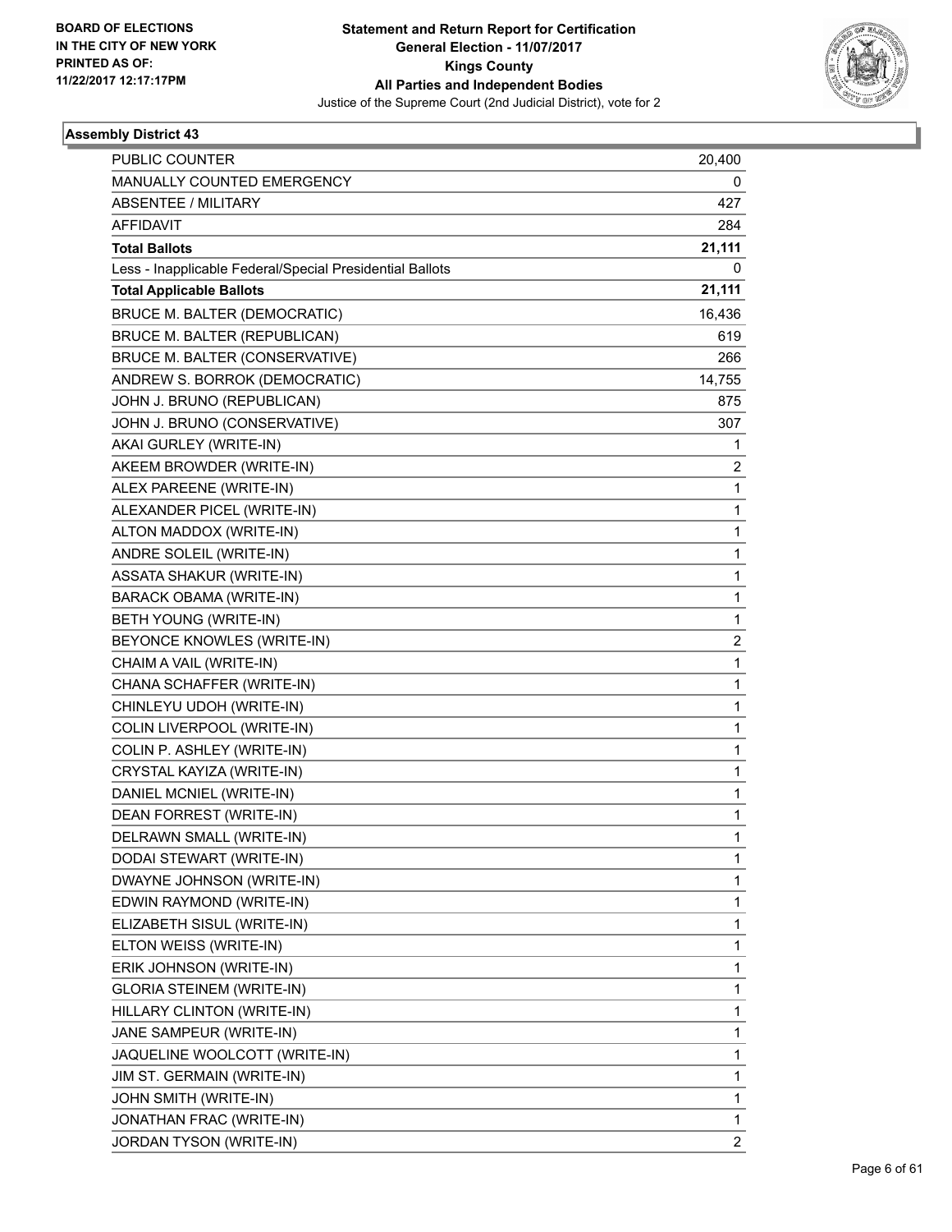**BOARD OF ELECTIONS IN THE CITY OF NEW YORK PRINTED AS OF: 11/22/2017 12:17:17PM**

**Statement and Return Report for Certification**
**General Election - 11/07/2017**
**Kings County**
**All Parties and Independent Bodies**
Justice of the Supreme Court (2nd Judicial District), vote for 2

### Assembly District 43

| | |
|---|---|
| PUBLIC COUNTER | 20,400 |
| MANUALLY COUNTED EMERGENCY | 0 |
| ABSENTEE / MILITARY | 427 |
| AFFIDAVIT | 284 |
| **Total Ballots** | **21,111** |
| Less - Inapplicable Federal/Special Presidential Ballots | 0 |
| **Total Applicable Ballots** | **21,111** |
| BRUCE M. BALTER (DEMOCRATIC) | 16,436 |
| BRUCE M. BALTER (REPUBLICAN) | 619 |
| BRUCE M. BALTER (CONSERVATIVE) | 266 |
| ANDREW S. BORROK (DEMOCRATIC) | 14,755 |
| JOHN J. BRUNO (REPUBLICAN) | 875 |
| JOHN J. BRUNO (CONSERVATIVE) | 307 |
| AKAI GURLEY (WRITE-IN) | 1 |
| AKEEM BROWDER (WRITE-IN) | 2 |
| ALEX PAREENE (WRITE-IN) | 1 |
| ALEXANDER PICEL (WRITE-IN) | 1 |
| ALTON MADDOX (WRITE-IN) | 1 |
| ANDRE SOLEIL (WRITE-IN) | 1 |
| ASSATA SHAKUR (WRITE-IN) | 1 |
| BARACK OBAMA (WRITE-IN) | 1 |
| BETH YOUNG (WRITE-IN) | 1 |
| BEYONCE KNOWLES (WRITE-IN) | 2 |
| CHAIM A VAIL (WRITE-IN) | 1 |
| CHANA SCHAFFER (WRITE-IN) | 1 |
| CHINLEYU UDOH (WRITE-IN) | 1 |
| COLIN LIVERPOOL (WRITE-IN) | 1 |
| COLIN P. ASHLEY (WRITE-IN) | 1 |
| CRYSTAL KAYIZA (WRITE-IN) | 1 |
| DANIEL MCNIEL (WRITE-IN) | 1 |
| DEAN FORREST (WRITE-IN) | 1 |
| DELRAWN SMALL (WRITE-IN) | 1 |
| DODAI STEWART (WRITE-IN) | 1 |
| DWAYNE JOHNSON (WRITE-IN) | 1 |
| EDWIN RAYMOND (WRITE-IN) | 1 |
| ELIZABETH SISUL (WRITE-IN) | 1 |
| ELTON WEISS (WRITE-IN) | 1 |
| ERIK JOHNSON (WRITE-IN) | 1 |
| GLORIA STEINEM (WRITE-IN) | 1 |
| HILLARY CLINTON (WRITE-IN) | 1 |
| JANE SAMPEUR (WRITE-IN) | 1 |
| JAQUELINE WOOLCOTT (WRITE-IN) | 1 |
| JIM ST. GERMAIN (WRITE-IN) | 1 |
| JOHN SMITH (WRITE-IN) | 1 |
| JONATHAN FRAC (WRITE-IN) | 1 |
| JORDAN TYSON (WRITE-IN) | 2 |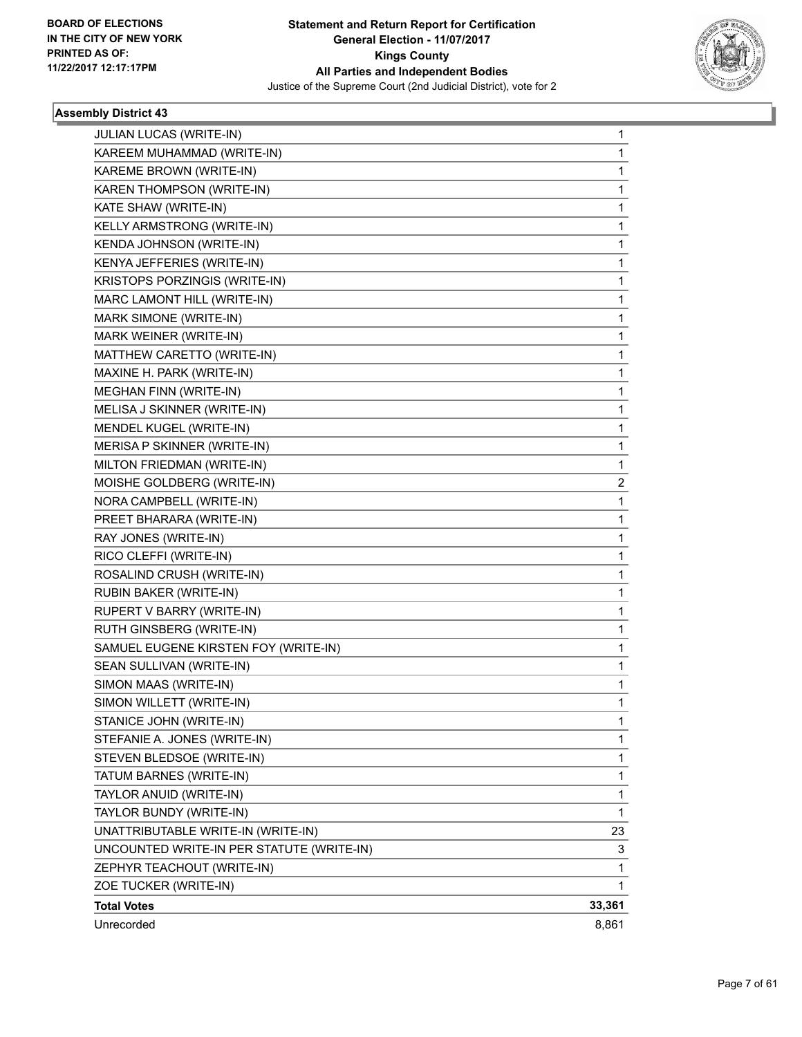**BOARD OF ELECTIONS IN THE CITY OF NEW YORK PRINTED AS OF: 11/22/2017 12:17:17PM**

**Statement and Return Report for Certification General Election - 11/07/2017 Kings County All Parties and Independent Bodies**

Justice of the Supreme Court (2nd Judicial District), vote for 2

### Assembly District 43

| | |
|---|---|
| JULIAN LUCAS (WRITE-IN) | 1 |
| KAREEM MUHAMMAD (WRITE-IN) | 1 |
| KAREME BROWN (WRITE-IN) | 1 |
| KAREN THOMPSON (WRITE-IN) | 1 |
| KATE SHAW (WRITE-IN) | 1 |
| KELLY ARMSTRONG (WRITE-IN) | 1 |
| KENDA JOHNSON (WRITE-IN) | 1 |
| KENYA JEFFERIES (WRITE-IN) | 1 |
| KRISTOPS PORZINGIS (WRITE-IN) | 1 |
| MARC LAMONT HILL (WRITE-IN) | 1 |
| MARK SIMONE (WRITE-IN) | 1 |
| MARK WEINER (WRITE-IN) | 1 |
| MATTHEW CARETTO (WRITE-IN) | 1 |
| MAXINE H. PARK (WRITE-IN) | 1 |
| MEGHAN FINN (WRITE-IN) | 1 |
| MELISA J SKINNER (WRITE-IN) | 1 |
| MENDEL KUGEL (WRITE-IN) | 1 |
| MERISA P SKINNER (WRITE-IN) | 1 |
| MILTON FRIEDMAN (WRITE-IN) | 1 |
| MOISHE GOLDBERG (WRITE-IN) | 2 |
| NORA CAMPBELL (WRITE-IN) | 1 |
| PREET BHARARA (WRITE-IN) | 1 |
| RAY JONES (WRITE-IN) | 1 |
| RICO CLEFFI (WRITE-IN) | 1 |
| ROSALIND CRUSH (WRITE-IN) | 1 |
| RUBIN BAKER (WRITE-IN) | 1 |
| RUPERT V BARRY (WRITE-IN) | 1 |
| RUTH GINSBERG (WRITE-IN) | 1 |
| SAMUEL EUGENE KIRSTEN FOY (WRITE-IN) | 1 |
| SEAN SULLIVAN (WRITE-IN) | 1 |
| SIMON MAAS (WRITE-IN) | 1 |
| SIMON WILLETT (WRITE-IN) | 1 |
| STANICE JOHN (WRITE-IN) | 1 |
| STEFANIE A. JONES (WRITE-IN) | 1 |
| STEVEN BLEDSOE (WRITE-IN) | 1 |
| TATUM BARNES (WRITE-IN) | 1 |
| TAYLOR ANUID (WRITE-IN) | 1 |
| TAYLOR BUNDY (WRITE-IN) | 1 |
| UNATTRIBUTABLE WRITE-IN (WRITE-IN) | 23 |
| UNCOUNTED WRITE-IN PER STATUTE (WRITE-IN) | 3 |
| ZEPHYR TEACHOUT (WRITE-IN) | 1 |
| ZOE TUCKER (WRITE-IN) | 1 |
| **Total Votes** | **33,361** |
| Unrecorded | 8,861 |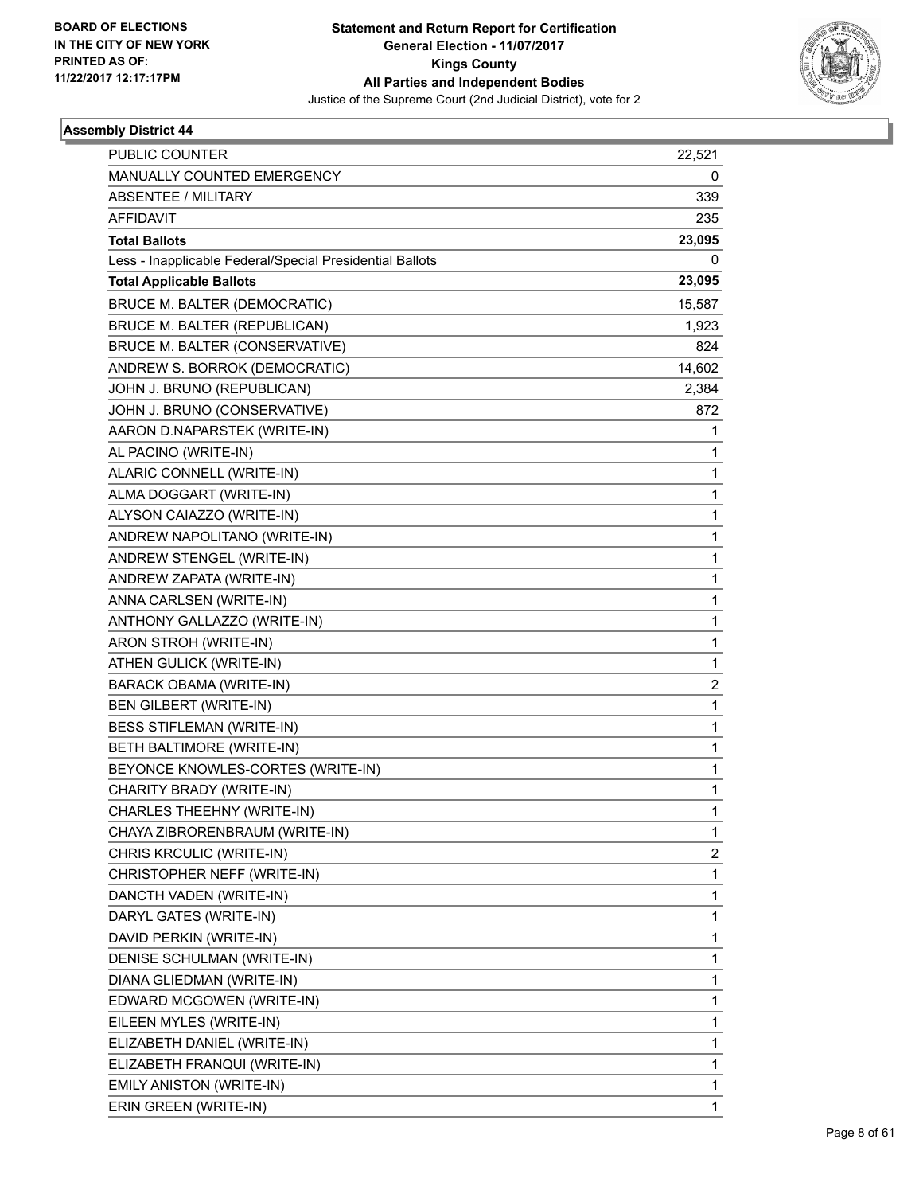BOARD OF ELECTIONS
IN THE CITY OF NEW YORK
PRINTED AS OF:
11/22/2017 12:17:17PM

**Statement and Return Report for Certification**
**General Election - 11/07/2017**
**Kings County**
**All Parties and Independent Bodies**
Justice of the Supreme Court (2nd Judicial District), vote for 2

### Assembly District 44

| | |
|---|---|
| PUBLIC COUNTER | 22,521 |
| MANUALLY COUNTED EMERGENCY | 0 |
| ABSENTEE / MILITARY | 339 |
| AFFIDAVIT | 235 |
| **Total Ballots** | **23,095** |
| Less - Inapplicable Federal/Special Presidential Ballots | 0 |
| **Total Applicable Ballots** | **23,095** |
| BRUCE M. BALTER (DEMOCRATIC) | 15,587 |
| BRUCE M. BALTER (REPUBLICAN) | 1,923 |
| BRUCE M. BALTER (CONSERVATIVE) | 824 |
| ANDREW S. BORROK (DEMOCRATIC) | 14,602 |
| JOHN J. BRUNO (REPUBLICAN) | 2,384 |
| JOHN J. BRUNO (CONSERVATIVE) | 872 |
| AARON D.NAPARSTEK (WRITE-IN) | 1 |
| AL PACINO (WRITE-IN) | 1 |
| ALARIC CONNELL (WRITE-IN) | 1 |
| ALMA DOGGART (WRITE-IN) | 1 |
| ALYSON CAIAZZO (WRITE-IN) | 1 |
| ANDREW NAPOLITANO (WRITE-IN) | 1 |
| ANDREW STENGEL (WRITE-IN) | 1 |
| ANDREW ZAPATA (WRITE-IN) | 1 |
| ANNA CARLSEN (WRITE-IN) | 1 |
| ANTHONY GALLAZZO (WRITE-IN) | 1 |
| ARON STROH (WRITE-IN) | 1 |
| ATHEN GULICK (WRITE-IN) | 1 |
| BARACK OBAMA (WRITE-IN) | 2 |
| BEN GILBERT (WRITE-IN) | 1 |
| BESS STIFLEMAN (WRITE-IN) | 1 |
| BETH BALTIMORE (WRITE-IN) | 1 |
| BEYONCE KNOWLES-CORTES (WRITE-IN) | 1 |
| CHARITY BRADY (WRITE-IN) | 1 |
| CHARLES THEEHNY (WRITE-IN) | 1 |
| CHAYA ZIBRORENBRAUM (WRITE-IN) | 1 |
| CHRIS KRCULIC (WRITE-IN) | 2 |
| CHRISTOPHER NEFF (WRITE-IN) | 1 |
| DANCTH VADEN (WRITE-IN) | 1 |
| DARYL GATES (WRITE-IN) | 1 |
| DAVID PERKIN (WRITE-IN) | 1 |
| DENISE SCHULMAN (WRITE-IN) | 1 |
| DIANA GLIEDMAN (WRITE-IN) | 1 |
| EDWARD MCGOWEN (WRITE-IN) | 1 |
| EILEEN MYLES (WRITE-IN) | 1 |
| ELIZABETH DANIEL (WRITE-IN) | 1 |
| ELIZABETH FRANQUI (WRITE-IN) | 1 |
| EMILY ANISTON (WRITE-IN) | 1 |
| ERIN GREEN (WRITE-IN) | 1 |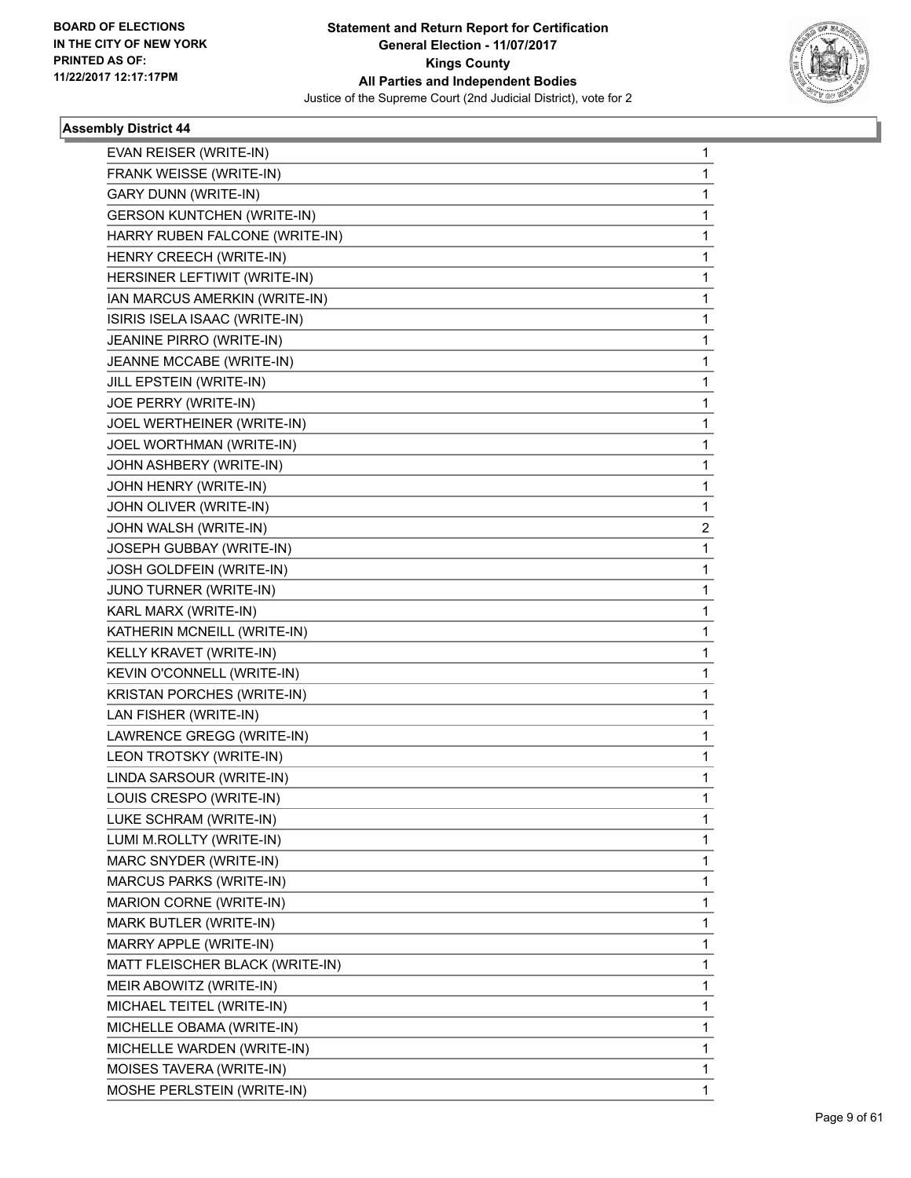## Assembly District 44

| | |
|---|---|
| EVAN REISER (WRITE-IN) | 1 |
| FRANK WEISSE (WRITE-IN) | 1 |
| GARY DUNN (WRITE-IN) | 1 |
| GERSON KUNTCHEN (WRITE-IN) | 1 |
| HARRY RUBEN FALCONE (WRITE-IN) | 1 |
| HENRY CREECH (WRITE-IN) | 1 |
| HERSINER LEFTIWIT (WRITE-IN) | 1 |
| IAN MARCUS AMERKIN (WRITE-IN) | 1 |
| ISIRIS ISELA ISAAC (WRITE-IN) | 1 |
| JEANINE PIRRO (WRITE-IN) | 1 |
| JEANNE MCCABE (WRITE-IN) | 1 |
| JILL EPSTEIN (WRITE-IN) | 1 |
| JOE PERRY (WRITE-IN) | 1 |
| JOEL WERTHEINER (WRITE-IN) | 1 |
| JOEL WORTHMAN (WRITE-IN) | 1 |
| JOHN ASHBERY (WRITE-IN) | 1 |
| JOHN HENRY (WRITE-IN) | 1 |
| JOHN OLIVER (WRITE-IN) | 1 |
| JOHN WALSH (WRITE-IN) | 2 |
| JOSEPH GUBBAY (WRITE-IN) | 1 |
| JOSH GOLDFEIN (WRITE-IN) | 1 |
| JUNO TURNER (WRITE-IN) | 1 |
| KARL MARX (WRITE-IN) | 1 |
| KATHERIN MCNEILL (WRITE-IN) | 1 |
| KELLY KRAVET (WRITE-IN) | 1 |
| KEVIN O'CONNELL (WRITE-IN) | 1 |
| KRISTAN PORCHES (WRITE-IN) | 1 |
| LAN FISHER (WRITE-IN) | 1 |
| LAWRENCE GREGG (WRITE-IN) | 1 |
| LEON TROTSKY (WRITE-IN) | 1 |
| LINDA SARSOUR (WRITE-IN) | 1 |
| LOUIS CRESPO (WRITE-IN) | 1 |
| LUKE SCHRAM (WRITE-IN) | 1 |
| LUMI M.ROLLTY (WRITE-IN) | 1 |
| MARC SNYDER (WRITE-IN) | 1 |
| MARCUS PARKS (WRITE-IN) | 1 |
| MARION CORNE (WRITE-IN) | 1 |
| MARK BUTLER (WRITE-IN) | 1 |
| MARRY APPLE (WRITE-IN) | 1 |
| MATT FLEISCHER BLACK (WRITE-IN) | 1 |
| MEIR ABOWITZ (WRITE-IN) | 1 |
| MICHAEL TEITEL (WRITE-IN) | 1 |
| MICHELLE OBAMA (WRITE-IN) | 1 |
| MICHELLE WARDEN (WRITE-IN) | 1 |
| MOISES TAVERA (WRITE-IN) | 1 |
| MOSHE PERLSTEIN (WRITE-IN) | 1 |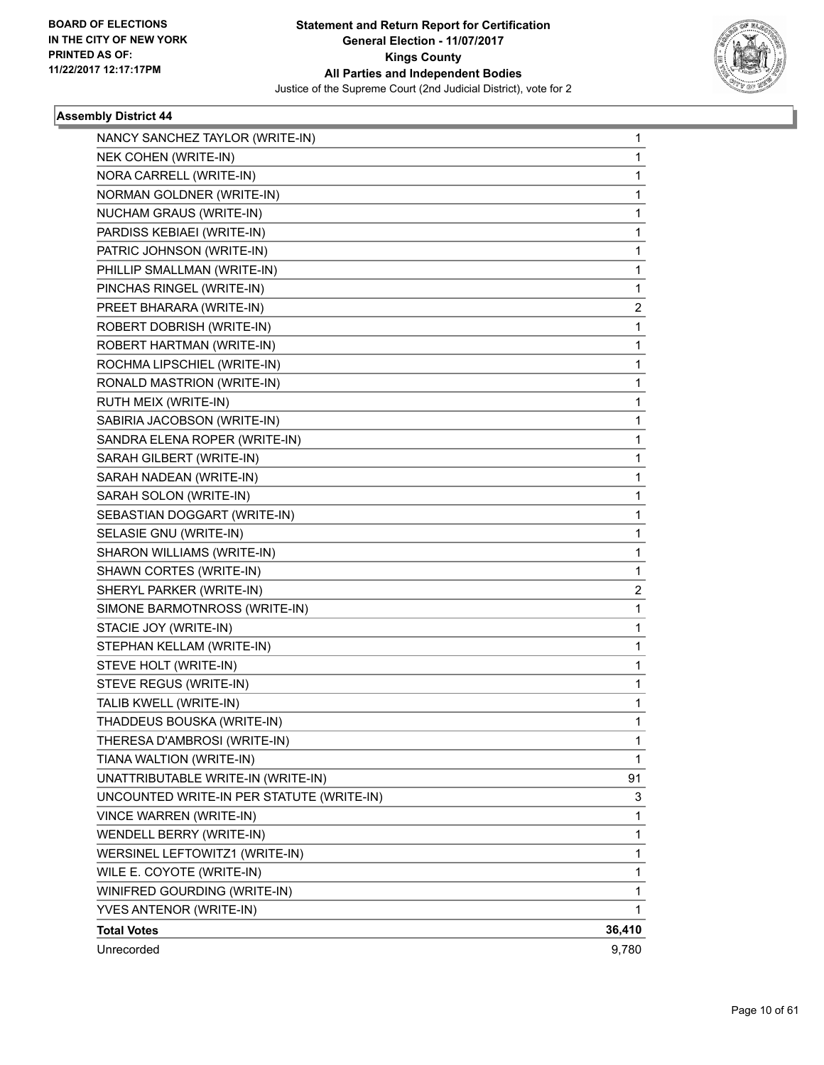BOARD OF ELECTIONS
IN THE CITY OF NEW YORK
PRINTED AS OF:
11/22/2017 12:17:17PM

**Statement and Return Report for Certification**
**General Election - 11/07/2017**
**Kings County**
**All Parties and Independent Bodies**
Justice of the Supreme Court (2nd Judicial District), vote for 2

### Assembly District 44

| | |
|---|---|
| NANCY SANCHEZ TAYLOR (WRITE-IN) | 1 |
| NEK COHEN (WRITE-IN) | 1 |
| NORA CARRELL (WRITE-IN) | 1 |
| NORMAN GOLDNER (WRITE-IN) | 1 |
| NUCHAM GRAUS (WRITE-IN) | 1 |
| PARDISS KEBIAEI (WRITE-IN) | 1 |
| PATRIC JOHNSON (WRITE-IN) | 1 |
| PHILLIP SMALLMAN (WRITE-IN) | 1 |
| PINCHAS RINGEL (WRITE-IN) | 1 |
| PREET BHARARA (WRITE-IN) | 2 |
| ROBERT DOBRISH (WRITE-IN) | 1 |
| ROBERT HARTMAN (WRITE-IN) | 1 |
| ROCHMA LIPSCHIEL (WRITE-IN) | 1 |
| RONALD MASTRION (WRITE-IN) | 1 |
| RUTH MEIX (WRITE-IN) | 1 |
| SABIRIA JACOBSON (WRITE-IN) | 1 |
| SANDRA ELENA ROPER (WRITE-IN) | 1 |
| SARAH GILBERT (WRITE-IN) | 1 |
| SARAH NADEAN (WRITE-IN) | 1 |
| SARAH SOLON (WRITE-IN) | 1 |
| SEBASTIAN DOGGART (WRITE-IN) | 1 |
| SELASIE GNU (WRITE-IN) | 1 |
| SHARON WILLIAMS (WRITE-IN) | 1 |
| SHAWN CORTES (WRITE-IN) | 1 |
| SHERYL PARKER (WRITE-IN) | 2 |
| SIMONE BARMOTNROSS (WRITE-IN) | 1 |
| STACIE JOY (WRITE-IN) | 1 |
| STEPHAN KELLAM (WRITE-IN) | 1 |
| STEVE HOLT (WRITE-IN) | 1 |
| STEVE REGUS (WRITE-IN) | 1 |
| TALIB KWELL (WRITE-IN) | 1 |
| THADDEUS BOUSKA (WRITE-IN) | 1 |
| THERESA D'AMBROSI (WRITE-IN) | 1 |
| TIANA WALTION (WRITE-IN) | 1 |
| UNATTRIBUTABLE WRITE-IN (WRITE-IN) | 91 |
| UNCOUNTED WRITE-IN PER STATUTE (WRITE-IN) | 3 |
| VINCE WARREN (WRITE-IN) | 1 |
| WENDELL BERRY (WRITE-IN) | 1 |
| WERSINEL LEFTOWITZ1 (WRITE-IN) | 1 |
| WILE E. COYOTE (WRITE-IN) | 1 |
| WINIFRED GOURDING (WRITE-IN) | 1 |
| YVES ANTENOR (WRITE-IN) | 1 |
| **Total Votes** | **36,410** |
| Unrecorded | 9,780 |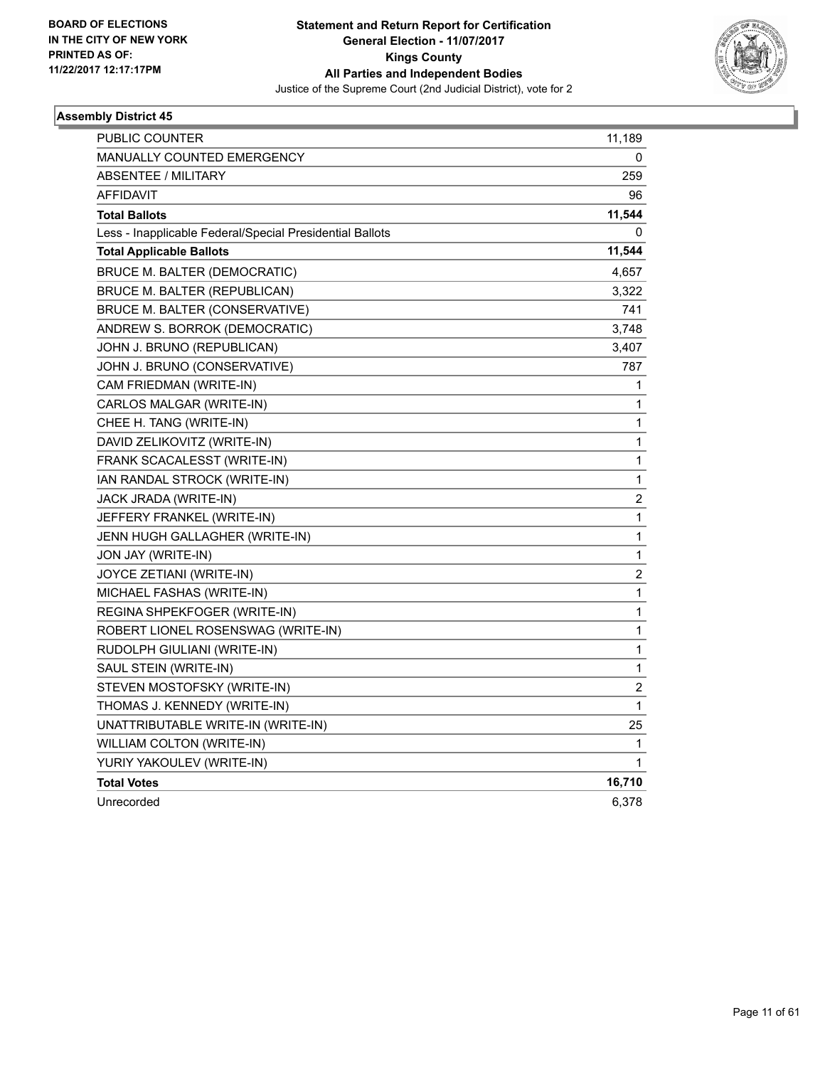BOARD OF ELECTIONS
IN THE CITY OF NEW YORK
PRINTED AS OF:
11/22/2017 12:17:17PM

**Statement and Return Report for Certification**
**General Election - 11/07/2017**
**Kings County**
**All Parties and Independent Bodies**
Justice of the Supreme Court (2nd Judicial District), vote for 2

**Assembly District 45**

| | |
|---|---|
| PUBLIC COUNTER | 11,189 |
| MANUALLY COUNTED EMERGENCY | 0 |
| ABSENTEE / MILITARY | 259 |
| AFFIDAVIT | 96 |
| **Total Ballots** | **11,544** |
| Less - Inapplicable Federal/Special Presidential Ballots | 0 |
| **Total Applicable Ballots** | **11,544** |
| BRUCE M. BALTER (DEMOCRATIC) | 4,657 |
| BRUCE M. BALTER (REPUBLICAN) | 3,322 |
| BRUCE M. BALTER (CONSERVATIVE) | 741 |
| ANDREW S. BORROK (DEMOCRATIC) | 3,748 |
| JOHN J. BRUNO (REPUBLICAN) | 3,407 |
| JOHN J. BRUNO (CONSERVATIVE) | 787 |
| CAM FRIEDMAN (WRITE-IN) | 1 |
| CARLOS MALGAR (WRITE-IN) | 1 |
| CHEE H. TANG (WRITE-IN) | 1 |
| DAVID ZELIKOVITZ (WRITE-IN) | 1 |
| FRANK SCACALESST (WRITE-IN) | 1 |
| IAN RANDAL STROCK (WRITE-IN) | 1 |
| JACK JRADA (WRITE-IN) | 2 |
| JEFFERY FRANKEL (WRITE-IN) | 1 |
| JENN HUGH GALLAGHER (WRITE-IN) | 1 |
| JON JAY (WRITE-IN) | 1 |
| JOYCE ZETIANI (WRITE-IN) | 2 |
| MICHAEL FASHAS (WRITE-IN) | 1 |
| REGINA SHPEKFOGER (WRITE-IN) | 1 |
| ROBERT LIONEL ROSENSWAG (WRITE-IN) | 1 |
| RUDOLPH GIULIANI (WRITE-IN) | 1 |
| SAUL STEIN (WRITE-IN) | 1 |
| STEVEN MOSTOFSKY (WRITE-IN) | 2 |
| THOMAS J. KENNEDY (WRITE-IN) | 1 |
| UNATTRIBUTABLE WRITE-IN (WRITE-IN) | 25 |
| WILLIAM COLTON (WRITE-IN) | 1 |
| YURIY YAKOULEV (WRITE-IN) | 1 |
| **Total Votes** | **16,710** |
| Unrecorded | 6,378 |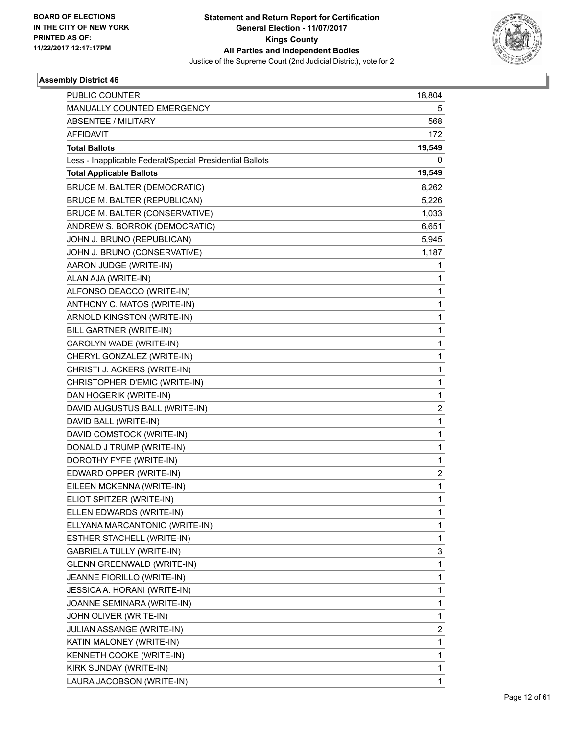BOARD OF ELECTIONS
IN THE CITY OF NEW YORK
PRINTED AS OF:
11/22/2017 12:17:17PM

**Statement and Return Report for Certification**
**General Election - 11/07/2017**
**Kings County**
**All Parties and Independent Bodies**
Justice of the Supreme Court (2nd Judicial District), vote for 2

### Assembly District 46

| | |
|---|---|
| PUBLIC COUNTER | 18,804 |
| MANUALLY COUNTED EMERGENCY | 5 |
| ABSENTEE / MILITARY | 568 |
| AFFIDAVIT | 172 |
| **Total Ballots** | **19,549** |
| Less - Inapplicable Federal/Special Presidential Ballots | 0 |
| **Total Applicable Ballots** | **19,549** |
| BRUCE M. BALTER (DEMOCRATIC) | 8,262 |
| BRUCE M. BALTER (REPUBLICAN) | 5,226 |
| BRUCE M. BALTER (CONSERVATIVE) | 1,033 |
| ANDREW S. BORROK (DEMOCRATIC) | 6,651 |
| JOHN J. BRUNO (REPUBLICAN) | 5,945 |
| JOHN J. BRUNO (CONSERVATIVE) | 1,187 |
| AARON JUDGE (WRITE-IN) | 1 |
| ALAN AJA (WRITE-IN) | 1 |
| ALFONSO DEACCO (WRITE-IN) | 1 |
| ANTHONY C. MATOS (WRITE-IN) | 1 |
| ARNOLD KINGSTON (WRITE-IN) | 1 |
| BILL GARTNER (WRITE-IN) | 1 |
| CAROLYN WADE (WRITE-IN) | 1 |
| CHERYL GONZALEZ (WRITE-IN) | 1 |
| CHRISTI J. ACKERS (WRITE-IN) | 1 |
| CHRISTOPHER D'EMIC (WRITE-IN) | 1 |
| DAN HOGERIK (WRITE-IN) | 1 |
| DAVID AUGUSTUS BALL (WRITE-IN) | 2 |
| DAVID BALL (WRITE-IN) | 1 |
| DAVID COMSTOCK (WRITE-IN) | 1 |
| DONALD J TRUMP (WRITE-IN) | 1 |
| DOROTHY FYFE (WRITE-IN) | 1 |
| EDWARD OPPER (WRITE-IN) | 2 |
| EILEEN MCKENNA (WRITE-IN) | 1 |
| ELIOT SPITZER (WRITE-IN) | 1 |
| ELLEN EDWARDS (WRITE-IN) | 1 |
| ELLYANA MARCANTONIO (WRITE-IN) | 1 |
| ESTHER STACHELL (WRITE-IN) | 1 |
| GABRIELA TULLY (WRITE-IN) | 3 |
| GLENN GREENWALD (WRITE-IN) | 1 |
| JEANNE FIORILLO (WRITE-IN) | 1 |
| JESSICA A. HORANI (WRITE-IN) | 1 |
| JOANNE SEMINARA (WRITE-IN) | 1 |
| JOHN OLIVER (WRITE-IN) | 1 |
| JULIAN ASSANGE (WRITE-IN) | 2 |
| KATIN MALONEY (WRITE-IN) | 1 |
| KENNETH COOKE (WRITE-IN) | 1 |
| KIRK SUNDAY (WRITE-IN) | 1 |
| LAURA JACOBSON (WRITE-IN) | 1 |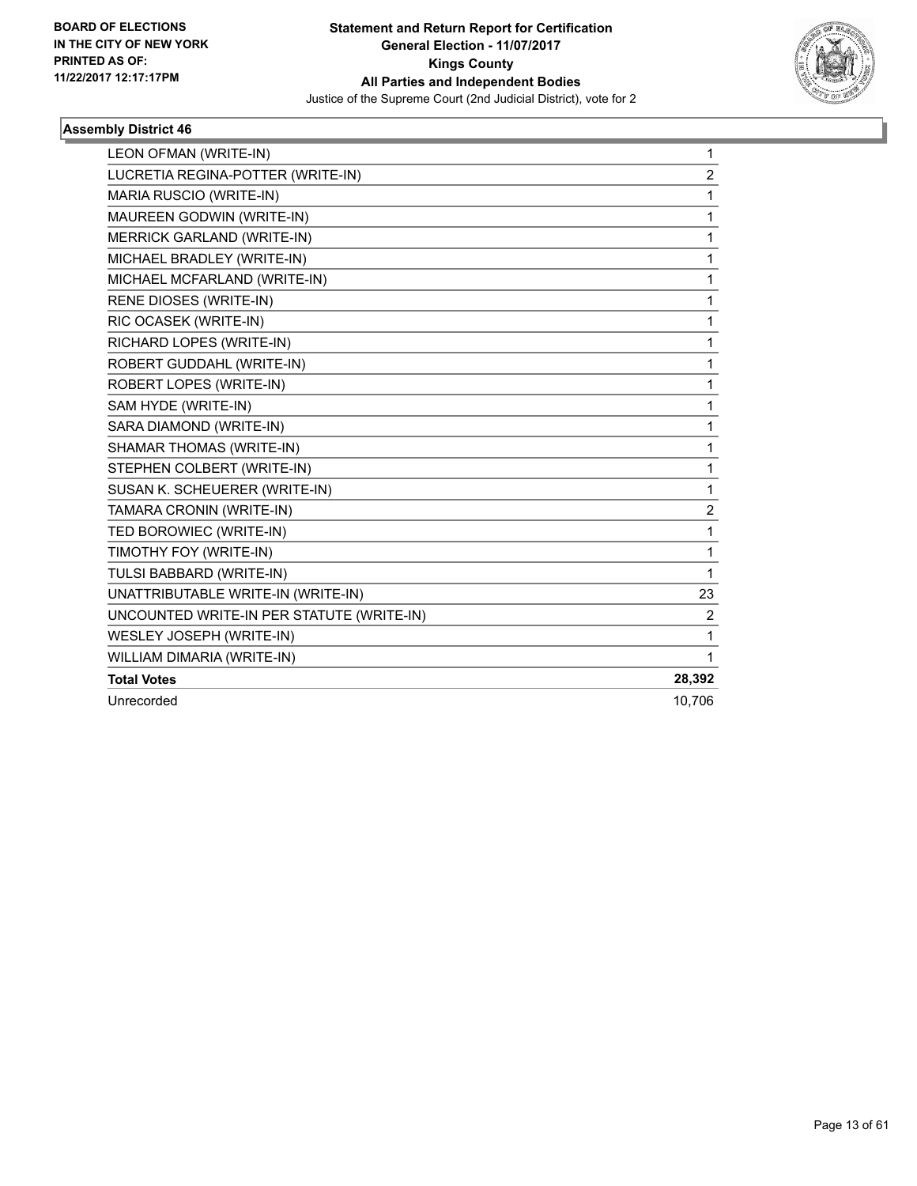**BOARD OF ELECTIONS IN THE CITY OF NEW YORK PRINTED AS OF: 11/22/2017 12:17:17PM**

**Statement and Return Report for Certification**
**General Election - 11/07/2017**
**Kings County**
**All Parties and Independent Bodies**
Justice of the Supreme Court (2nd Judicial District), vote for 2

### Assembly District 46

| | |
|---|---|
| LEON OFMAN (WRITE-IN) | 1 |
| LUCRETIA REGINA-POTTER (WRITE-IN) | 2 |
| MARIA RUSCIO (WRITE-IN) | 1 |
| MAUREEN GODWIN (WRITE-IN) | 1 |
| MERRICK GARLAND (WRITE-IN) | 1 |
| MICHAEL BRADLEY (WRITE-IN) | 1 |
| MICHAEL MCFARLAND (WRITE-IN) | 1 |
| RENE DIOSES (WRITE-IN) | 1 |
| RIC OCASEK (WRITE-IN) | 1 |
| RICHARD LOPES (WRITE-IN) | 1 |
| ROBERT GUDDAHL (WRITE-IN) | 1 |
| ROBERT LOPES (WRITE-IN) | 1 |
| SAM HYDE (WRITE-IN) | 1 |
| SARA DIAMOND (WRITE-IN) | 1 |
| SHAMAR THOMAS (WRITE-IN) | 1 |
| STEPHEN COLBERT (WRITE-IN) | 1 |
| SUSAN K. SCHEUERER (WRITE-IN) | 1 |
| TAMARA CRONIN (WRITE-IN) | 2 |
| TED BOROWIEC (WRITE-IN) | 1 |
| TIMOTHY FOY (WRITE-IN) | 1 |
| TULSI BABBARD (WRITE-IN) | 1 |
| UNATTRIBUTABLE WRITE-IN (WRITE-IN) | 23 |
| UNCOUNTED WRITE-IN PER STATUTE (WRITE-IN) | 2 |
| WESLEY JOSEPH (WRITE-IN) | 1 |
| WILLIAM DIMARIA (WRITE-IN) | 1 |
| **Total Votes** | **28,392** |
| Unrecorded | 10,706 |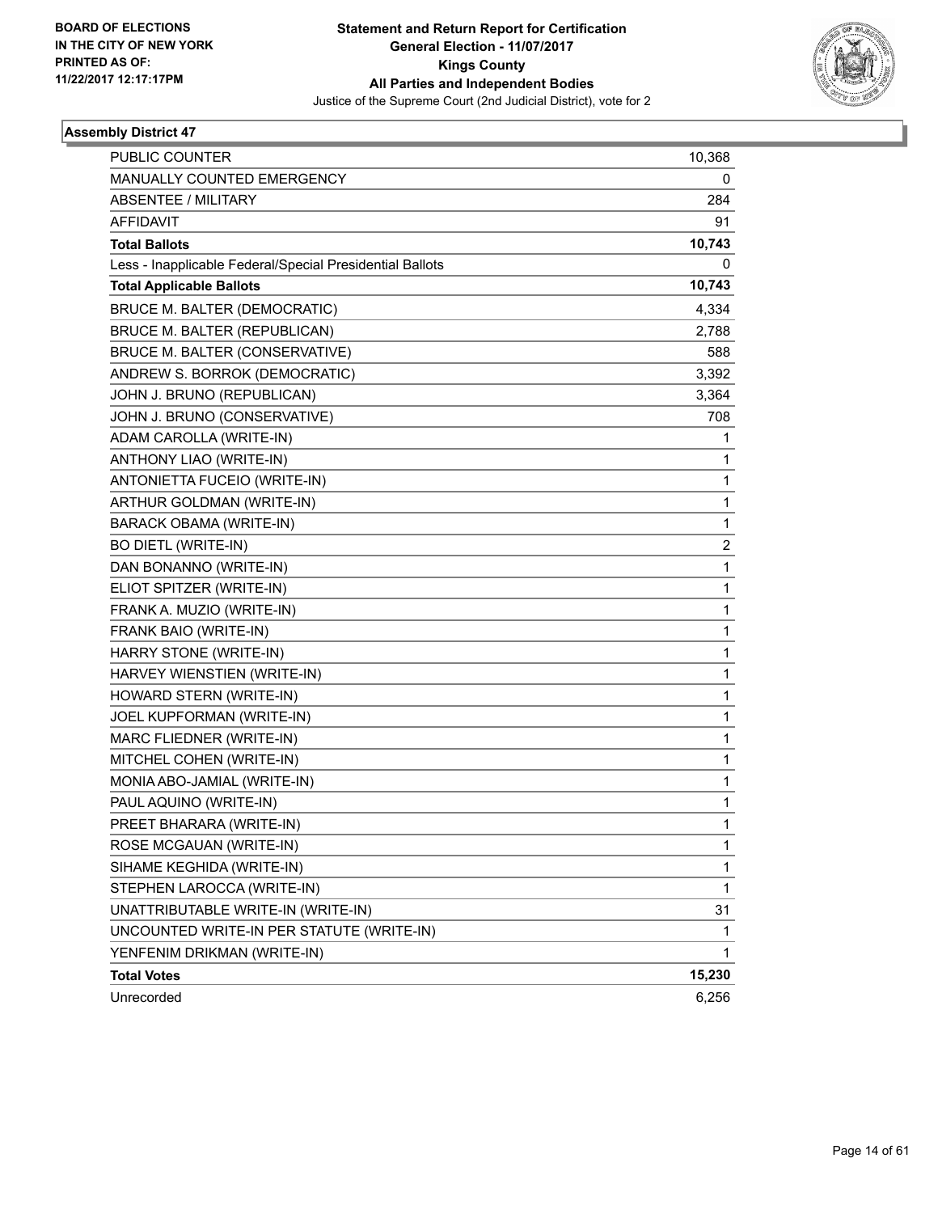BOARD OF ELECTIONS
IN THE CITY OF NEW YORK
PRINTED AS OF:
11/22/2017 12:17:17PM

**Statement and Return Report for Certification**
**General Election - 11/07/2017**
**Kings County**
**All Parties and Independent Bodies**
Justice of the Supreme Court (2nd Judicial District), vote for 2

### Assembly District 47

| | |
|---|---|
| PUBLIC COUNTER | 10,368 |
| MANUALLY COUNTED EMERGENCY | 0 |
| ABSENTEE / MILITARY | 284 |
| AFFIDAVIT | 91 |
| **Total Ballots** | **10,743** |
| Less - Inapplicable Federal/Special Presidential Ballots | 0 |
| **Total Applicable Ballots** | **10,743** |
| BRUCE M. BALTER (DEMOCRATIC) | 4,334 |
| BRUCE M. BALTER (REPUBLICAN) | 2,788 |
| BRUCE M. BALTER (CONSERVATIVE) | 588 |
| ANDREW S. BORROK (DEMOCRATIC) | 3,392 |
| JOHN J. BRUNO (REPUBLICAN) | 3,364 |
| JOHN J. BRUNO (CONSERVATIVE) | 708 |
| ADAM CAROLLA (WRITE-IN) | 1 |
| ANTHONY LIAO (WRITE-IN) | 1 |
| ANTONIETTA FUCEIO (WRITE-IN) | 1 |
| ARTHUR GOLDMAN (WRITE-IN) | 1 |
| BARACK OBAMA (WRITE-IN) | 1 |
| BO DIETL (WRITE-IN) | 2 |
| DAN BONANNO (WRITE-IN) | 1 |
| ELIOT SPITZER (WRITE-IN) | 1 |
| FRANK A. MUZIO (WRITE-IN) | 1 |
| FRANK BAIO (WRITE-IN) | 1 |
| HARRY STONE (WRITE-IN) | 1 |
| HARVEY WIENSTIEN (WRITE-IN) | 1 |
| HOWARD STERN (WRITE-IN) | 1 |
| JOEL KUPFORMAN (WRITE-IN) | 1 |
| MARC FLIEDNER (WRITE-IN) | 1 |
| MITCHEL COHEN (WRITE-IN) | 1 |
| MONIA ABO-JAMIAL (WRITE-IN) | 1 |
| PAUL AQUINO (WRITE-IN) | 1 |
| PREET BHARARA (WRITE-IN) | 1 |
| ROSE MCGAUAN (WRITE-IN) | 1 |
| SIHAME KEGHIDA (WRITE-IN) | 1 |
| STEPHEN LAROCCA (WRITE-IN) | 1 |
| UNATTRIBUTABLE WRITE-IN (WRITE-IN) | 31 |
| UNCOUNTED WRITE-IN PER STATUTE (WRITE-IN) | 1 |
| YENFENIM DRIKMAN (WRITE-IN) | 1 |
| **Total Votes** | **15,230** |
| Unrecorded | 6,256 |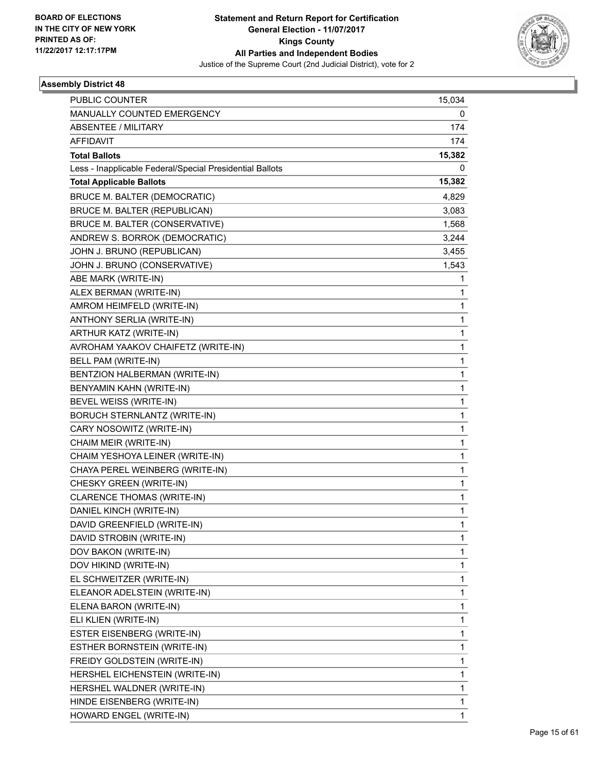BOARD OF ELECTIONS
IN THE CITY OF NEW YORK
PRINTED AS OF:
11/22/2017 12:17:17PM

**Statement and Return Report for Certification**
**General Election - 11/07/2017**
**Kings County**
**All Parties and Independent Bodies**
Justice of the Supreme Court (2nd Judicial District), vote for 2

### Assembly District 48

| | |
|---|---|
| PUBLIC COUNTER | 15,034 |
| MANUALLY COUNTED EMERGENCY | 0 |
| ABSENTEE / MILITARY | 174 |
| AFFIDAVIT | 174 |
| **Total Ballots** | **15,382** |
| Less - Inapplicable Federal/Special Presidential Ballots | 0 |
| **Total Applicable Ballots** | **15,382** |
| BRUCE M. BALTER (DEMOCRATIC) | 4,829 |
| BRUCE M. BALTER (REPUBLICAN) | 3,083 |
| BRUCE M. BALTER (CONSERVATIVE) | 1,568 |
| ANDREW S. BORROK (DEMOCRATIC) | 3,244 |
| JOHN J. BRUNO (REPUBLICAN) | 3,455 |
| JOHN J. BRUNO (CONSERVATIVE) | 1,543 |
| ABE MARK (WRITE-IN) | 1 |
| ALEX BERMAN (WRITE-IN) | 1 |
| AMROM HEIMFELD (WRITE-IN) | 1 |
| ANTHONY SERLIA (WRITE-IN) | 1 |
| ARTHUR KATZ (WRITE-IN) | 1 |
| AVROHAM YAAKOV CHAIFETZ (WRITE-IN) | 1 |
| BELL PAM (WRITE-IN) | 1 |
| BENTZION HALBERMAN (WRITE-IN) | 1 |
| BENYAMIN KAHN (WRITE-IN) | 1 |
| BEVEL WEISS (WRITE-IN) | 1 |
| BORUCH STERNLANTZ (WRITE-IN) | 1 |
| CARY NOSOWITZ (WRITE-IN) | 1 |
| CHAIM MEIR (WRITE-IN) | 1 |
| CHAIM YESHOYA LEINER (WRITE-IN) | 1 |
| CHAYA PEREL WEINBERG (WRITE-IN) | 1 |
| CHESKY GREEN (WRITE-IN) | 1 |
| CLARENCE THOMAS (WRITE-IN) | 1 |
| DANIEL KINCH (WRITE-IN) | 1 |
| DAVID GREENFIELD (WRITE-IN) | 1 |
| DAVID STROBIN (WRITE-IN) | 1 |
| DOV BAKON (WRITE-IN) | 1 |
| DOV HIKIND (WRITE-IN) | 1 |
| EL SCHWEITZER (WRITE-IN) | 1 |
| ELEANOR ADELSTEIN (WRITE-IN) | 1 |
| ELENA BARON (WRITE-IN) | 1 |
| ELI KLIEN (WRITE-IN) | 1 |
| ESTER EISENBERG (WRITE-IN) | 1 |
| ESTHER BORNSTEIN (WRITE-IN) | 1 |
| FREIDY GOLDSTEIN (WRITE-IN) | 1 |
| HERSHEL EICHENSTEIN (WRITE-IN) | 1 |
| HERSHEL WALDNER (WRITE-IN) | 1 |
| HINDE EISENBERG (WRITE-IN) | 1 |
| HOWARD ENGEL (WRITE-IN) | 1 |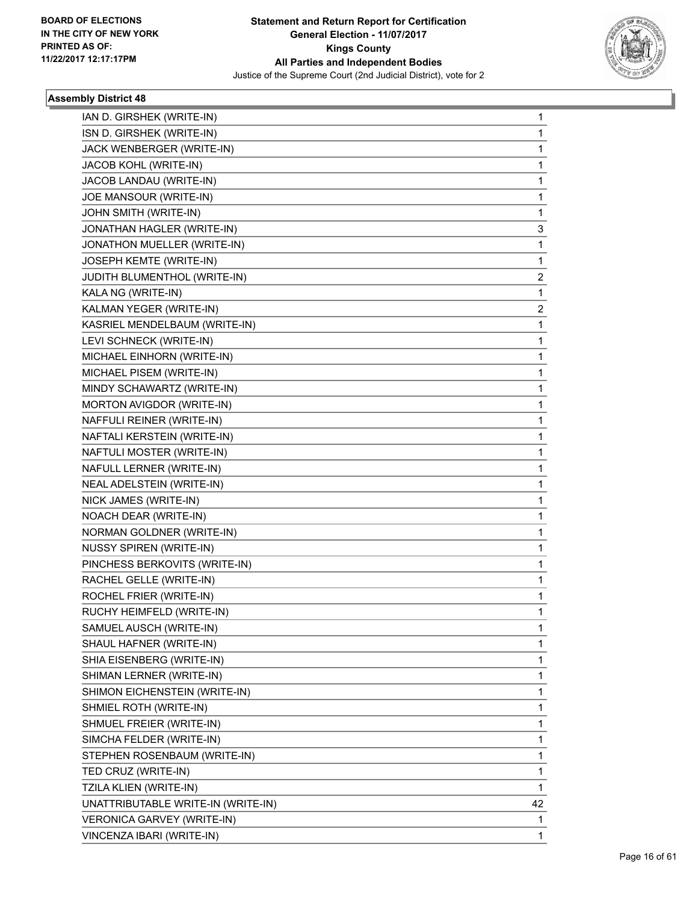**Assembly District 48**

| | |
|---|---|
| IAN D. GIRSHEK (WRITE-IN) | 1 |
| ISN D. GIRSHEK (WRITE-IN) | 1 |
| JACK WENBERGER (WRITE-IN) | 1 |
| JACOB KOHL (WRITE-IN) | 1 |
| JACOB LANDAU (WRITE-IN) | 1 |
| JOE MANSOUR (WRITE-IN) | 1 |
| JOHN SMITH (WRITE-IN) | 1 |
| JONATHAN HAGLER (WRITE-IN) | 3 |
| JONATHON MUELLER (WRITE-IN) | 1 |
| JOSEPH KEMTE (WRITE-IN) | 1 |
| JUDITH BLUMENTHOL (WRITE-IN) | 2 |
| KALA NG (WRITE-IN) | 1 |
| KALMAN YEGER (WRITE-IN) | 2 |
| KASRIEL MENDELBAUM (WRITE-IN) | 1 |
| LEVI SCHNECK (WRITE-IN) | 1 |
| MICHAEL EINHORN (WRITE-IN) | 1 |
| MICHAEL PISEM (WRITE-IN) | 1 |
| MINDY SCHAWARTZ (WRITE-IN) | 1 |
| MORTON AVIGDOR (WRITE-IN) | 1 |
| NAFFULI REINER (WRITE-IN) | 1 |
| NAFTALI KERSTEIN (WRITE-IN) | 1 |
| NAFTULI MOSTER (WRITE-IN) | 1 |
| NAFULL LERNER (WRITE-IN) | 1 |
| NEAL ADELSTEIN (WRITE-IN) | 1 |
| NICK JAMES (WRITE-IN) | 1 |
| NOACH DEAR (WRITE-IN) | 1 |
| NORMAN GOLDNER (WRITE-IN) | 1 |
| NUSSY SPIREN (WRITE-IN) | 1 |
| PINCHESS BERKOVITS (WRITE-IN) | 1 |
| RACHEL GELLE (WRITE-IN) | 1 |
| ROCHEL FRIER (WRITE-IN) | 1 |
| RUCHY HEIMFELD (WRITE-IN) | 1 |
| SAMUEL AUSCH (WRITE-IN) | 1 |
| SHAUL HAFNER (WRITE-IN) | 1 |
| SHIA EISENBERG (WRITE-IN) | 1 |
| SHIMAN LERNER (WRITE-IN) | 1 |
| SHIMON EICHENSTEIN (WRITE-IN) | 1 |
| SHMIEL ROTH (WRITE-IN) | 1 |
| SHMUEL FREIER (WRITE-IN) | 1 |
| SIMCHA FELDER (WRITE-IN) | 1 |
| STEPHEN ROSENBAUM (WRITE-IN) | 1 |
| TED CRUZ (WRITE-IN) | 1 |
| TZILA KLIEN (WRITE-IN) | 1 |
| UNATTRIBUTABLE WRITE-IN (WRITE-IN) | 42 |
| VERONICA GARVEY (WRITE-IN) | 1 |
| VINCENZA IBARI (WRITE-IN) | 1 |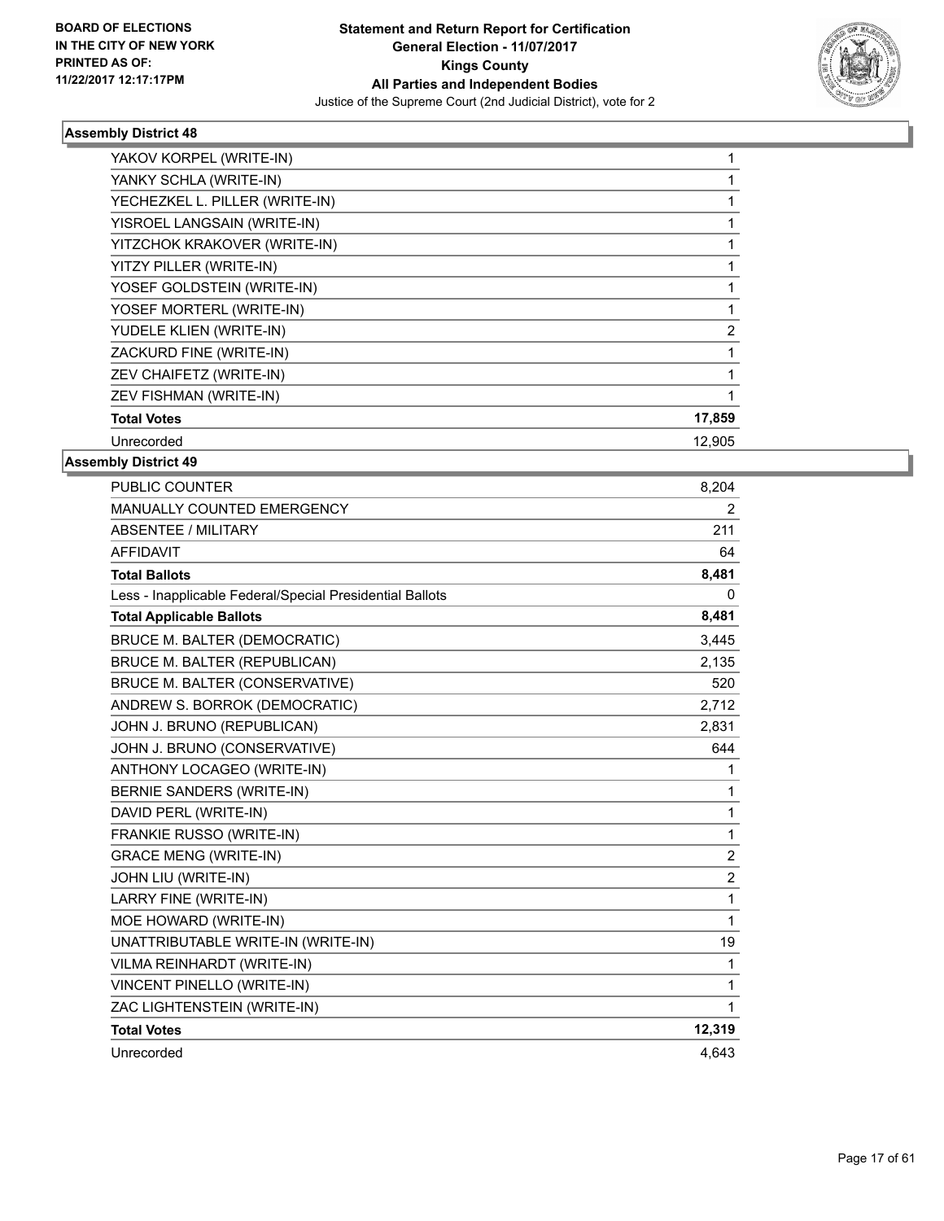**BOARD OF ELECTIONS IN THE CITY OF NEW YORK PRINTED AS OF: 11/22/2017 12:17:17PM**

**Statement and Return Report for Certification General Election - 11/07/2017 Kings County All Parties and Independent Bodies**

Justice of the Supreme Court (2nd Judicial District), vote for 2

### Assembly District 48

| | |
|---|---|
| YAKOV KORPEL (WRITE-IN) | 1 |
| YANKY SCHLA (WRITE-IN) | 1 |
| YECHEZKEL L. PILLER (WRITE-IN) | 1 |
| YISROEL LANGSAIN (WRITE-IN) | 1 |
| YITZCHOK KRAKOVER (WRITE-IN) | 1 |
| YITZY PILLER (WRITE-IN) | 1 |
| YOSEF GOLDSTEIN (WRITE-IN) | 1 |
| YOSEF MORTERL (WRITE-IN) | 1 |
| YUDELE KLIEN (WRITE-IN) | 2 |
| ZACKURD FINE (WRITE-IN) | 1 |
| ZEV CHAIFETZ (WRITE-IN) | 1 |
| ZEV FISHMAN (WRITE-IN) | 1 |
| **Total Votes** | **17,859** |
| Unrecorded | 12,905 |

### Assembly District 49

| | |
|---|---|
| PUBLIC COUNTER | 8,204 |
| MANUALLY COUNTED EMERGENCY | 2 |
| ABSENTEE / MILITARY | 211 |
| AFFIDAVIT | 64 |
| **Total Ballots** | **8,481** |
| Less - Inapplicable Federal/Special Presidential Ballots | 0 |
| **Total Applicable Ballots** | **8,481** |
| BRUCE M. BALTER (DEMOCRATIC) | 3,445 |
| BRUCE M. BALTER (REPUBLICAN) | 2,135 |
| BRUCE M. BALTER (CONSERVATIVE) | 520 |
| ANDREW S. BORROK (DEMOCRATIC) | 2,712 |
| JOHN J. BRUNO (REPUBLICAN) | 2,831 |
| JOHN J. BRUNO (CONSERVATIVE) | 644 |
| ANTHONY LOCAGEO (WRITE-IN) | 1 |
| BERNIE SANDERS (WRITE-IN) | 1 |
| DAVID PERL (WRITE-IN) | 1 |
| FRANKIE RUSSO (WRITE-IN) | 1 |
| GRACE MENG (WRITE-IN) | 2 |
| JOHN LIU (WRITE-IN) | 2 |
| LARRY FINE (WRITE-IN) | 1 |
| MOE HOWARD (WRITE-IN) | 1 |
| UNATTRIBUTABLE WRITE-IN (WRITE-IN) | 19 |
| VILMA REINHARDT (WRITE-IN) | 1 |
| VINCENT PINELLO (WRITE-IN) | 1 |
| ZAC LIGHTENSTEIN (WRITE-IN) | 1 |
| **Total Votes** | **12,319** |
| Unrecorded | 4,643 |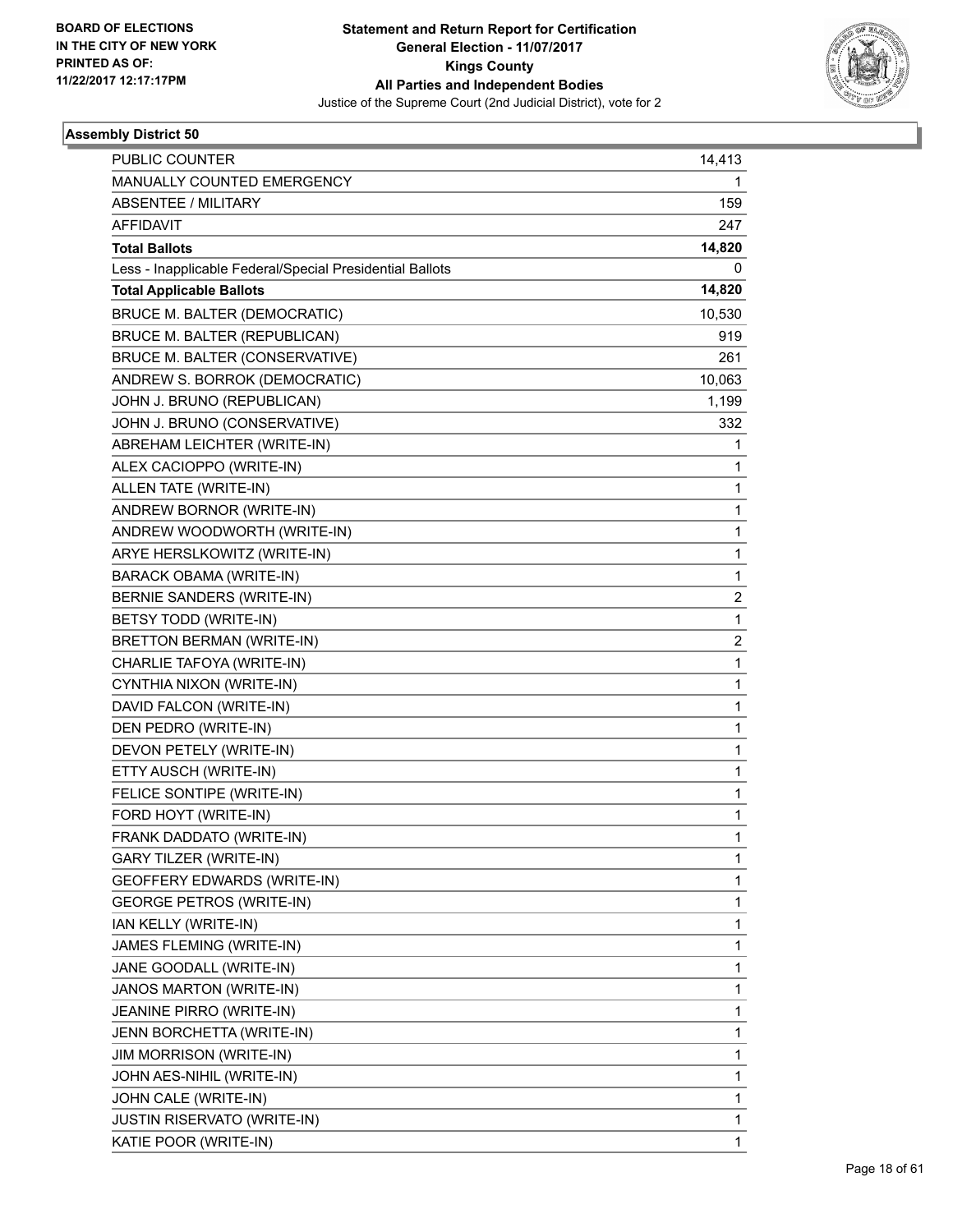BOARD OF ELECTIONS
IN THE CITY OF NEW YORK
PRINTED AS OF:
11/22/2017 12:17:17PM

**Statement and Return Report for Certification**
**General Election - 11/07/2017**
**Kings County**
**All Parties and Independent Bodies**
Justice of the Supreme Court (2nd Judicial District), vote for 2

### Assembly District 50

| | |
|---|---|
| PUBLIC COUNTER | 14,413 |
| MANUALLY COUNTED EMERGENCY | 1 |
| ABSENTEE / MILITARY | 159 |
| AFFIDAVIT | 247 |
| **Total Ballots** | **14,820** |
| Less - Inapplicable Federal/Special Presidential Ballots | 0 |
| **Total Applicable Ballots** | **14,820** |
| BRUCE M. BALTER (DEMOCRATIC) | 10,530 |
| BRUCE M. BALTER (REPUBLICAN) | 919 |
| BRUCE M. BALTER (CONSERVATIVE) | 261 |
| ANDREW S. BORROK (DEMOCRATIC) | 10,063 |
| JOHN J. BRUNO (REPUBLICAN) | 1,199 |
| JOHN J. BRUNO (CONSERVATIVE) | 332 |
| ABREHAM LEICHTER (WRITE-IN) | 1 |
| ALEX CACIOPPO (WRITE-IN) | 1 |
| ALLEN TATE (WRITE-IN) | 1 |
| ANDREW BORNOR (WRITE-IN) | 1 |
| ANDREW WOODWORTH (WRITE-IN) | 1 |
| ARYE HERSLKOWITZ (WRITE-IN) | 1 |
| BARACK OBAMA (WRITE-IN) | 1 |
| BERNIE SANDERS (WRITE-IN) | 2 |
| BETSY TODD (WRITE-IN) | 1 |
| BRETTON BERMAN (WRITE-IN) | 2 |
| CHARLIE TAFOYA (WRITE-IN) | 1 |
| CYNTHIA NIXON (WRITE-IN) | 1 |
| DAVID FALCON (WRITE-IN) | 1 |
| DEN PEDRO (WRITE-IN) | 1 |
| DEVON PETELY (WRITE-IN) | 1 |
| ETTY AUSCH (WRITE-IN) | 1 |
| FELICE SONTIPE (WRITE-IN) | 1 |
| FORD HOYT (WRITE-IN) | 1 |
| FRANK DADDATO (WRITE-IN) | 1 |
| GARY TILZER (WRITE-IN) | 1 |
| GEOFFERY EDWARDS (WRITE-IN) | 1 |
| GEORGE PETROS (WRITE-IN) | 1 |
| IAN KELLY (WRITE-IN) | 1 |
| JAMES FLEMING (WRITE-IN) | 1 |
| JANE GOODALL (WRITE-IN) | 1 |
| JANOS MARTON (WRITE-IN) | 1 |
| JEANINE PIRRO (WRITE-IN) | 1 |
| JENN BORCHETTA (WRITE-IN) | 1 |
| JIM MORRISON (WRITE-IN) | 1 |
| JOHN AES-NIHIL (WRITE-IN) | 1 |
| JOHN CALE (WRITE-IN) | 1 |
| JUSTIN RISERVATO (WRITE-IN) | 1 |
| KATIE POOR (WRITE-IN) | 1 |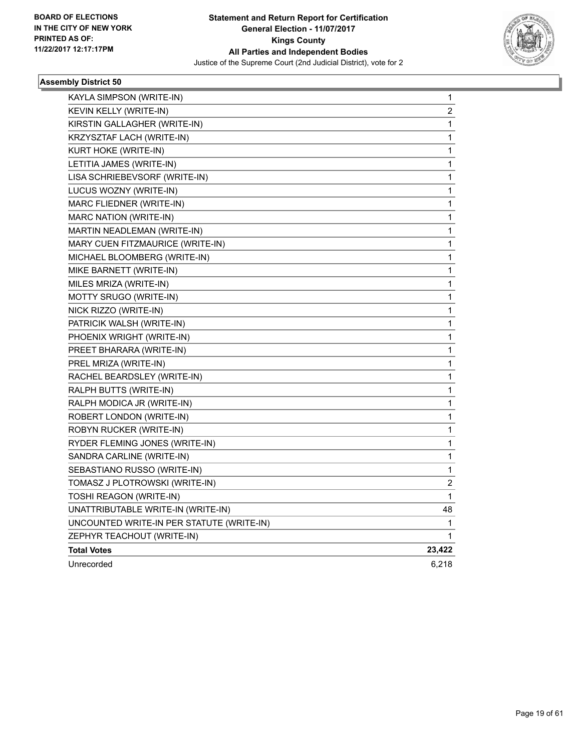BOARD OF ELECTIONS
IN THE CITY OF NEW YORK
PRINTED AS OF:
11/22/2017 12:17:17PM

**Statement and Return Report for Certification**
**General Election - 11/07/2017**
**Kings County**
**All Parties and Independent Bodies**
Justice of the Supreme Court (2nd Judicial District), vote for 2

### Assembly District 50

| | |
|---|---|
| KAYLA SIMPSON (WRITE-IN) | 1 |
| KEVIN KELLY (WRITE-IN) | 2 |
| KIRSTIN GALLAGHER (WRITE-IN) | 1 |
| KRZYSZTAF LACH (WRITE-IN) | 1 |
| KURT HOKE (WRITE-IN) | 1 |
| LETITIA JAMES (WRITE-IN) | 1 |
| LISA SCHRIEBEVSORF (WRITE-IN) | 1 |
| LUCUS WOZNY (WRITE-IN) | 1 |
| MARC FLIEDNER (WRITE-IN) | 1 |
| MARC NATION (WRITE-IN) | 1 |
| MARTIN NEADLEMAN (WRITE-IN) | 1 |
| MARY CUEN FITZMAURICE (WRITE-IN) | 1 |
| MICHAEL BLOOMBERG (WRITE-IN) | 1 |
| MIKE BARNETT (WRITE-IN) | 1 |
| MILES MRIZA (WRITE-IN) | 1 |
| MOTTY SRUGO (WRITE-IN) | 1 |
| NICK RIZZO (WRITE-IN) | 1 |
| PATRICIK WALSH (WRITE-IN) | 1 |
| PHOENIX WRIGHT (WRITE-IN) | 1 |
| PREET BHARARA (WRITE-IN) | 1 |
| PREL MRIZA (WRITE-IN) | 1 |
| RACHEL BEARDSLEY (WRITE-IN) | 1 |
| RALPH BUTTS (WRITE-IN) | 1 |
| RALPH MODICA JR (WRITE-IN) | 1 |
| ROBERT LONDON (WRITE-IN) | 1 |
| ROBYN RUCKER (WRITE-IN) | 1 |
| RYDER FLEMING JONES (WRITE-IN) | 1 |
| SANDRA CARLINE (WRITE-IN) | 1 |
| SEBASTIANO RUSSO (WRITE-IN) | 1 |
| TOMASZ J PLOTROWSKI (WRITE-IN) | 2 |
| TOSHI REAGON (WRITE-IN) | 1 |
| UNATTRIBUTABLE WRITE-IN (WRITE-IN) | 48 |
| UNCOUNTED WRITE-IN PER STATUTE (WRITE-IN) | 1 |
| ZEPHYR TEACHOUT (WRITE-IN) | 1 |
| **Total Votes** | **23,422** |
| Unrecorded | 6,218 |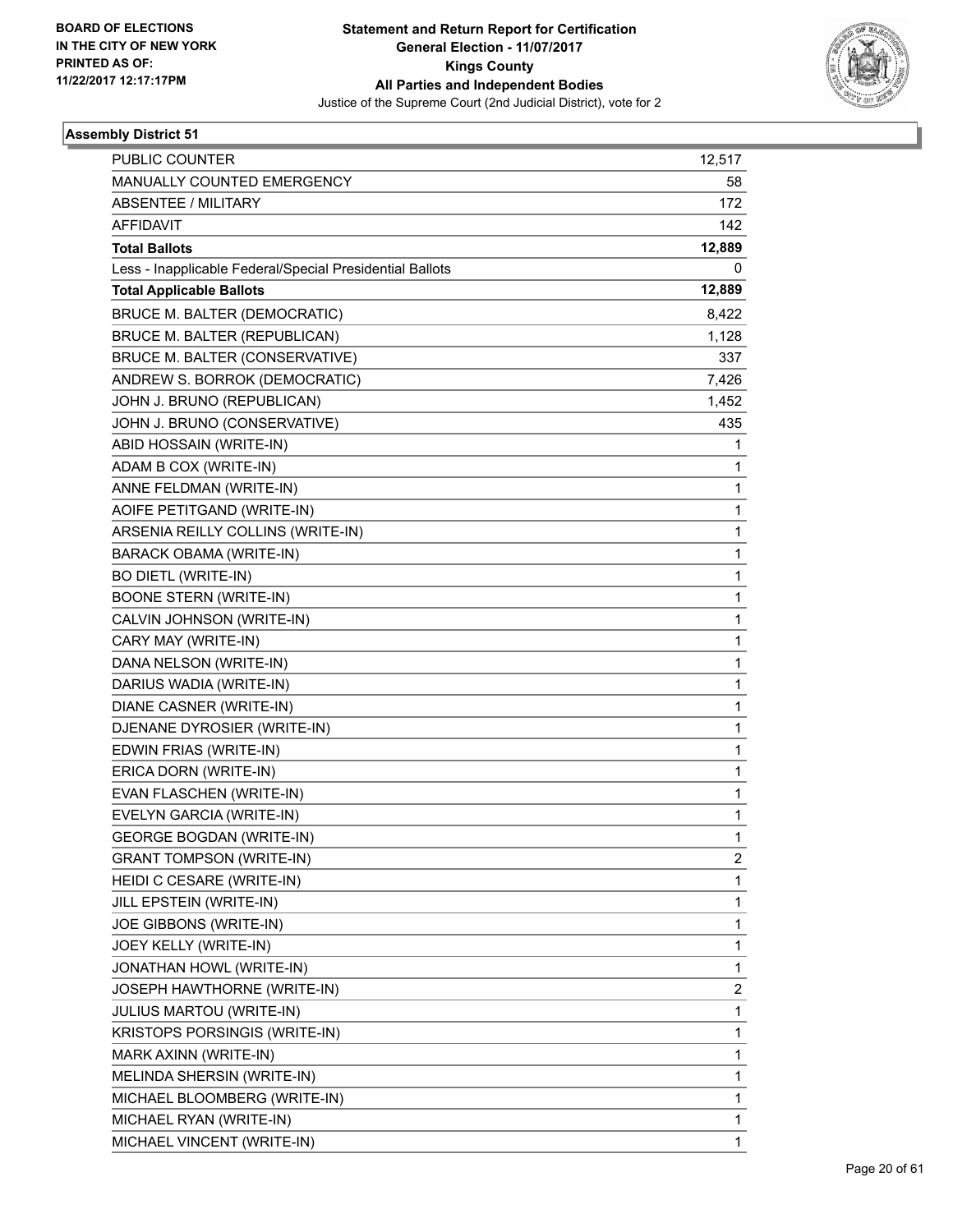**BOARD OF ELECTIONS IN THE CITY OF NEW YORK PRINTED AS OF: 11/22/2017 12:17:17PM**

**Statement and Return Report for Certification General Election - 11/07/2017 Kings County All Parties and Independent Bodies**

Justice of the Supreme Court (2nd Judicial District), vote for 2

### Assembly District 51

| | |
|---|---|
| PUBLIC COUNTER | 12,517 |
| MANUALLY COUNTED EMERGENCY | 58 |
| ABSENTEE / MILITARY | 172 |
| AFFIDAVIT | 142 |
| **Total Ballots** | **12,889** |
| Less - Inapplicable Federal/Special Presidential Ballots | 0 |
| **Total Applicable Ballots** | **12,889** |
| BRUCE M. BALTER (DEMOCRATIC) | 8,422 |
| BRUCE M. BALTER (REPUBLICAN) | 1,128 |
| BRUCE M. BALTER (CONSERVATIVE) | 337 |
| ANDREW S. BORROK (DEMOCRATIC) | 7,426 |
| JOHN J. BRUNO (REPUBLICAN) | 1,452 |
| JOHN J. BRUNO (CONSERVATIVE) | 435 |
| ABID HOSSAIN (WRITE-IN) | 1 |
| ADAM B COX (WRITE-IN) | 1 |
| ANNE FELDMAN (WRITE-IN) | 1 |
| AOIFE PETITGAND (WRITE-IN) | 1 |
| ARSENIA REILLY COLLINS (WRITE-IN) | 1 |
| BARACK OBAMA (WRITE-IN) | 1 |
| BO DIETL (WRITE-IN) | 1 |
| BOONE STERN (WRITE-IN) | 1 |
| CALVIN JOHNSON (WRITE-IN) | 1 |
| CARY MAY (WRITE-IN) | 1 |
| DANA NELSON (WRITE-IN) | 1 |
| DARIUS WADIA (WRITE-IN) | 1 |
| DIANE CASNER (WRITE-IN) | 1 |
| DJENANE DYROSIER (WRITE-IN) | 1 |
| EDWIN FRIAS (WRITE-IN) | 1 |
| ERICA DORN (WRITE-IN) | 1 |
| EVAN FLASCHEN (WRITE-IN) | 1 |
| EVELYN GARCIA (WRITE-IN) | 1 |
| GEORGE BOGDAN (WRITE-IN) | 1 |
| GRANT TOMPSON (WRITE-IN) | 2 |
| HEIDI C CESARE (WRITE-IN) | 1 |
| JILL EPSTEIN (WRITE-IN) | 1 |
| JOE GIBBONS (WRITE-IN) | 1 |
| JOEY KELLY (WRITE-IN) | 1 |
| JONATHAN HOWL (WRITE-IN) | 1 |
| JOSEPH HAWTHORNE (WRITE-IN) | 2 |
| JULIUS MARTOU (WRITE-IN) | 1 |
| KRISTOPS PORSINGIS (WRITE-IN) | 1 |
| MARK AXINN (WRITE-IN) | 1 |
| MELINDA SHERSIN (WRITE-IN) | 1 |
| MICHAEL BLOOMBERG (WRITE-IN) | 1 |
| MICHAEL RYAN (WRITE-IN) | 1 |
| MICHAEL VINCENT (WRITE-IN) | 1 |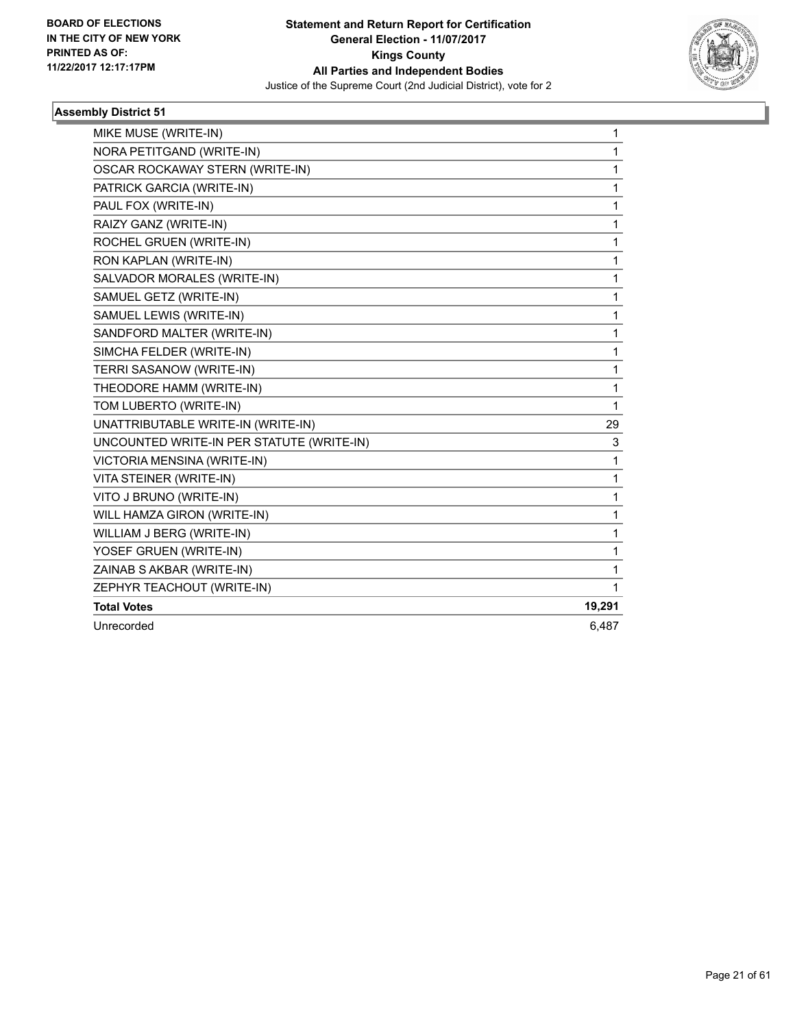**BOARD OF ELECTIONS IN THE CITY OF NEW YORK PRINTED AS OF: 11/22/2017 12:17:17PM**

**Statement and Return Report for Certification General Election - 11/07/2017 Kings County All Parties and Independent Bodies**

Justice of the Supreme Court (2nd Judicial District), vote for 2

**Assembly District 51**

| | |
|---|---|
| MIKE MUSE (WRITE-IN) | 1 |
| NORA PETITGAND (WRITE-IN) | 1 |
| OSCAR ROCKAWAY STERN (WRITE-IN) | 1 |
| PATRICK GARCIA (WRITE-IN) | 1 |
| PAUL FOX (WRITE-IN) | 1 |
| RAIZY GANZ (WRITE-IN) | 1 |
| ROCHEL GRUEN (WRITE-IN) | 1 |
| RON KAPLAN (WRITE-IN) | 1 |
| SALVADOR MORALES (WRITE-IN) | 1 |
| SAMUEL GETZ (WRITE-IN) | 1 |
| SAMUEL LEWIS (WRITE-IN) | 1 |
| SANDFORD MALTER (WRITE-IN) | 1 |
| SIMCHA FELDER (WRITE-IN) | 1 |
| TERRI SASANOW (WRITE-IN) | 1 |
| THEODORE HAMM (WRITE-IN) | 1 |
| TOM LUBERTO (WRITE-IN) | 1 |
| UNATTRIBUTABLE WRITE-IN (WRITE-IN) | 29 |
| UNCOUNTED WRITE-IN PER STATUTE (WRITE-IN) | 3 |
| VICTORIA MENSINA (WRITE-IN) | 1 |
| VITA STEINER (WRITE-IN) | 1 |
| VITO J BRUNO (WRITE-IN) | 1 |
| WILL HAMZA GIRON (WRITE-IN) | 1 |
| WILLIAM J BERG (WRITE-IN) | 1 |
| YOSEF GRUEN (WRITE-IN) | 1 |
| ZAINAB S AKBAR (WRITE-IN) | 1 |
| ZEPHYR TEACHOUT (WRITE-IN) | 1 |
| **Total Votes** | **19,291** |
| Unrecorded | 6,487 |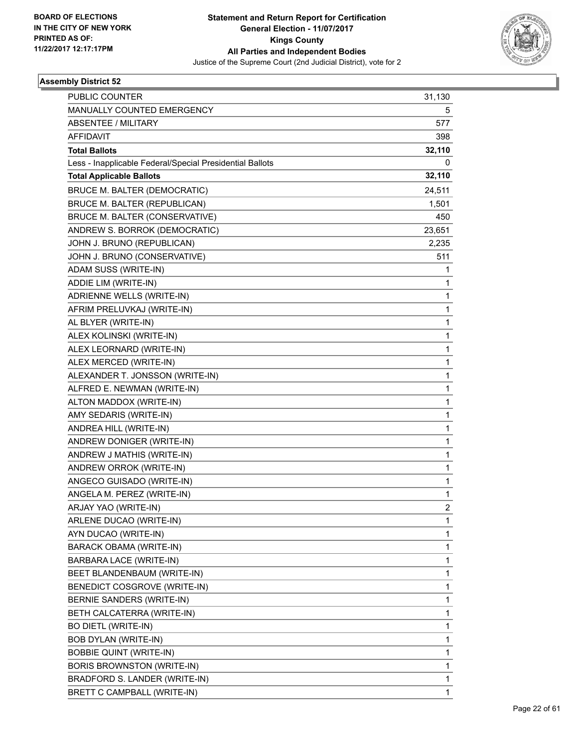BOARD OF ELECTIONS
IN THE CITY OF NEW YORK
PRINTED AS OF:
11/22/2017 12:17:17PM

**Statement and Return Report for Certification**
**General Election - 11/07/2017**
**Kings County**
**All Parties and Independent Bodies**
Justice of the Supreme Court (2nd Judicial District), vote for 2

### Assembly District 52

| | |
|---|---|
| PUBLIC COUNTER | 31,130 |
| MANUALLY COUNTED EMERGENCY | 5 |
| ABSENTEE / MILITARY | 577 |
| AFFIDAVIT | 398 |
| **Total Ballots** | **32,110** |
| Less - Inapplicable Federal/Special Presidential Ballots | 0 |
| **Total Applicable Ballots** | **32,110** |
| BRUCE M. BALTER (DEMOCRATIC) | 24,511 |
| BRUCE M. BALTER (REPUBLICAN) | 1,501 |
| BRUCE M. BALTER (CONSERVATIVE) | 450 |
| ANDREW S. BORROK (DEMOCRATIC) | 23,651 |
| JOHN J. BRUNO (REPUBLICAN) | 2,235 |
| JOHN J. BRUNO (CONSERVATIVE) | 511 |
| ADAM SUSS (WRITE-IN) | 1 |
| ADDIE LIM (WRITE-IN) | 1 |
| ADRIENNE WELLS (WRITE-IN) | 1 |
| AFRIM PRELUVKAJ (WRITE-IN) | 1 |
| AL BLYER (WRITE-IN) | 1 |
| ALEX KOLINSKI (WRITE-IN) | 1 |
| ALEX LEORNARD (WRITE-IN) | 1 |
| ALEX MERCED (WRITE-IN) | 1 |
| ALEXANDER T. JONSSON (WRITE-IN) | 1 |
| ALFRED E. NEWMAN (WRITE-IN) | 1 |
| ALTON MADDOX (WRITE-IN) | 1 |
| AMY SEDARIS (WRITE-IN) | 1 |
| ANDREA HILL (WRITE-IN) | 1 |
| ANDREW DONIGER (WRITE-IN) | 1 |
| ANDREW J MATHIS (WRITE-IN) | 1 |
| ANDREW ORROK (WRITE-IN) | 1 |
| ANGECO GUISADO (WRITE-IN) | 1 |
| ANGELA M. PEREZ (WRITE-IN) | 1 |
| ARJAY YAO (WRITE-IN) | 2 |
| ARLENE DUCAO (WRITE-IN) | 1 |
| AYN DUCAO (WRITE-IN) | 1 |
| BARACK OBAMA (WRITE-IN) | 1 |
| BARBARA LACE (WRITE-IN) | 1 |
| BEET BLANDENBAUM (WRITE-IN) | 1 |
| BENEDICT COSGROVE (WRITE-IN) | 1 |
| BERNIE SANDERS (WRITE-IN) | 1 |
| BETH CALCATERRA (WRITE-IN) | 1 |
| BO DIETL (WRITE-IN) | 1 |
| BOB DYLAN (WRITE-IN) | 1 |
| BOBBIE QUINT (WRITE-IN) | 1 |
| BORIS BROWNSTON (WRITE-IN) | 1 |
| BRADFORD S. LANDER (WRITE-IN) | 1 |
| BRETT C CAMPBALL (WRITE-IN) | 1 |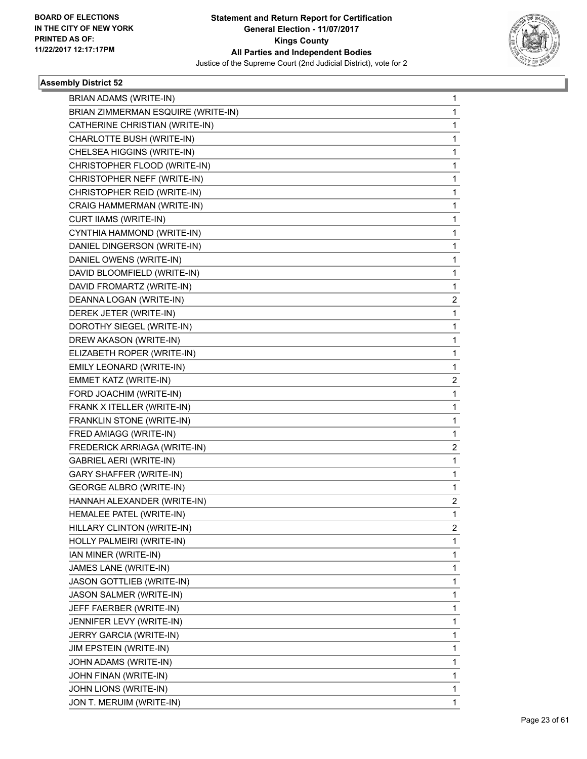**BOARD OF ELECTIONS IN THE CITY OF NEW YORK PRINTED AS OF: 11/22/2017 12:17:17PM**

**Statement and Return Report for Certification General Election - 11/07/2017 Kings County All Parties and Independent Bodies**

Justice of the Supreme Court (2nd Judicial District), vote for 2

### Assembly District 52

| | |
|---|---|
| BRIAN ADAMS (WRITE-IN) | 1 |
| BRIAN ZIMMERMAN ESQUIRE (WRITE-IN) | 1 |
| CATHERINE CHRISTIAN (WRITE-IN) | 1 |
| CHARLOTTE BUSH (WRITE-IN) | 1 |
| CHELSEA HIGGINS (WRITE-IN) | 1 |
| CHRISTOPHER FLOOD (WRITE-IN) | 1 |
| CHRISTOPHER NEFF (WRITE-IN) | 1 |
| CHRISTOPHER REID (WRITE-IN) | 1 |
| CRAIG HAMMERMAN (WRITE-IN) | 1 |
| CURT IIAMS (WRITE-IN) | 1 |
| CYNTHIA HAMMOND (WRITE-IN) | 1 |
| DANIEL DINGERSON (WRITE-IN) | 1 |
| DANIEL OWENS (WRITE-IN) | 1 |
| DAVID BLOOMFIELD (WRITE-IN) | 1 |
| DAVID FROMARTZ (WRITE-IN) | 1 |
| DEANNA LOGAN (WRITE-IN) | 2 |
| DEREK JETER (WRITE-IN) | 1 |
| DOROTHY SIEGEL (WRITE-IN) | 1 |
| DREW AKASON (WRITE-IN) | 1 |
| ELIZABETH ROPER (WRITE-IN) | 1 |
| EMILY LEONARD (WRITE-IN) | 1 |
| EMMET KATZ (WRITE-IN) | 2 |
| FORD JOACHIM (WRITE-IN) | 1 |
| FRANK X ITELLER (WRITE-IN) | 1 |
| FRANKLIN STONE (WRITE-IN) | 1 |
| FRED AMIAGG (WRITE-IN) | 1 |
| FREDERICK ARRIAGA (WRITE-IN) | 2 |
| GABRIEL AERI (WRITE-IN) | 1 |
| GARY SHAFFER (WRITE-IN) | 1 |
| GEORGE ALBRO (WRITE-IN) | 1 |
| HANNAH ALEXANDER (WRITE-IN) | 2 |
| HEMALEE PATEL (WRITE-IN) | 1 |
| HILLARY CLINTON (WRITE-IN) | 2 |
| HOLLY PALMEIRI (WRITE-IN) | 1 |
| IAN MINER (WRITE-IN) | 1 |
| JAMES LANE (WRITE-IN) | 1 |
| JASON GOTTLIEB (WRITE-IN) | 1 |
| JASON SALMER (WRITE-IN) | 1 |
| JEFF FAERBER (WRITE-IN) | 1 |
| JENNIFER LEVY (WRITE-IN) | 1 |
| JERRY GARCIA (WRITE-IN) | 1 |
| JIM EPSTEIN (WRITE-IN) | 1 |
| JOHN ADAMS (WRITE-IN) | 1 |
| JOHN FINAN (WRITE-IN) | 1 |
| JOHN LIONS (WRITE-IN) | 1 |
| JON T. MERUIM (WRITE-IN) | 1 |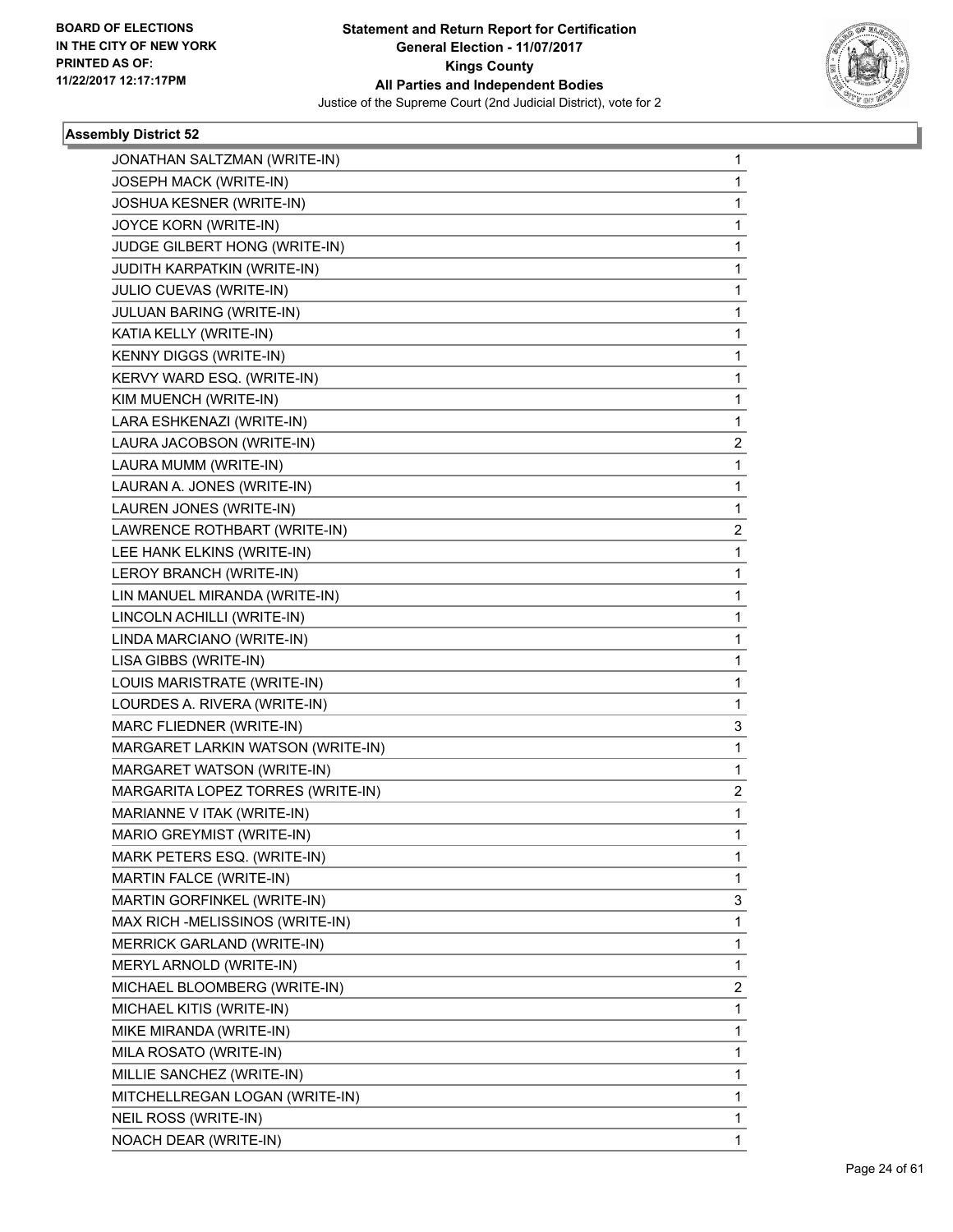**BOARD OF ELECTIONS IN THE CITY OF NEW YORK PRINTED AS OF: 11/22/2017 12:17:17PM**

**Statement and Return Report for Certification**
**General Election - 11/07/2017**
**Kings County**
**All Parties and Independent Bodies**
Justice of the Supreme Court (2nd Judicial District), vote for 2

**Assembly District 52**

| | |
|---|---|
| JONATHAN SALTZMAN (WRITE-IN) | 1 |
| JOSEPH MACK (WRITE-IN) | 1 |
| JOSHUA KESNER (WRITE-IN) | 1 |
| JOYCE KORN (WRITE-IN) | 1 |
| JUDGE GILBERT HONG (WRITE-IN) | 1 |
| JUDITH KARPATKIN (WRITE-IN) | 1 |
| JULIO CUEVAS (WRITE-IN) | 1 |
| JULUAN BARING (WRITE-IN) | 1 |
| KATIA KELLY (WRITE-IN) | 1 |
| KENNY DIGGS (WRITE-IN) | 1 |
| KERVY WARD ESQ. (WRITE-IN) | 1 |
| KIM MUENCH (WRITE-IN) | 1 |
| LARA ESHKENAZI (WRITE-IN) | 1 |
| LAURA JACOBSON (WRITE-IN) | 2 |
| LAURA MUMM (WRITE-IN) | 1 |
| LAURAN A. JONES (WRITE-IN) | 1 |
| LAUREN JONES (WRITE-IN) | 1 |
| LAWRENCE ROTHBART (WRITE-IN) | 2 |
| LEE HANK ELKINS (WRITE-IN) | 1 |
| LEROY BRANCH (WRITE-IN) | 1 |
| LIN MANUEL MIRANDA (WRITE-IN) | 1 |
| LINCOLN ACHILLI (WRITE-IN) | 1 |
| LINDA MARCIANO (WRITE-IN) | 1 |
| LISA GIBBS (WRITE-IN) | 1 |
| LOUIS MARISTRATE (WRITE-IN) | 1 |
| LOURDES A. RIVERA (WRITE-IN) | 1 |
| MARC FLIEDNER (WRITE-IN) | 3 |
| MARGARET LARKIN WATSON (WRITE-IN) | 1 |
| MARGARET WATSON (WRITE-IN) | 1 |
| MARGARITA LOPEZ TORRES (WRITE-IN) | 2 |
| MARIANNE V ITAK (WRITE-IN) | 1 |
| MARIO GREYMIST (WRITE-IN) | 1 |
| MARK PETERS ESQ. (WRITE-IN) | 1 |
| MARTIN FALCE (WRITE-IN) | 1 |
| MARTIN GORFINKEL (WRITE-IN) | 3 |
| MAX RICH -MELISSINOS (WRITE-IN) | 1 |
| MERRICK GARLAND (WRITE-IN) | 1 |
| MERYL ARNOLD (WRITE-IN) | 1 |
| MICHAEL BLOOMBERG (WRITE-IN) | 2 |
| MICHAEL KITIS (WRITE-IN) | 1 |
| MIKE MIRANDA (WRITE-IN) | 1 |
| MILA ROSATO (WRITE-IN) | 1 |
| MILLIE SANCHEZ (WRITE-IN) | 1 |
| MITCHELLREGAN LOGAN (WRITE-IN) | 1 |
| NEIL ROSS (WRITE-IN) | 1 |
| NOACH DEAR (WRITE-IN) | 1 |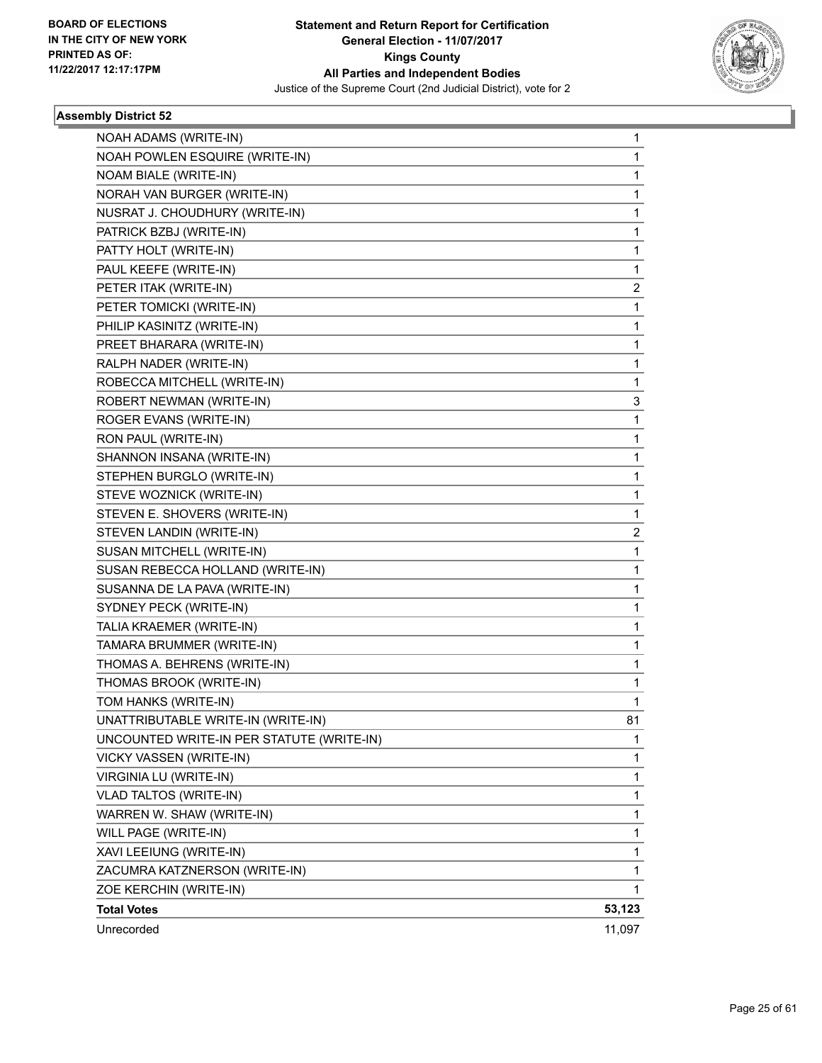BOARD OF ELECTIONS
IN THE CITY OF NEW YORK
PRINTED AS OF:
11/22/2017 12:17:17PM

**Statement and Return Report for Certification**
**General Election - 11/07/2017**
**Kings County**
**All Parties and Independent Bodies**
Justice of the Supreme Court (2nd Judicial District), vote for 2

### Assembly District 52

| | |
|---|---|
| NOAH ADAMS (WRITE-IN) | 1 |
| NOAH POWLEN ESQUIRE (WRITE-IN) | 1 |
| NOAM BIALE (WRITE-IN) | 1 |
| NORAH VAN BURGER (WRITE-IN) | 1 |
| NUSRAT J. CHOUDHURY (WRITE-IN) | 1 |
| PATRICK BZBJ (WRITE-IN) | 1 |
| PATTY HOLT (WRITE-IN) | 1 |
| PAUL KEEFE (WRITE-IN) | 1 |
| PETER ITAK (WRITE-IN) | 2 |
| PETER TOMICKI (WRITE-IN) | 1 |
| PHILIP KASINITZ (WRITE-IN) | 1 |
| PREET BHARARA (WRITE-IN) | 1 |
| RALPH NADER (WRITE-IN) | 1 |
| ROBECCA MITCHELL (WRITE-IN) | 1 |
| ROBERT NEWMAN (WRITE-IN) | 3 |
| ROGER EVANS (WRITE-IN) | 1 |
| RON PAUL (WRITE-IN) | 1 |
| SHANNON INSANA (WRITE-IN) | 1 |
| STEPHEN BURGLO (WRITE-IN) | 1 |
| STEVE WOZNICK (WRITE-IN) | 1 |
| STEVEN E. SHOVERS (WRITE-IN) | 1 |
| STEVEN LANDIN (WRITE-IN) | 2 |
| SUSAN MITCHELL (WRITE-IN) | 1 |
| SUSAN REBECCA HOLLAND (WRITE-IN) | 1 |
| SUSANNA DE LA PAVA (WRITE-IN) | 1 |
| SYDNEY PECK (WRITE-IN) | 1 |
| TALIA KRAEMER (WRITE-IN) | 1 |
| TAMARA BRUMMER (WRITE-IN) | 1 |
| THOMAS A. BEHRENS (WRITE-IN) | 1 |
| THOMAS BROOK (WRITE-IN) | 1 |
| TOM HANKS (WRITE-IN) | 1 |
| UNATTRIBUTABLE WRITE-IN (WRITE-IN) | 81 |
| UNCOUNTED WRITE-IN PER STATUTE (WRITE-IN) | 1 |
| VICKY VASSEN (WRITE-IN) | 1 |
| VIRGINIA LU (WRITE-IN) | 1 |
| VLAD TALTOS (WRITE-IN) | 1 |
| WARREN W. SHAW (WRITE-IN) | 1 |
| WILL PAGE (WRITE-IN) | 1 |
| XAVI LEEIUNG (WRITE-IN) | 1 |
| ZACUMRA KATZNERSON (WRITE-IN) | 1 |
| ZOE KERCHIN (WRITE-IN) | 1 |
| **Total Votes** | **53,123** |
| Unrecorded | 11,097 |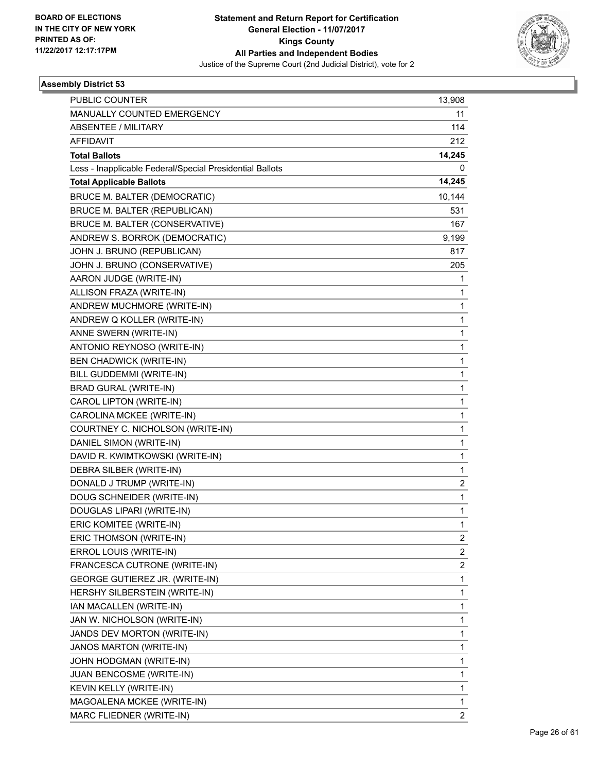**BOARD OF ELECTIONS IN THE CITY OF NEW YORK PRINTED AS OF: 11/22/2017 12:17:17PM**

**Statement and Return Report for Certification General Election - 11/07/2017 Kings County All Parties and Independent Bodies**

Justice of the Supreme Court (2nd Judicial District), vote for 2

### Assembly District 53

| | |
|---|---|
| PUBLIC COUNTER | 13,908 |
| MANUALLY COUNTED EMERGENCY | 11 |
| ABSENTEE / MILITARY | 114 |
| AFFIDAVIT | 212 |
| **Total Ballots** | **14,245** |
| Less - Inapplicable Federal/Special Presidential Ballots | 0 |
| **Total Applicable Ballots** | **14,245** |
| BRUCE M. BALTER (DEMOCRATIC) | 10,144 |
| BRUCE M. BALTER (REPUBLICAN) | 531 |
| BRUCE M. BALTER (CONSERVATIVE) | 167 |
| ANDREW S. BORROK (DEMOCRATIC) | 9,199 |
| JOHN J. BRUNO (REPUBLICAN) | 817 |
| JOHN J. BRUNO (CONSERVATIVE) | 205 |
| AARON JUDGE (WRITE-IN) | 1 |
| ALLISON FRAZA (WRITE-IN) | 1 |
| ANDREW MUCHMORE (WRITE-IN) | 1 |
| ANDREW Q KOLLER (WRITE-IN) | 1 |
| ANNE SWERN (WRITE-IN) | 1 |
| ANTONIO REYNOSO (WRITE-IN) | 1 |
| BEN CHADWICK (WRITE-IN) | 1 |
| BILL GUDDEMMI (WRITE-IN) | 1 |
| BRAD GURAL (WRITE-IN) | 1 |
| CAROL LIPTON (WRITE-IN) | 1 |
| CAROLINA MCKEE (WRITE-IN) | 1 |
| COURTNEY C. NICHOLSON (WRITE-IN) | 1 |
| DANIEL SIMON (WRITE-IN) | 1 |
| DAVID R. KWIMTKOWSKI (WRITE-IN) | 1 |
| DEBRA SILBER (WRITE-IN) | 1 |
| DONALD J TRUMP (WRITE-IN) | 2 |
| DOUG SCHNEIDER (WRITE-IN) | 1 |
| DOUGLAS LIPARI (WRITE-IN) | 1 |
| ERIC KOMITEE (WRITE-IN) | 1 |
| ERIC THOMSON (WRITE-IN) | 2 |
| ERROL LOUIS (WRITE-IN) | 2 |
| FRANCESCA CUTRONE (WRITE-IN) | 2 |
| GEORGE GUTIEREZ JR. (WRITE-IN) | 1 |
| HERSHY SILBERSTEIN (WRITE-IN) | 1 |
| IAN MACALLEN (WRITE-IN) | 1 |
| JAN W. NICHOLSON (WRITE-IN) | 1 |
| JANDS DEV MORTON (WRITE-IN) | 1 |
| JANOS MARTON (WRITE-IN) | 1 |
| JOHN HODGMAN (WRITE-IN) | 1 |
| JUAN BENCOSME (WRITE-IN) | 1 |
| KEVIN KELLY (WRITE-IN) | 1 |
| MAGOALENA MCKEE (WRITE-IN) | 1 |
| MARC FLIEDNER (WRITE-IN) | 2 |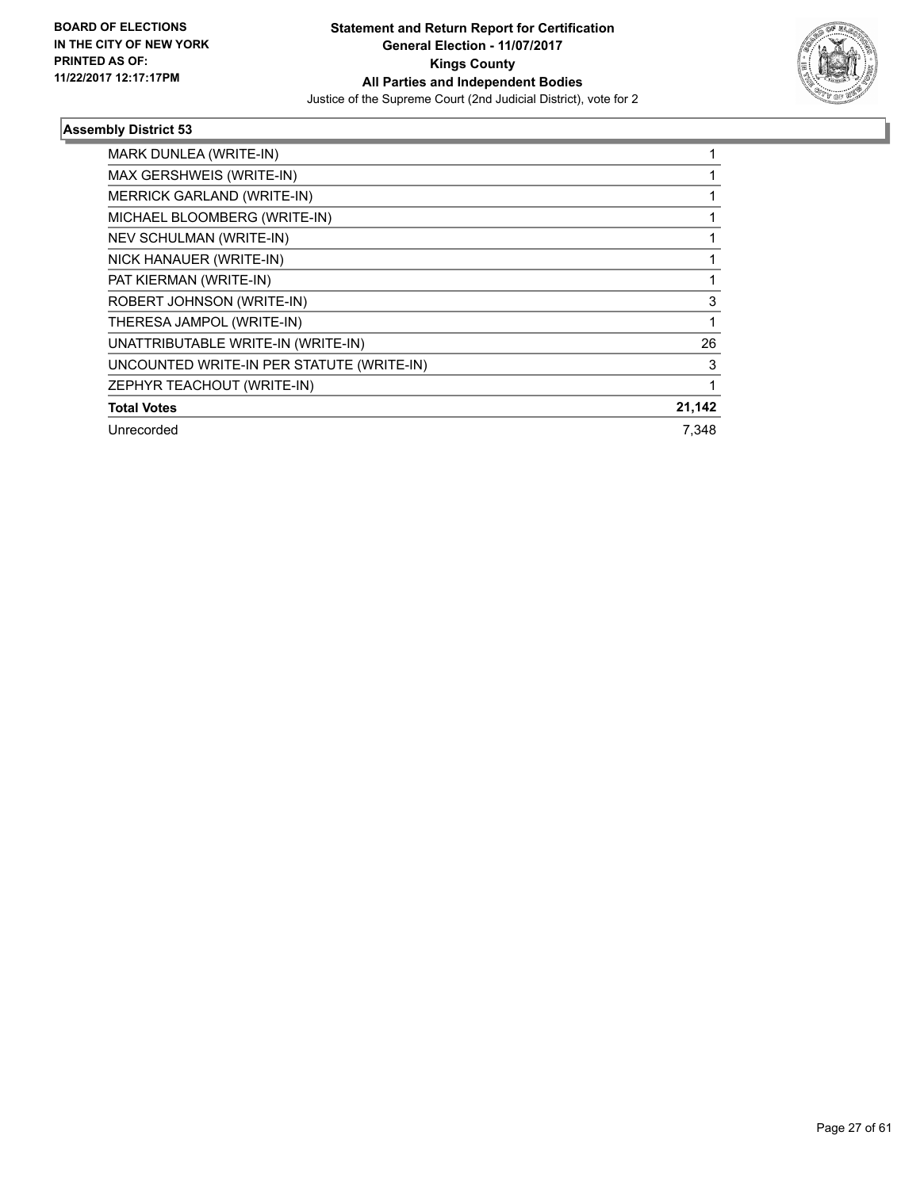BOARD OF ELECTIONS
IN THE CITY OF NEW YORK
PRINTED AS OF:
11/22/2017 12:17:17PM

**Statement and Return Report for Certification**
**General Election - 11/07/2017**
**Kings County**
**All Parties and Independent Bodies**
Justice of the Supreme Court (2nd Judicial District), vote for 2

### Assembly District 53

| | |
|---|---|
| MARK DUNLEA (WRITE-IN) | 1 |
| MAX GERSHWEIS (WRITE-IN) | 1 |
| MERRICK GARLAND (WRITE-IN) | 1 |
| MICHAEL BLOOMBERG (WRITE-IN) | 1 |
| NEV SCHULMAN (WRITE-IN) | 1 |
| NICK HANAUER (WRITE-IN) | 1 |
| PAT KIERMAN (WRITE-IN) | 1 |
| ROBERT JOHNSON (WRITE-IN) | 3 |
| THERESA JAMPOL (WRITE-IN) | 1 |
| UNATTRIBUTABLE WRITE-IN (WRITE-IN) | 26 |
| UNCOUNTED WRITE-IN PER STATUTE (WRITE-IN) | 3 |
| ZEPHYR TEACHOUT (WRITE-IN) | 1 |
| **Total Votes** | **21,142** |
| Unrecorded | 7,348 |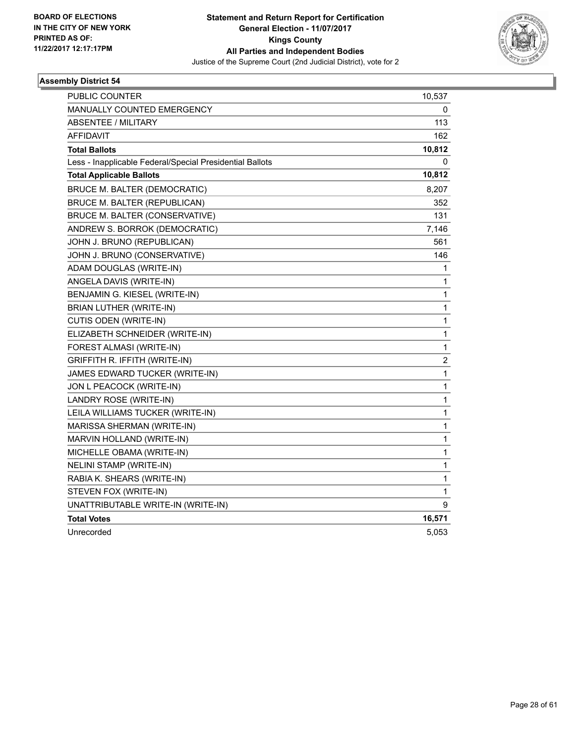BOARD OF ELECTIONS
IN THE CITY OF NEW YORK
PRINTED AS OF:
11/22/2017 12:17:17PM

**Statement and Return Report for Certification**
**General Election - 11/07/2017**
**Kings County**
**All Parties and Independent Bodies**
Justice of the Supreme Court (2nd Judicial District), vote for 2

### Assembly District 54

| | |
|---|---|
| PUBLIC COUNTER | 10,537 |
| MANUALLY COUNTED EMERGENCY | 0 |
| ABSENTEE / MILITARY | 113 |
| AFFIDAVIT | 162 |
| **Total Ballots** | **10,812** |
| Less - Inapplicable Federal/Special Presidential Ballots | 0 |
| **Total Applicable Ballots** | **10,812** |
| BRUCE M. BALTER (DEMOCRATIC) | 8,207 |
| BRUCE M. BALTER (REPUBLICAN) | 352 |
| BRUCE M. BALTER (CONSERVATIVE) | 131 |
| ANDREW S. BORROK (DEMOCRATIC) | 7,146 |
| JOHN J. BRUNO (REPUBLICAN) | 561 |
| JOHN J. BRUNO (CONSERVATIVE) | 146 |
| ADAM DOUGLAS (WRITE-IN) | 1 |
| ANGELA DAVIS (WRITE-IN) | 1 |
| BENJAMIN G. KIESEL (WRITE-IN) | 1 |
| BRIAN LUTHER (WRITE-IN) | 1 |
| CUTIS ODEN (WRITE-IN) | 1 |
| ELIZABETH SCHNEIDER (WRITE-IN) | 1 |
| FOREST ALMASI (WRITE-IN) | 1 |
| GRIFFITH R. IFFITH (WRITE-IN) | 2 |
| JAMES EDWARD TUCKER (WRITE-IN) | 1 |
| JON L PEACOCK (WRITE-IN) | 1 |
| LANDRY ROSE (WRITE-IN) | 1 |
| LEILA WILLIAMS TUCKER (WRITE-IN) | 1 |
| MARISSA SHERMAN (WRITE-IN) | 1 |
| MARVIN HOLLAND (WRITE-IN) | 1 |
| MICHELLE OBAMA (WRITE-IN) | 1 |
| NELINI STAMP (WRITE-IN) | 1 |
| RABIA K. SHEARS (WRITE-IN) | 1 |
| STEVEN FOX (WRITE-IN) | 1 |
| UNATTRIBUTABLE WRITE-IN (WRITE-IN) | 9 |
| **Total Votes** | **16,571** |
| Unrecorded | 5,053 |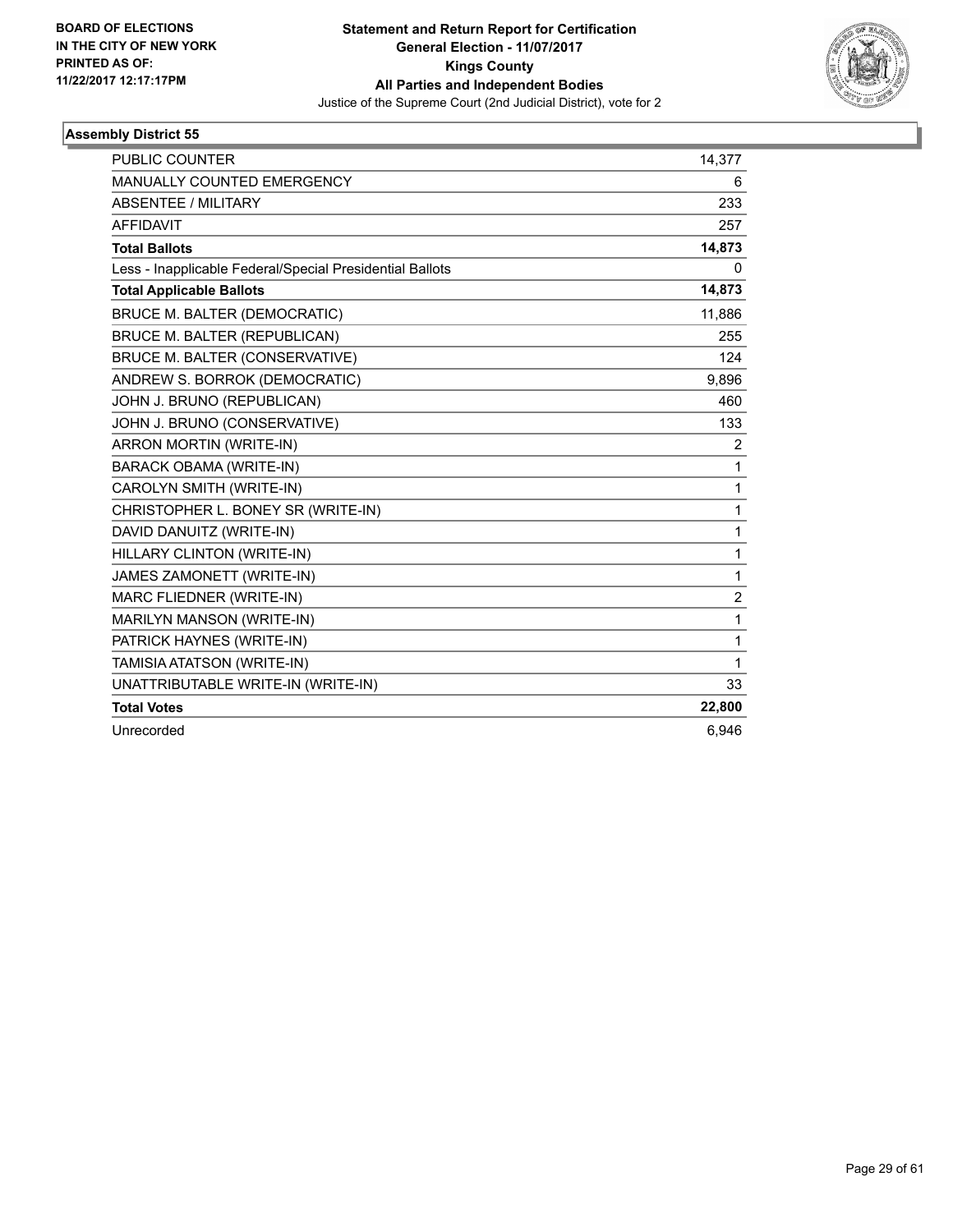**BOARD OF ELECTIONS IN THE CITY OF NEW YORK PRINTED AS OF: 11/22/2017 12:17:17PM**

**Statement and Return Report for Certification**
**General Election - 11/07/2017**
**Kings County**
**All Parties and Independent Bodies**
Justice of the Supreme Court (2nd Judicial District), vote for 2

## Assembly District 55

| | |
|---|---|
| PUBLIC COUNTER | 14,377 |
| MANUALLY COUNTED EMERGENCY | 6 |
| ABSENTEE / MILITARY | 233 |
| AFFIDAVIT | 257 |
| **Total Ballots** | **14,873** |
| Less - Inapplicable Federal/Special Presidential Ballots | 0 |
| **Total Applicable Ballots** | **14,873** |
| BRUCE M. BALTER (DEMOCRATIC) | 11,886 |
| BRUCE M. BALTER (REPUBLICAN) | 255 |
| BRUCE M. BALTER (CONSERVATIVE) | 124 |
| ANDREW S. BORROK (DEMOCRATIC) | 9,896 |
| JOHN J. BRUNO (REPUBLICAN) | 460 |
| JOHN J. BRUNO (CONSERVATIVE) | 133 |
| ARRON MORTIN (WRITE-IN) | 2 |
| BARACK OBAMA (WRITE-IN) | 1 |
| CAROLYN SMITH (WRITE-IN) | 1 |
| CHRISTOPHER L. BONEY SR (WRITE-IN) | 1 |
| DAVID DANUITZ (WRITE-IN) | 1 |
| HILLARY CLINTON (WRITE-IN) | 1 |
| JAMES ZAMONETT (WRITE-IN) | 1 |
| MARC FLIEDNER (WRITE-IN) | 2 |
| MARILYN MANSON (WRITE-IN) | 1 |
| PATRICK HAYNES (WRITE-IN) | 1 |
| TAMISIA ATATSON (WRITE-IN) | 1 |
| UNATTRIBUTABLE WRITE-IN (WRITE-IN) | 33 |
| **Total Votes** | **22,800** |
| Unrecorded | 6,946 |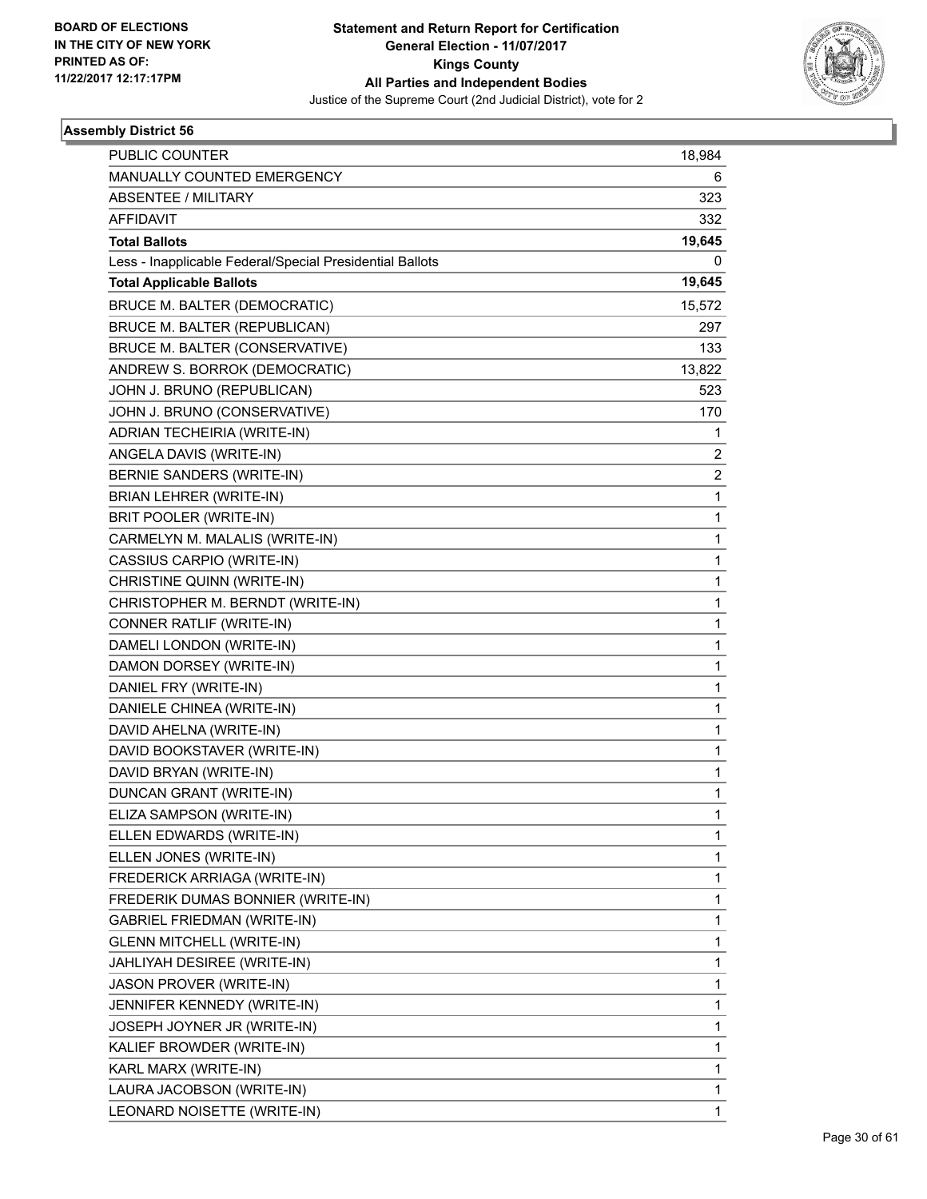**BOARD OF ELECTIONS IN THE CITY OF NEW YORK PRINTED AS OF: 11/22/2017 12:17:17PM**

**Statement and Return Report for Certification General Election - 11/07/2017 Kings County All Parties and Independent Bodies**

Justice of the Supreme Court (2nd Judicial District), vote for 2

### Assembly District 56

| | |
|---|---|
| PUBLIC COUNTER | 18,984 |
| MANUALLY COUNTED EMERGENCY | 6 |
| ABSENTEE / MILITARY | 323 |
| AFFIDAVIT | 332 |
| **Total Ballots** | **19,645** |
| Less - Inapplicable Federal/Special Presidential Ballots | 0 |
| **Total Applicable Ballots** | **19,645** |
| BRUCE M. BALTER (DEMOCRATIC) | 15,572 |
| BRUCE M. BALTER (REPUBLICAN) | 297 |
| BRUCE M. BALTER (CONSERVATIVE) | 133 |
| ANDREW S. BORROK (DEMOCRATIC) | 13,822 |
| JOHN J. BRUNO (REPUBLICAN) | 523 |
| JOHN J. BRUNO (CONSERVATIVE) | 170 |
| ADRIAN TECHEIRIA (WRITE-IN) | 1 |
| ANGELA DAVIS (WRITE-IN) | 2 |
| BERNIE SANDERS (WRITE-IN) | 2 |
| BRIAN LEHRER (WRITE-IN) | 1 |
| BRIT POOLER (WRITE-IN) | 1 |
| CARMELYN M. MALALIS (WRITE-IN) | 1 |
| CASSIUS CARPIO (WRITE-IN) | 1 |
| CHRISTINE QUINN (WRITE-IN) | 1 |
| CHRISTOPHER M. BERNDT (WRITE-IN) | 1 |
| CONNER RATLIF (WRITE-IN) | 1 |
| DAMELI LONDON (WRITE-IN) | 1 |
| DAMON DORSEY (WRITE-IN) | 1 |
| DANIEL FRY (WRITE-IN) | 1 |
| DANIELE CHINEA (WRITE-IN) | 1 |
| DAVID AHELNA (WRITE-IN) | 1 |
| DAVID BOOKSTAVER (WRITE-IN) | 1 |
| DAVID BRYAN (WRITE-IN) | 1 |
| DUNCAN GRANT (WRITE-IN) | 1 |
| ELIZA SAMPSON (WRITE-IN) | 1 |
| ELLEN EDWARDS (WRITE-IN) | 1 |
| ELLEN JONES (WRITE-IN) | 1 |
| FREDERICK ARRIAGA (WRITE-IN) | 1 |
| FREDERIK DUMAS BONNIER (WRITE-IN) | 1 |
| GABRIEL FRIEDMAN (WRITE-IN) | 1 |
| GLENN MITCHELL (WRITE-IN) | 1 |
| JAHLIYAH DESIREE (WRITE-IN) | 1 |
| JASON PROVER (WRITE-IN) | 1 |
| JENNIFER KENNEDY (WRITE-IN) | 1 |
| JOSEPH JOYNER JR (WRITE-IN) | 1 |
| KALIEF BROWDER (WRITE-IN) | 1 |
| KARL MARX (WRITE-IN) | 1 |
| LAURA JACOBSON (WRITE-IN) | 1 |
| LEONARD NOISETTE (WRITE-IN) | 1 |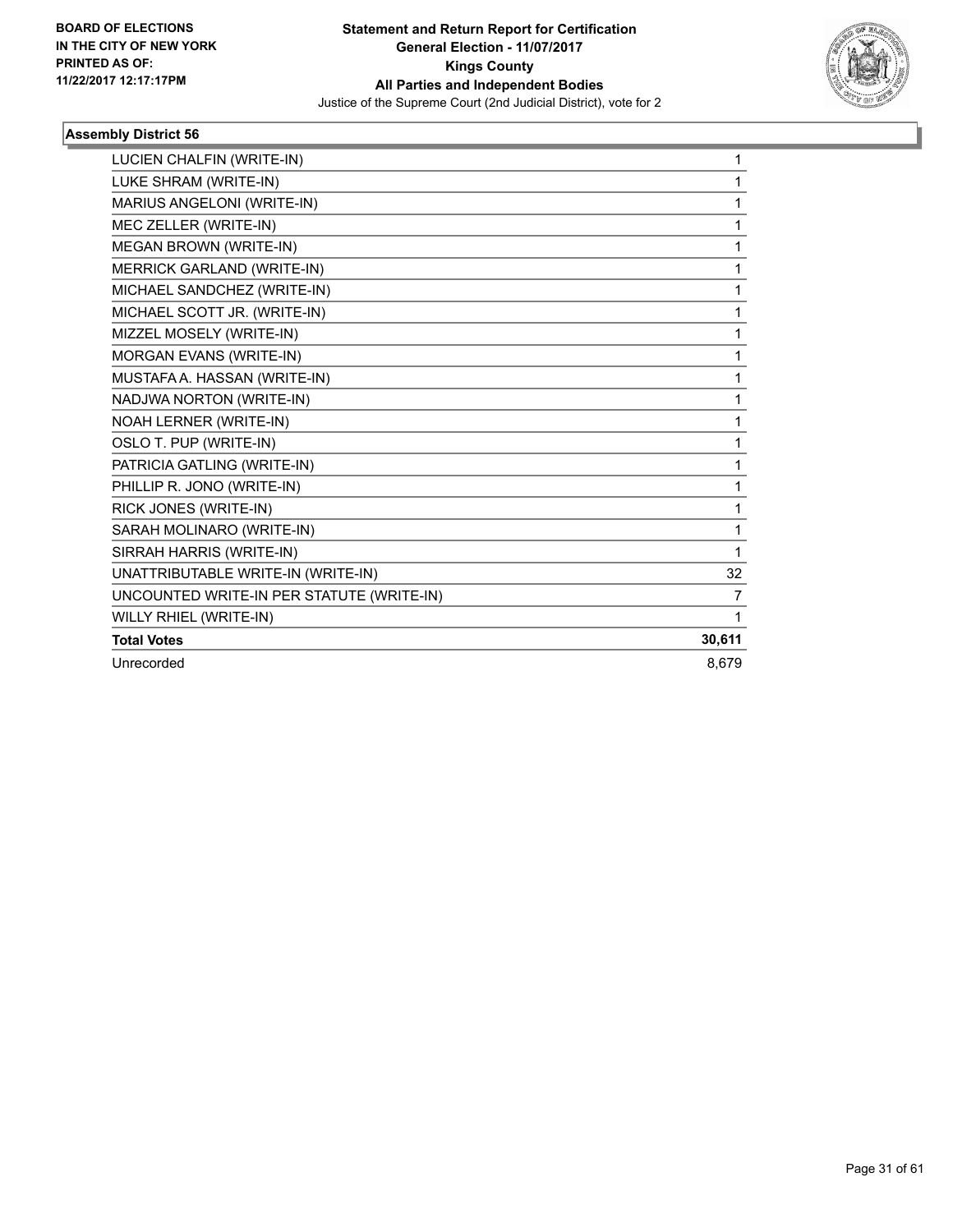**BOARD OF ELECTIONS IN THE CITY OF NEW YORK PRINTED AS OF: 11/22/2017 12:17:17PM**

**Statement and Return Report for Certification**
**General Election - 11/07/2017**
**Kings County**
**All Parties and Independent Bodies**
Justice of the Supreme Court (2nd Judicial District), vote for 2

### Assembly District 56

| | |
|---|---|
| LUCIEN CHALFIN (WRITE-IN) | 1 |
| LUKE SHRAM (WRITE-IN) | 1 |
| MARIUS ANGELONI (WRITE-IN) | 1 |
| MEC ZELLER (WRITE-IN) | 1 |
| MEGAN BROWN (WRITE-IN) | 1 |
| MERRICK GARLAND (WRITE-IN) | 1 |
| MICHAEL SANDCHEZ (WRITE-IN) | 1 |
| MICHAEL SCOTT JR. (WRITE-IN) | 1 |
| MIZZEL MOSELY (WRITE-IN) | 1 |
| MORGAN EVANS (WRITE-IN) | 1 |
| MUSTAFA A. HASSAN (WRITE-IN) | 1 |
| NADJWA NORTON (WRITE-IN) | 1 |
| NOAH LERNER (WRITE-IN) | 1 |
| OSLO T. PUP (WRITE-IN) | 1 |
| PATRICIA GATLING (WRITE-IN) | 1 |
| PHILLIP R. JONO (WRITE-IN) | 1 |
| RICK JONES (WRITE-IN) | 1 |
| SARAH MOLINARO (WRITE-IN) | 1 |
| SIRRAH HARRIS (WRITE-IN) | 1 |
| UNATTRIBUTABLE WRITE-IN (WRITE-IN) | 32 |
| UNCOUNTED WRITE-IN PER STATUTE (WRITE-IN) | 7 |
| WILLY RHIEL (WRITE-IN) | 1 |
| **Total Votes** | **30,611** |
| Unrecorded | 8,679 |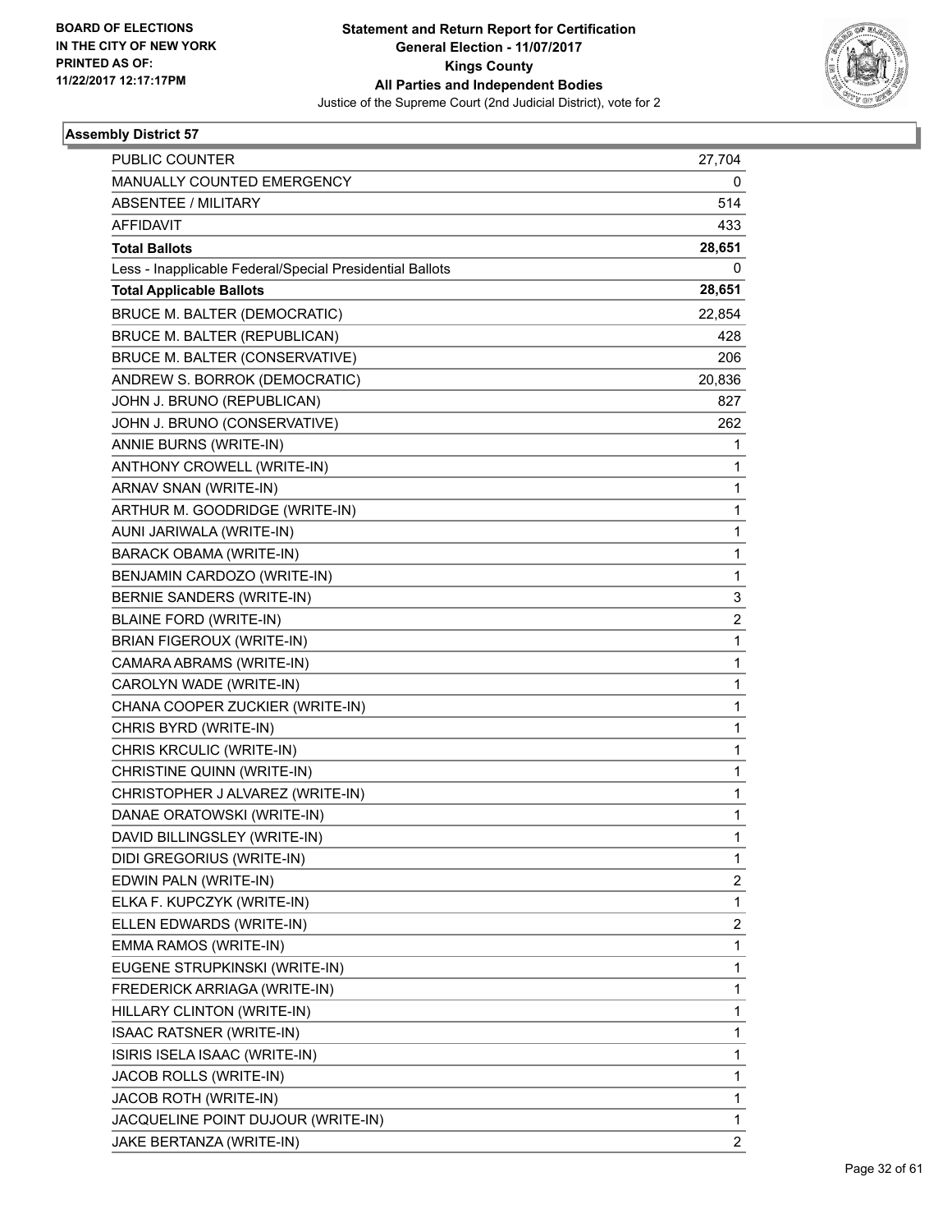BOARD OF ELECTIONS
IN THE CITY OF NEW YORK
PRINTED AS OF:
11/22/2017 12:17:17PM

**Statement and Return Report for Certification**
**General Election - 11/07/2017**
**Kings County**
**All Parties and Independent Bodies**
Justice of the Supreme Court (2nd Judicial District), vote for 2

**Assembly District 57**

| | |
|---|---|
| PUBLIC COUNTER | 27,704 |
| MANUALLY COUNTED EMERGENCY | 0 |
| ABSENTEE / MILITARY | 514 |
| AFFIDAVIT | 433 |
| **Total Ballots** | **28,651** |
| Less - Inapplicable Federal/Special Presidential Ballots | 0 |
| **Total Applicable Ballots** | **28,651** |
| BRUCE M. BALTER (DEMOCRATIC) | 22,854 |
| BRUCE M. BALTER (REPUBLICAN) | 428 |
| BRUCE M. BALTER (CONSERVATIVE) | 206 |
| ANDREW S. BORROK (DEMOCRATIC) | 20,836 |
| JOHN J. BRUNO (REPUBLICAN) | 827 |
| JOHN J. BRUNO (CONSERVATIVE) | 262 |
| ANNIE BURNS (WRITE-IN) | 1 |
| ANTHONY CROWELL (WRITE-IN) | 1 |
| ARNAV SNAN (WRITE-IN) | 1 |
| ARTHUR M. GOODRIDGE (WRITE-IN) | 1 |
| AUNI JARIWALA (WRITE-IN) | 1 |
| BARACK OBAMA (WRITE-IN) | 1 |
| BENJAMIN CARDOZO (WRITE-IN) | 1 |
| BERNIE SANDERS (WRITE-IN) | 3 |
| BLAINE FORD (WRITE-IN) | 2 |
| BRIAN FIGEROUX (WRITE-IN) | 1 |
| CAMARA ABRAMS (WRITE-IN) | 1 |
| CAROLYN WADE (WRITE-IN) | 1 |
| CHANA COOPER ZUCKIER (WRITE-IN) | 1 |
| CHRIS BYRD (WRITE-IN) | 1 |
| CHRIS KRCULIC (WRITE-IN) | 1 |
| CHRISTINE QUINN (WRITE-IN) | 1 |
| CHRISTOPHER J ALVAREZ (WRITE-IN) | 1 |
| DANAE ORATOWSKI (WRITE-IN) | 1 |
| DAVID BILLINGSLEY (WRITE-IN) | 1 |
| DIDI GREGORIUS (WRITE-IN) | 1 |
| EDWIN PALN (WRITE-IN) | 2 |
| ELKA F. KUPCZYK (WRITE-IN) | 1 |
| ELLEN EDWARDS (WRITE-IN) | 2 |
| EMMA RAMOS (WRITE-IN) | 1 |
| EUGENE STRUPKINSKI (WRITE-IN) | 1 |
| FREDERICK ARRIAGA (WRITE-IN) | 1 |
| HILLARY CLINTON (WRITE-IN) | 1 |
| ISAAC RATSNER (WRITE-IN) | 1 |
| ISIRIS ISELA ISAAC (WRITE-IN) | 1 |
| JACOB ROLLS (WRITE-IN) | 1 |
| JACOB ROTH (WRITE-IN) | 1 |
| JACQUELINE POINT DUJOUR (WRITE-IN) | 1 |
| JAKE BERTANZA (WRITE-IN) | 2 |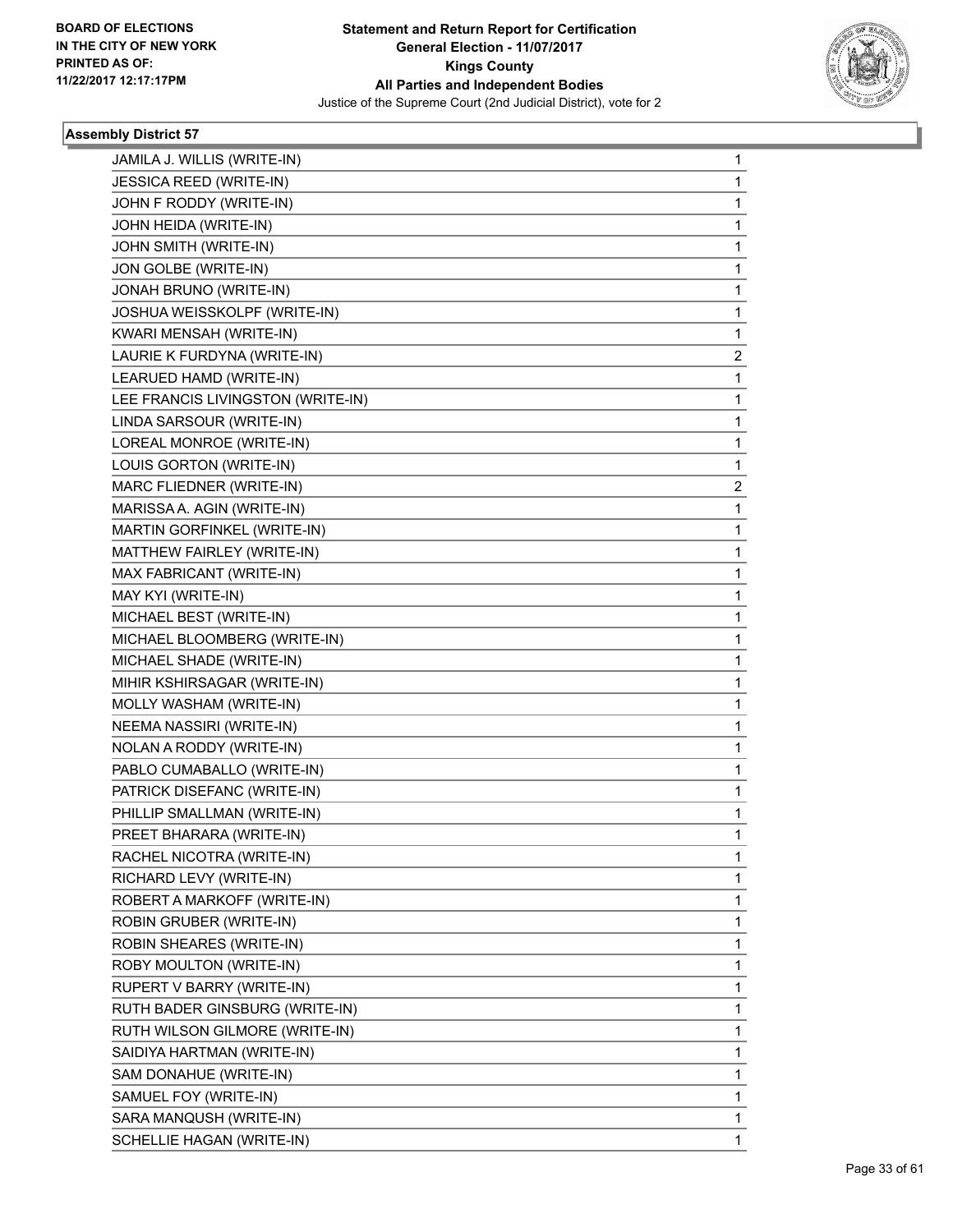BOARD OF ELECTIONS
IN THE CITY OF NEW YORK
PRINTED AS OF:
11/22/2017 12:17:17PM

**Statement and Return Report for Certification**
**General Election - 11/07/2017**
**Kings County**
**All Parties and Independent Bodies**
Justice of the Supreme Court (2nd Judicial District), vote for 2

### Assembly District 57

| | |
|---|---|
| JAMILA J. WILLIS (WRITE-IN) | 1 |
| JESSICA REED (WRITE-IN) | 1 |
| JOHN F RODDY (WRITE-IN) | 1 |
| JOHN HEIDA (WRITE-IN) | 1 |
| JOHN SMITH (WRITE-IN) | 1 |
| JON GOLBE (WRITE-IN) | 1 |
| JONAH BRUNO (WRITE-IN) | 1 |
| JOSHUA WEISSKOLPF (WRITE-IN) | 1 |
| KWARI MENSAH (WRITE-IN) | 1 |
| LAURIE K FURDYNA (WRITE-IN) | 2 |
| LEARUED HAMD (WRITE-IN) | 1 |
| LEE FRANCIS LIVINGSTON (WRITE-IN) | 1 |
| LINDA SARSOUR (WRITE-IN) | 1 |
| LOREAL MONROE (WRITE-IN) | 1 |
| LOUIS GORTON (WRITE-IN) | 1 |
| MARC FLIEDNER (WRITE-IN) | 2 |
| MARISSA A. AGIN (WRITE-IN) | 1 |
| MARTIN GORFINKEL (WRITE-IN) | 1 |
| MATTHEW FAIRLEY (WRITE-IN) | 1 |
| MAX FABRICANT (WRITE-IN) | 1 |
| MAY KYI (WRITE-IN) | 1 |
| MICHAEL BEST (WRITE-IN) | 1 |
| MICHAEL BLOOMBERG (WRITE-IN) | 1 |
| MICHAEL SHADE (WRITE-IN) | 1 |
| MIHIR KSHIRSAGAR (WRITE-IN) | 1 |
| MOLLY WASHAM (WRITE-IN) | 1 |
| NEEMA NASSIRI (WRITE-IN) | 1 |
| NOLAN A RODDY (WRITE-IN) | 1 |
| PABLO CUMABALLO (WRITE-IN) | 1 |
| PATRICK DISEFANC (WRITE-IN) | 1 |
| PHILLIP SMALLMAN (WRITE-IN) | 1 |
| PREET BHARARA (WRITE-IN) | 1 |
| RACHEL NICOTRA (WRITE-IN) | 1 |
| RICHARD LEVY (WRITE-IN) | 1 |
| ROBERT A MARKOFF (WRITE-IN) | 1 |
| ROBIN GRUBER (WRITE-IN) | 1 |
| ROBIN SHEARES (WRITE-IN) | 1 |
| ROBY MOULTON (WRITE-IN) | 1 |
| RUPERT V BARRY (WRITE-IN) | 1 |
| RUTH BADER GINSBURG (WRITE-IN) | 1 |
| RUTH WILSON GILMORE (WRITE-IN) | 1 |
| SAIDIYA HARTMAN (WRITE-IN) | 1 |
| SAM DONAHUE (WRITE-IN) | 1 |
| SAMUEL FOY (WRITE-IN) | 1 |
| SARA MANQUSH (WRITE-IN) | 1 |
| SCHELLIE HAGAN (WRITE-IN) | 1 |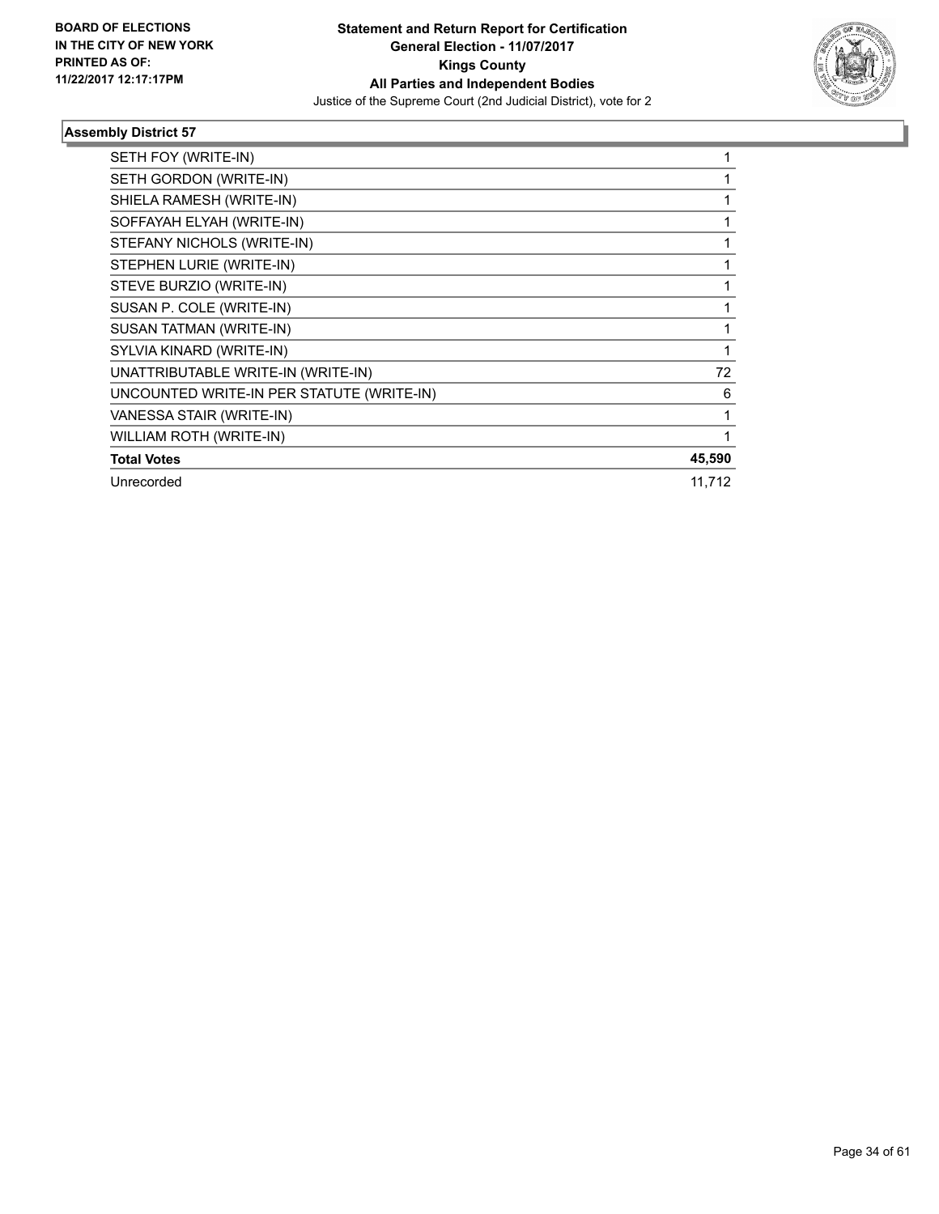**BOARD OF ELECTIONS IN THE CITY OF NEW YORK PRINTED AS OF: 11/22/2017 12:17:17PM**

**Statement and Return Report for Certification General Election - 11/07/2017 Kings County All Parties and Independent Bodies**
Justice of the Supreme Court (2nd Judicial District), vote for 2

### Assembly District 57

| | |
|---|---|
| SETH FOY (WRITE-IN) | 1 |
| SETH GORDON (WRITE-IN) | 1 |
| SHIELA RAMESH (WRITE-IN) | 1 |
| SOFFAYAH ELYAH (WRITE-IN) | 1 |
| STEFANY NICHOLS (WRITE-IN) | 1 |
| STEPHEN LURIE (WRITE-IN) | 1 |
| STEVE BURZIO (WRITE-IN) | 1 |
| SUSAN P. COLE (WRITE-IN) | 1 |
| SUSAN TATMAN (WRITE-IN) | 1 |
| SYLVIA KINARD (WRITE-IN) | 1 |
| UNATTRIBUTABLE WRITE-IN (WRITE-IN) | 72 |
| UNCOUNTED WRITE-IN PER STATUTE (WRITE-IN) | 6 |
| VANESSA STAIR (WRITE-IN) | 1 |
| WILLIAM ROTH (WRITE-IN) | 1 |
| **Total Votes** | **45,590** |
| Unrecorded | 11,712 |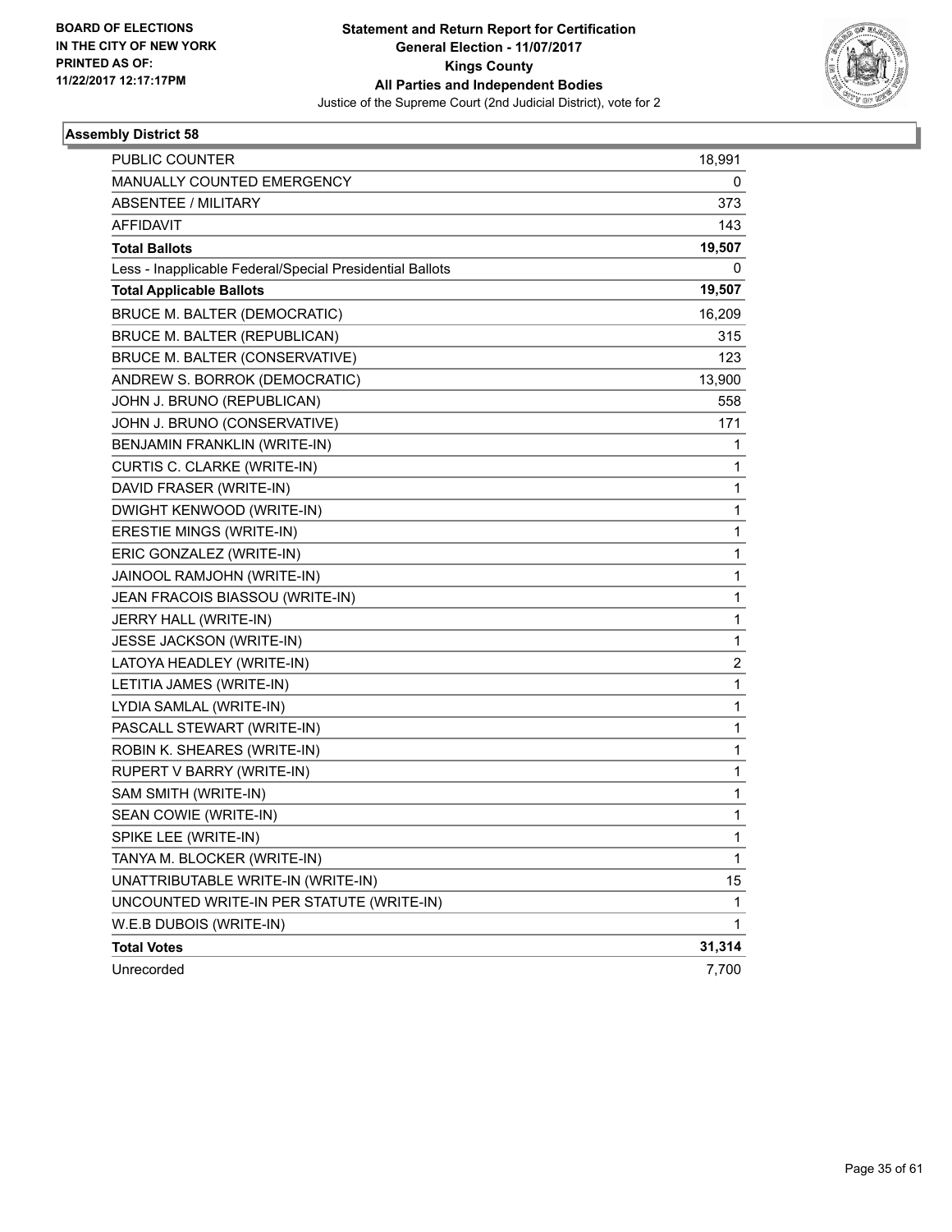BOARD OF ELECTIONS
IN THE CITY OF NEW YORK
PRINTED AS OF:
11/22/2017 12:17:17PM

**Statement and Return Report for Certification**
**General Election - 11/07/2017**
**Kings County**
**All Parties and Independent Bodies**
Justice of the Supreme Court (2nd Judicial District), vote for 2

## Assembly District 58

| | |
|---|---|
| PUBLIC COUNTER | 18,991 |
| MANUALLY COUNTED EMERGENCY | 0 |
| ABSENTEE / MILITARY | 373 |
| AFFIDAVIT | 143 |
| **Total Ballots** | **19,507** |
| Less - Inapplicable Federal/Special Presidential Ballots | 0 |
| **Total Applicable Ballots** | **19,507** |
| BRUCE M. BALTER (DEMOCRATIC) | 16,209 |
| BRUCE M. BALTER (REPUBLICAN) | 315 |
| BRUCE M. BALTER (CONSERVATIVE) | 123 |
| ANDREW S. BORROK (DEMOCRATIC) | 13,900 |
| JOHN J. BRUNO (REPUBLICAN) | 558 |
| JOHN J. BRUNO (CONSERVATIVE) | 171 |
| BENJAMIN FRANKLIN (WRITE-IN) | 1 |
| CURTIS C. CLARKE (WRITE-IN) | 1 |
| DAVID FRASER (WRITE-IN) | 1 |
| DWIGHT KENWOOD (WRITE-IN) | 1 |
| ERESTIE MINGS (WRITE-IN) | 1 |
| ERIC GONZALEZ (WRITE-IN) | 1 |
| JAINOOL RAMJOHN (WRITE-IN) | 1 |
| JEAN FRACOIS BIASSOU (WRITE-IN) | 1 |
| JERRY HALL (WRITE-IN) | 1 |
| JESSE JACKSON (WRITE-IN) | 1 |
| LATOYA HEADLEY (WRITE-IN) | 2 |
| LETITIA JAMES (WRITE-IN) | 1 |
| LYDIA SAMLAL (WRITE-IN) | 1 |
| PASCALL STEWART (WRITE-IN) | 1 |
| ROBIN K. SHEARES (WRITE-IN) | 1 |
| RUPERT V BARRY (WRITE-IN) | 1 |
| SAM SMITH (WRITE-IN) | 1 |
| SEAN COWIE (WRITE-IN) | 1 |
| SPIKE LEE (WRITE-IN) | 1 |
| TANYA M. BLOCKER (WRITE-IN) | 1 |
| UNATTRIBUTABLE WRITE-IN (WRITE-IN) | 15 |
| UNCOUNTED WRITE-IN PER STATUTE (WRITE-IN) | 1 |
| W.E.B DUBOIS (WRITE-IN) | 1 |
| **Total Votes** | **31,314** |
| Unrecorded | 7,700 |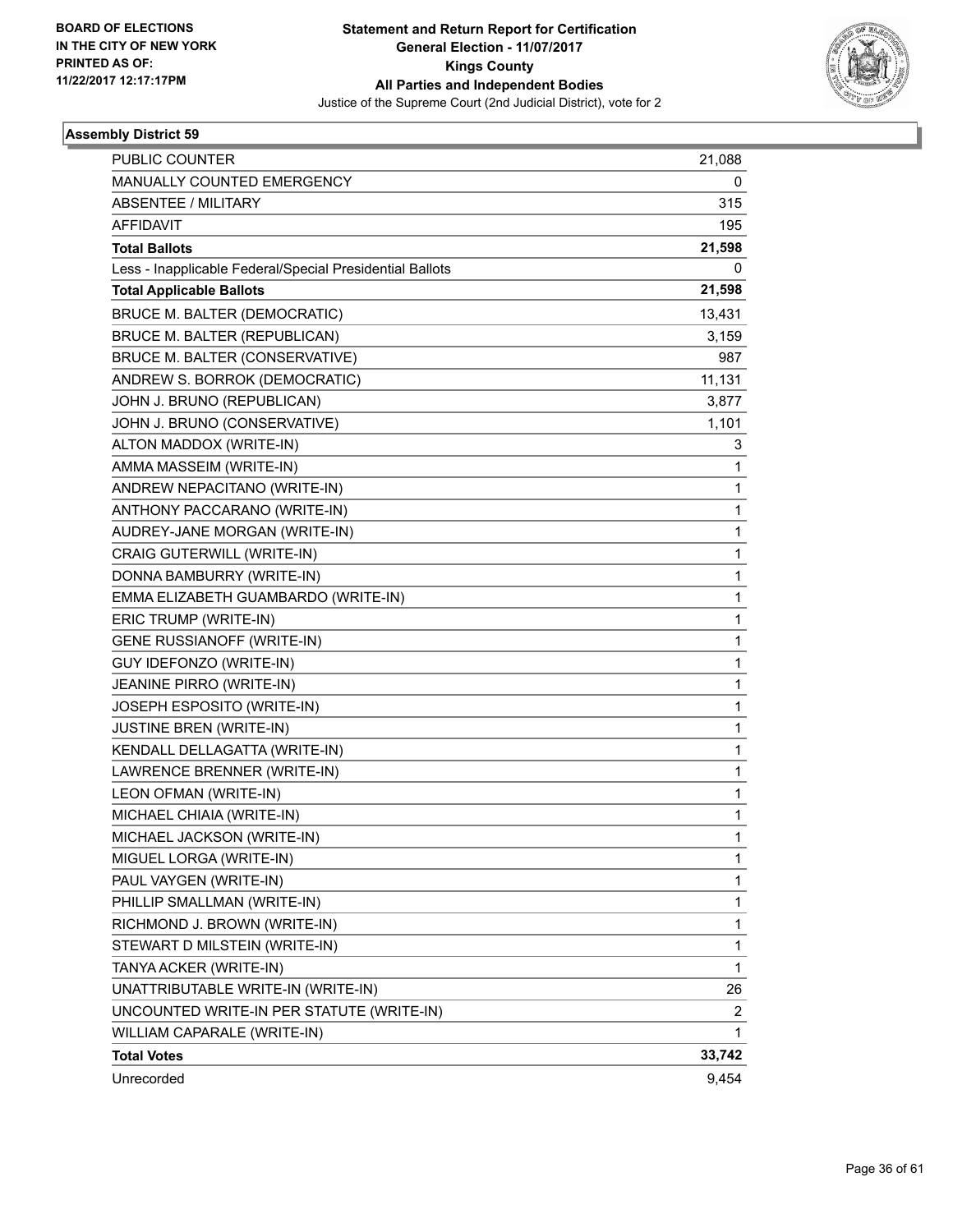BOARD OF ELECTIONS
IN THE CITY OF NEW YORK
PRINTED AS OF:
11/22/2017 12:17:17PM

**Statement and Return Report for Certification**
**General Election - 11/07/2017**
**Kings County**
**All Parties and Independent Bodies**
Justice of the Supreme Court (2nd Judicial District), vote for 2

## Assembly District 59

| | |
|---|---|
| PUBLIC COUNTER | 21,088 |
| MANUALLY COUNTED EMERGENCY | 0 |
| ABSENTEE / MILITARY | 315 |
| AFFIDAVIT | 195 |
| **Total Ballots** | **21,598** |
| Less - Inapplicable Federal/Special Presidential Ballots | 0 |
| **Total Applicable Ballots** | **21,598** |
| BRUCE M. BALTER (DEMOCRATIC) | 13,431 |
| BRUCE M. BALTER (REPUBLICAN) | 3,159 |
| BRUCE M. BALTER (CONSERVATIVE) | 987 |
| ANDREW S. BORROK (DEMOCRATIC) | 11,131 |
| JOHN J. BRUNO (REPUBLICAN) | 3,877 |
| JOHN J. BRUNO (CONSERVATIVE) | 1,101 |
| ALTON MADDOX (WRITE-IN) | 3 |
| AMMA MASSEIM (WRITE-IN) | 1 |
| ANDREW NEPACITANO (WRITE-IN) | 1 |
| ANTHONY PACCARANO (WRITE-IN) | 1 |
| AUDREY-JANE MORGAN (WRITE-IN) | 1 |
| CRAIG GUTERWILL (WRITE-IN) | 1 |
| DONNA BAMBURRY (WRITE-IN) | 1 |
| EMMA ELIZABETH GUAMBARDO (WRITE-IN) | 1 |
| ERIC TRUMP (WRITE-IN) | 1 |
| GENE RUSSIANOFF (WRITE-IN) | 1 |
| GUY IDEFONZO (WRITE-IN) | 1 |
| JEANINE PIRRO (WRITE-IN) | 1 |
| JOSEPH ESPOSITO (WRITE-IN) | 1 |
| JUSTINE BREN (WRITE-IN) | 1 |
| KENDALL DELLAGATTA (WRITE-IN) | 1 |
| LAWRENCE BRENNER (WRITE-IN) | 1 |
| LEON OFMAN (WRITE-IN) | 1 |
| MICHAEL CHIAIA (WRITE-IN) | 1 |
| MICHAEL JACKSON (WRITE-IN) | 1 |
| MIGUEL LORGA (WRITE-IN) | 1 |
| PAUL VAYGEN (WRITE-IN) | 1 |
| PHILLIP SMALLMAN (WRITE-IN) | 1 |
| RICHMOND J. BROWN (WRITE-IN) | 1 |
| STEWART D MILSTEIN (WRITE-IN) | 1 |
| TANYA ACKER (WRITE-IN) | 1 |
| UNATTRIBUTABLE WRITE-IN (WRITE-IN) | 26 |
| UNCOUNTED WRITE-IN PER STATUTE (WRITE-IN) | 2 |
| WILLIAM CAPARALE (WRITE-IN) | 1 |
| **Total Votes** | **33,742** |
| Unrecorded | 9,454 |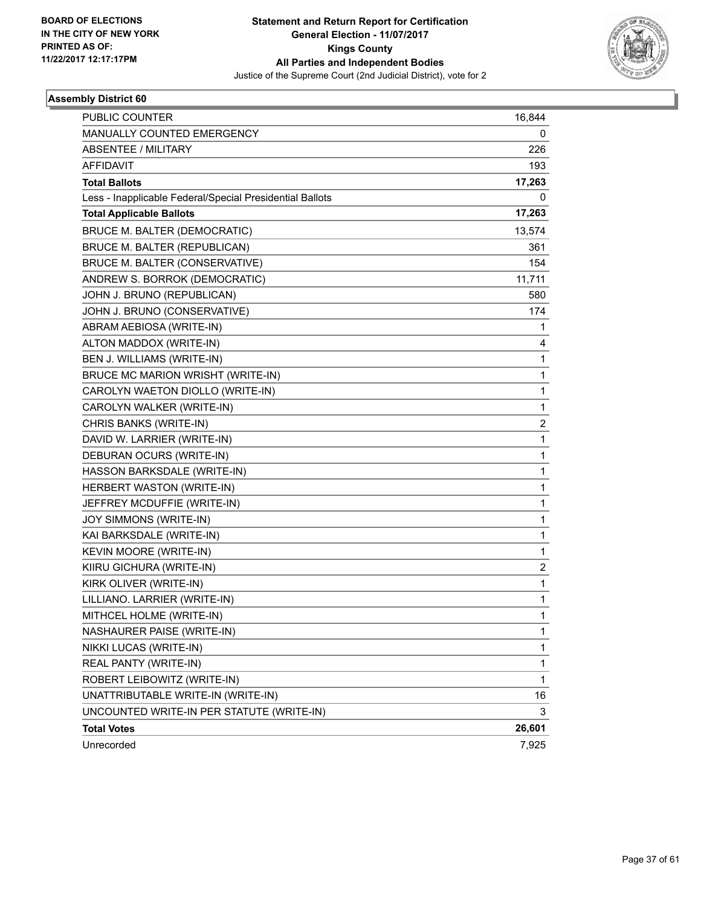BOARD OF ELECTIONS
IN THE CITY OF NEW YORK
PRINTED AS OF:
11/22/2017 12:17:17PM

**Statement and Return Report for Certification**
**General Election - 11/07/2017**
**Kings County**
**All Parties and Independent Bodies**
Justice of the Supreme Court (2nd Judicial District), vote for 2

### Assembly District 60

| | |
|---|---|
| PUBLIC COUNTER | 16,844 |
| MANUALLY COUNTED EMERGENCY | 0 |
| ABSENTEE / MILITARY | 226 |
| AFFIDAVIT | 193 |
| **Total Ballots** | **17,263** |
| Less - Inapplicable Federal/Special Presidential Ballots | 0 |
| **Total Applicable Ballots** | **17,263** |
| BRUCE M. BALTER (DEMOCRATIC) | 13,574 |
| BRUCE M. BALTER (REPUBLICAN) | 361 |
| BRUCE M. BALTER (CONSERVATIVE) | 154 |
| ANDREW S. BORROK (DEMOCRATIC) | 11,711 |
| JOHN J. BRUNO (REPUBLICAN) | 580 |
| JOHN J. BRUNO (CONSERVATIVE) | 174 |
| ABRAM AEBIOSA (WRITE-IN) | 1 |
| ALTON MADDOX (WRITE-IN) | 4 |
| BEN J. WILLIAMS (WRITE-IN) | 1 |
| BRUCE MC MARION WRISHT (WRITE-IN) | 1 |
| CAROLYN WAETON DIOLLO (WRITE-IN) | 1 |
| CAROLYN WALKER (WRITE-IN) | 1 |
| CHRIS BANKS (WRITE-IN) | 2 |
| DAVID W. LARRIER (WRITE-IN) | 1 |
| DEBURAN OCURS (WRITE-IN) | 1 |
| HASSON BARKSDALE (WRITE-IN) | 1 |
| HERBERT WASTON (WRITE-IN) | 1 |
| JEFFREY MCDUFFIE (WRITE-IN) | 1 |
| JOY SIMMONS (WRITE-IN) | 1 |
| KAI BARKSDALE (WRITE-IN) | 1 |
| KEVIN MOORE (WRITE-IN) | 1 |
| KIIRU GICHURA (WRITE-IN) | 2 |
| KIRK OLIVER (WRITE-IN) | 1 |
| LILLIANO. LARRIER (WRITE-IN) | 1 |
| MITHCEL HOLME (WRITE-IN) | 1 |
| NASHAURER PAISE (WRITE-IN) | 1 |
| NIKKI LUCAS (WRITE-IN) | 1 |
| REAL PANTY (WRITE-IN) | 1 |
| ROBERT LEIBOWITZ (WRITE-IN) | 1 |
| UNATTRIBUTABLE WRITE-IN (WRITE-IN) | 16 |
| UNCOUNTED WRITE-IN PER STATUTE (WRITE-IN) | 3 |
| **Total Votes** | **26,601** |
| Unrecorded | 7,925 |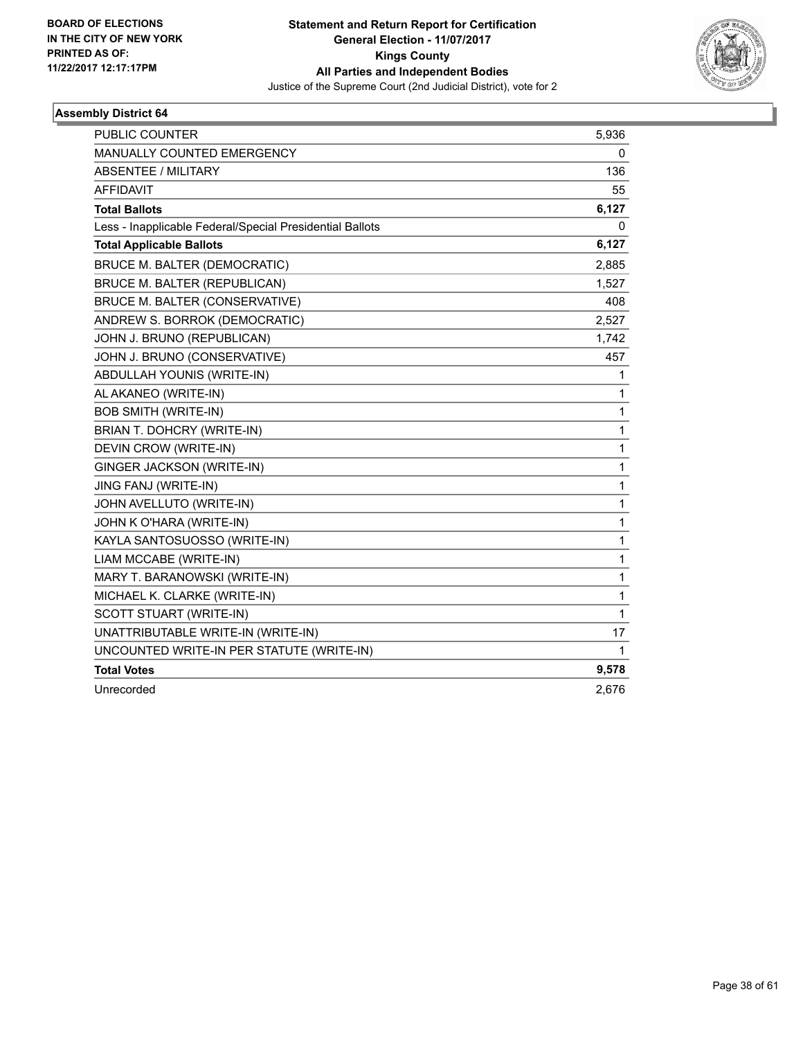BOARD OF ELECTIONS
IN THE CITY OF NEW YORK
PRINTED AS OF:
11/22/2017 12:17:17PM

**Statement and Return Report for Certification**
**General Election - 11/07/2017**
**Kings County**
**All Parties and Independent Bodies**
Justice of the Supreme Court (2nd Judicial District), vote for 2

### Assembly District 64

| | |
|---|---|
| PUBLIC COUNTER | 5,936 |
| MANUALLY COUNTED EMERGENCY | 0 |
| ABSENTEE / MILITARY | 136 |
| AFFIDAVIT | 55 |
| **Total Ballots** | **6,127** |
| Less - Inapplicable Federal/Special Presidential Ballots | 0 |
| **Total Applicable Ballots** | **6,127** |
| BRUCE M. BALTER (DEMOCRATIC) | 2,885 |
| BRUCE M. BALTER (REPUBLICAN) | 1,527 |
| BRUCE M. BALTER (CONSERVATIVE) | 408 |
| ANDREW S. BORROK (DEMOCRATIC) | 2,527 |
| JOHN J. BRUNO (REPUBLICAN) | 1,742 |
| JOHN J. BRUNO (CONSERVATIVE) | 457 |
| ABDULLAH YOUNIS (WRITE-IN) | 1 |
| AL AKANEO (WRITE-IN) | 1 |
| BOB SMITH (WRITE-IN) | 1 |
| BRIAN T. DOHCRY (WRITE-IN) | 1 |
| DEVIN CROW (WRITE-IN) | 1 |
| GINGER JACKSON (WRITE-IN) | 1 |
| JING FANJ (WRITE-IN) | 1 |
| JOHN AVELLUTO (WRITE-IN) | 1 |
| JOHN K O'HARA (WRITE-IN) | 1 |
| KAYLA SANTOSUOSSO (WRITE-IN) | 1 |
| LIAM MCCABE (WRITE-IN) | 1 |
| MARY T. BARANOWSKI (WRITE-IN) | 1 |
| MICHAEL K. CLARKE (WRITE-IN) | 1 |
| SCOTT STUART (WRITE-IN) | 1 |
| UNATTRIBUTABLE WRITE-IN (WRITE-IN) | 17 |
| UNCOUNTED WRITE-IN PER STATUTE (WRITE-IN) | 1 |
| **Total Votes** | **9,578** |
| Unrecorded | 2,676 |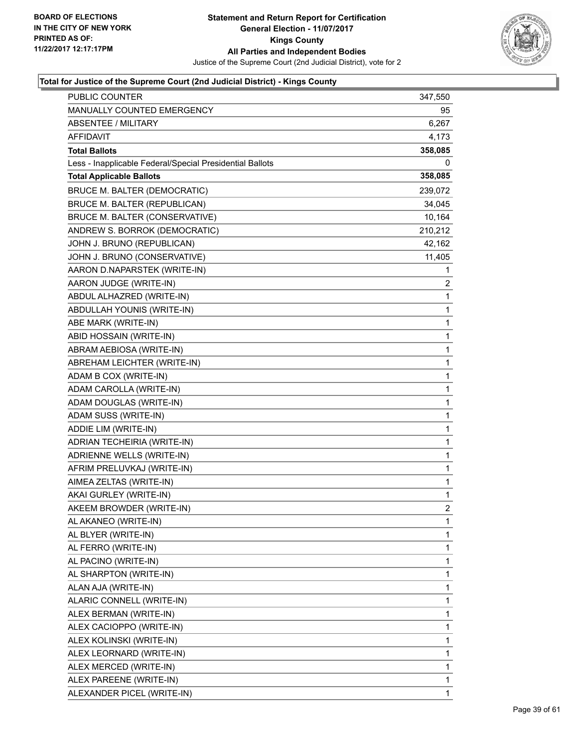**BOARD OF ELECTIONS IN THE CITY OF NEW YORK PRINTED AS OF: 11/22/2017 12:17:17PM**

**Statement and Return Report for Certification General Election - 11/07/2017 Kings County All Parties and Independent Bodies**

Justice of the Supreme Court (2nd Judicial District), vote for 2

### Total for Justice of the Supreme Court (2nd Judicial District) - Kings County

| | |
|---|---|
| PUBLIC COUNTER | 347,550 |
| MANUALLY COUNTED EMERGENCY | 95 |
| ABSENTEE / MILITARY | 6,267 |
| AFFIDAVIT | 4,173 |
| **Total Ballots** | **358,085** |
| Less - Inapplicable Federal/Special Presidential Ballots | 0 |
| **Total Applicable Ballots** | **358,085** |
| BRUCE M. BALTER (DEMOCRATIC) | 239,072 |
| BRUCE M. BALTER (REPUBLICAN) | 34,045 |
| BRUCE M. BALTER (CONSERVATIVE) | 10,164 |
| ANDREW S. BORROK (DEMOCRATIC) | 210,212 |
| JOHN J. BRUNO (REPUBLICAN) | 42,162 |
| JOHN J. BRUNO (CONSERVATIVE) | 11,405 |
| AARON D.NAPARSTEK (WRITE-IN) | 1 |
| AARON JUDGE (WRITE-IN) | 2 |
| ABDUL ALHAZRED (WRITE-IN) | 1 |
| ABDULLAH YOUNIS (WRITE-IN) | 1 |
| ABE MARK (WRITE-IN) | 1 |
| ABID HOSSAIN (WRITE-IN) | 1 |
| ABRAM AEBIOSA (WRITE-IN) | 1 |
| ABREHAM LEICHTER (WRITE-IN) | 1 |
| ADAM B COX (WRITE-IN) | 1 |
| ADAM CAROLLA (WRITE-IN) | 1 |
| ADAM DOUGLAS (WRITE-IN) | 1 |
| ADAM SUSS (WRITE-IN) | 1 |
| ADDIE LIM (WRITE-IN) | 1 |
| ADRIAN TECHEIRIA (WRITE-IN) | 1 |
| ADRIENNE WELLS (WRITE-IN) | 1 |
| AFRIM PRELUVKAJ (WRITE-IN) | 1 |
| AIMEA ZELTAS (WRITE-IN) | 1 |
| AKAI GURLEY (WRITE-IN) | 1 |
| AKEEM BROWDER (WRITE-IN) | 2 |
| AL AKANEO (WRITE-IN) | 1 |
| AL BLYER (WRITE-IN) | 1 |
| AL FERRO (WRITE-IN) | 1 |
| AL PACINO (WRITE-IN) | 1 |
| AL SHARPTON (WRITE-IN) | 1 |
| ALAN AJA (WRITE-IN) | 1 |
| ALARIC CONNELL (WRITE-IN) | 1 |
| ALEX BERMAN (WRITE-IN) | 1 |
| ALEX CACIOPPO (WRITE-IN) | 1 |
| ALEX KOLINSKI (WRITE-IN) | 1 |
| ALEX LEORNARD (WRITE-IN) | 1 |
| ALEX MERCED (WRITE-IN) | 1 |
| ALEX PAREENE (WRITE-IN) | 1 |
| ALEXANDER PICEL (WRITE-IN) | 1 |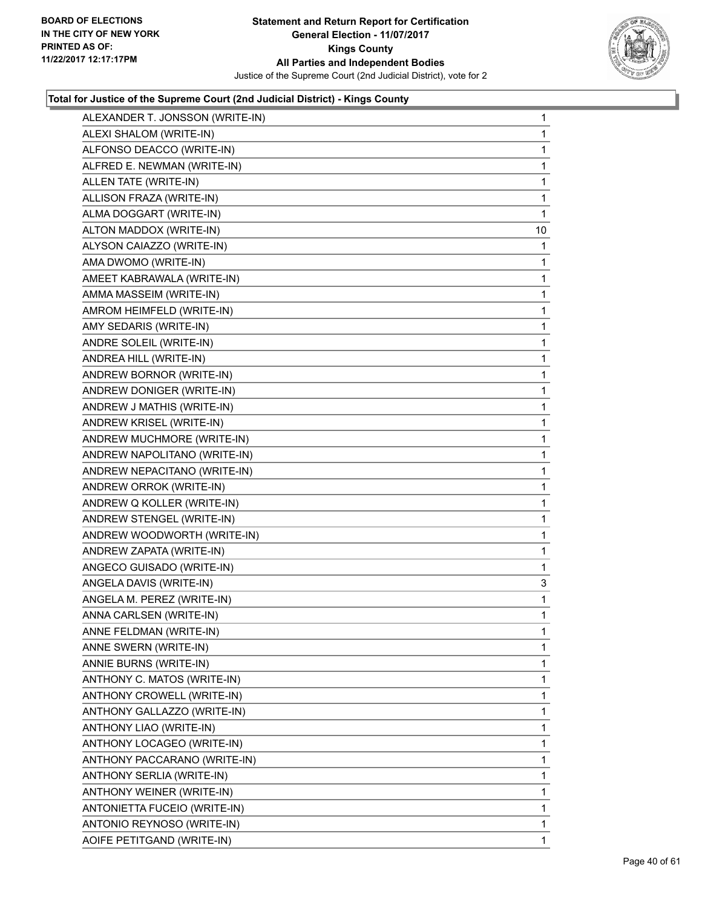**Statement and Return Report for Certification**
**General Election - 11/07/2017**
**Kings County**
**All Parties and Independent Bodies**
Justice of the Supreme Court (2nd Judicial District), vote for 2

BOARD OF ELECTIONS
IN THE CITY OF NEW YORK
PRINTED AS OF:
11/22/2017 12:17:17PM

### Total for Justice of the Supreme Court (2nd Judicial District) - Kings County

| | |
|---|---|
| ALEXANDER T. JONSSON (WRITE-IN) | 1 |
| ALEXI SHALOM (WRITE-IN) | 1 |
| ALFONSO DEACCO (WRITE-IN) | 1 |
| ALFRED E. NEWMAN (WRITE-IN) | 1 |
| ALLEN TATE (WRITE-IN) | 1 |
| ALLISON FRAZA (WRITE-IN) | 1 |
| ALMA DOGGART (WRITE-IN) | 1 |
| ALTON MADDOX (WRITE-IN) | 10 |
| ALYSON CAIAZZO (WRITE-IN) | 1 |
| AMA DWOMO (WRITE-IN) | 1 |
| AMEET KABRAWALA (WRITE-IN) | 1 |
| AMMA MASSEIM (WRITE-IN) | 1 |
| AMROM HEIMFELD (WRITE-IN) | 1 |
| AMY SEDARIS (WRITE-IN) | 1 |
| ANDRE SOLEIL (WRITE-IN) | 1 |
| ANDREA HILL (WRITE-IN) | 1 |
| ANDREW BORNOR (WRITE-IN) | 1 |
| ANDREW DONIGER (WRITE-IN) | 1 |
| ANDREW J MATHIS (WRITE-IN) | 1 |
| ANDREW KRISEL (WRITE-IN) | 1 |
| ANDREW MUCHMORE (WRITE-IN) | 1 |
| ANDREW NAPOLITANO (WRITE-IN) | 1 |
| ANDREW NEPACITANO (WRITE-IN) | 1 |
| ANDREW ORROK (WRITE-IN) | 1 |
| ANDREW Q KOLLER (WRITE-IN) | 1 |
| ANDREW STENGEL (WRITE-IN) | 1 |
| ANDREW WOODWORTH (WRITE-IN) | 1 |
| ANDREW ZAPATA (WRITE-IN) | 1 |
| ANGECO GUISADO (WRITE-IN) | 1 |
| ANGELA DAVIS (WRITE-IN) | 3 |
| ANGELA M. PEREZ (WRITE-IN) | 1 |
| ANNA CARLSEN (WRITE-IN) | 1 |
| ANNE FELDMAN (WRITE-IN) | 1 |
| ANNE SWERN (WRITE-IN) | 1 |
| ANNIE BURNS (WRITE-IN) | 1 |
| ANTHONY C. MATOS (WRITE-IN) | 1 |
| ANTHONY CROWELL (WRITE-IN) | 1 |
| ANTHONY GALLAZZO (WRITE-IN) | 1 |
| ANTHONY LIAO (WRITE-IN) | 1 |
| ANTHONY LOCAGEO (WRITE-IN) | 1 |
| ANTHONY PACCARANO (WRITE-IN) | 1 |
| ANTHONY SERLIA (WRITE-IN) | 1 |
| ANTHONY WEINER (WRITE-IN) | 1 |
| ANTONIETTA FUCEIO (WRITE-IN) | 1 |
| ANTONIO REYNOSO (WRITE-IN) | 1 |
| AOIFE PETITGAND (WRITE-IN) | 1 |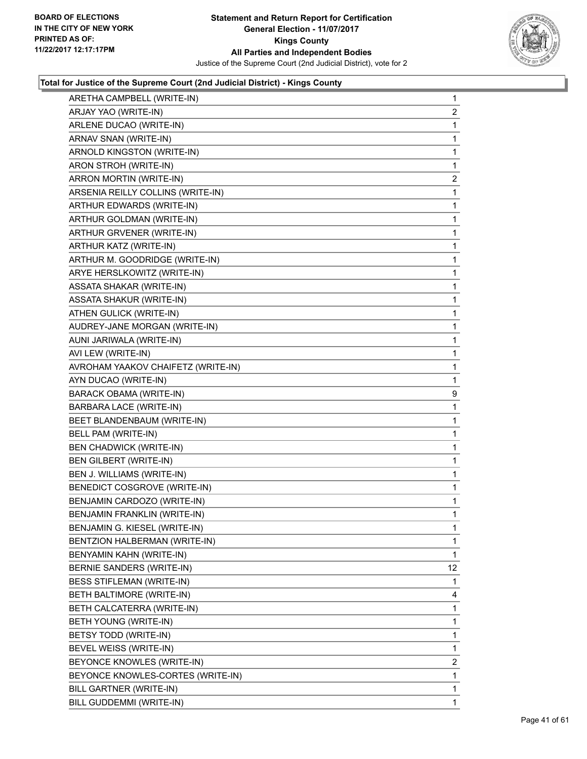**Total for Justice of the Supreme Court (2nd Judicial District) - Kings County**

| | |
|---|---|
| ARETHA CAMPBELL (WRITE-IN) | 1 |
| ARJAY YAO (WRITE-IN) | 2 |
| ARLENE DUCAO (WRITE-IN) | 1 |
| ARNAV SNAN (WRITE-IN) | 1 |
| ARNOLD KINGSTON (WRITE-IN) | 1 |
| ARON STROH (WRITE-IN) | 1 |
| ARRON MORTIN (WRITE-IN) | 2 |
| ARSENIA REILLY COLLINS (WRITE-IN) | 1 |
| ARTHUR EDWARDS (WRITE-IN) | 1 |
| ARTHUR GOLDMAN (WRITE-IN) | 1 |
| ARTHUR GRVENER (WRITE-IN) | 1 |
| ARTHUR KATZ (WRITE-IN) | 1 |
| ARTHUR M. GOODRIDGE (WRITE-IN) | 1 |
| ARYE HERSLKOWITZ (WRITE-IN) | 1 |
| ASSATA SHAKAR (WRITE-IN) | 1 |
| ASSATA SHAKUR (WRITE-IN) | 1 |
| ATHEN GULICK (WRITE-IN) | 1 |
| AUDREY-JANE MORGAN (WRITE-IN) | 1 |
| AUNI JARIWALA (WRITE-IN) | 1 |
| AVI LEW (WRITE-IN) | 1 |
| AVROHAM YAAKOV CHAIFETZ (WRITE-IN) | 1 |
| AYN DUCAO (WRITE-IN) | 1 |
| BARACK OBAMA (WRITE-IN) | 9 |
| BARBARA LACE (WRITE-IN) | 1 |
| BEET BLANDENBAUM (WRITE-IN) | 1 |
| BELL PAM (WRITE-IN) | 1 |
| BEN CHADWICK (WRITE-IN) | 1 |
| BEN GILBERT (WRITE-IN) | 1 |
| BEN J. WILLIAMS (WRITE-IN) | 1 |
| BENEDICT COSGROVE (WRITE-IN) | 1 |
| BENJAMIN CARDOZO (WRITE-IN) | 1 |
| BENJAMIN FRANKLIN (WRITE-IN) | 1 |
| BENJAMIN G. KIESEL (WRITE-IN) | 1 |
| BENTZION HALBERMAN (WRITE-IN) | 1 |
| BENYAMIN KAHN (WRITE-IN) | 1 |
| BERNIE SANDERS (WRITE-IN) | 12 |
| BESS STIFLEMAN (WRITE-IN) | 1 |
| BETH BALTIMORE (WRITE-IN) | 4 |
| BETH CALCATERRA (WRITE-IN) | 1 |
| BETH YOUNG (WRITE-IN) | 1 |
| BETSY TODD (WRITE-IN) | 1 |
| BEVEL WEISS (WRITE-IN) | 1 |
| BEYONCE KNOWLES (WRITE-IN) | 2 |
| BEYONCE KNOWLES-CORTES (WRITE-IN) | 1 |
| BILL GARTNER (WRITE-IN) | 1 |
| BILL GUDDEMMI (WRITE-IN) | 1 |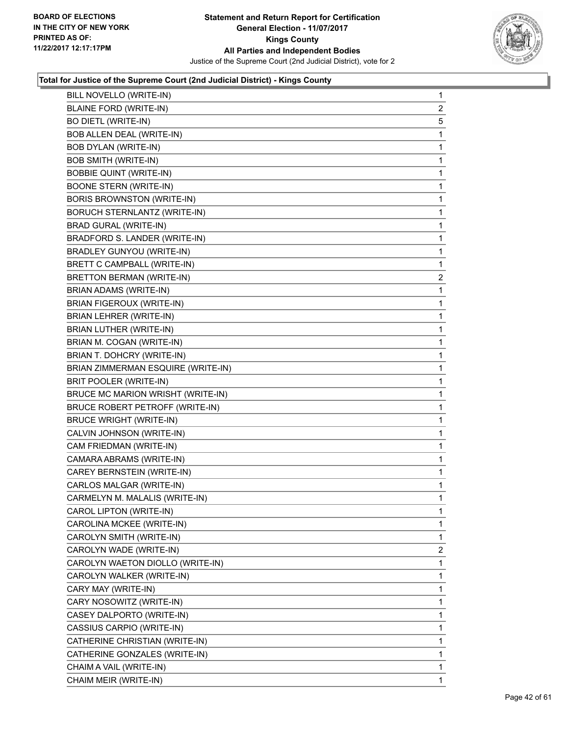**BOARD OF ELECTIONS IN THE CITY OF NEW YORK PRINTED AS OF: 11/22/2017 12:17:17PM**

**Statement and Return Report for Certification General Election - 11/07/2017 Kings County All Parties and Independent Bodies**

Justice of the Supreme Court (2nd Judicial District), vote for 2

### Total for Justice of the Supreme Court (2nd Judicial District) - Kings County

| | |
|---|---|
| BILL NOVELLO (WRITE-IN) | 1 |
| BLAINE FORD (WRITE-IN) | 2 |
| BO DIETL (WRITE-IN) | 5 |
| BOB ALLEN DEAL (WRITE-IN) | 1 |
| BOB DYLAN (WRITE-IN) | 1 |
| BOB SMITH (WRITE-IN) | 1 |
| BOBBIE QUINT (WRITE-IN) | 1 |
| BOONE STERN (WRITE-IN) | 1 |
| BORIS BROWNSTON (WRITE-IN) | 1 |
| BORUCH STERNLANTZ (WRITE-IN) | 1 |
| BRAD GURAL (WRITE-IN) | 1 |
| BRADFORD S. LANDER (WRITE-IN) | 1 |
| BRADLEY GUNYOU (WRITE-IN) | 1 |
| BRETT C CAMPBALL (WRITE-IN) | 1 |
| BRETTON BERMAN (WRITE-IN) | 2 |
| BRIAN ADAMS (WRITE-IN) | 1 |
| BRIAN FIGEROUX (WRITE-IN) | 1 |
| BRIAN LEHRER (WRITE-IN) | 1 |
| BRIAN LUTHER (WRITE-IN) | 1 |
| BRIAN M. COGAN (WRITE-IN) | 1 |
| BRIAN T. DOHCRY (WRITE-IN) | 1 |
| BRIAN ZIMMERMAN ESQUIRE (WRITE-IN) | 1 |
| BRIT POOLER (WRITE-IN) | 1 |
| BRUCE MC MARION WRISHT (WRITE-IN) | 1 |
| BRUCE ROBERT PETROFF (WRITE-IN) | 1 |
| BRUCE WRIGHT (WRITE-IN) | 1 |
| CALVIN JOHNSON (WRITE-IN) | 1 |
| CAM FRIEDMAN (WRITE-IN) | 1 |
| CAMARA ABRAMS (WRITE-IN) | 1 |
| CAREY BERNSTEIN (WRITE-IN) | 1 |
| CARLOS MALGAR (WRITE-IN) | 1 |
| CARMELYN M. MALALIS (WRITE-IN) | 1 |
| CAROL LIPTON (WRITE-IN) | 1 |
| CAROLINA MCKEE (WRITE-IN) | 1 |
| CAROLYN SMITH (WRITE-IN) | 1 |
| CAROLYN WADE (WRITE-IN) | 2 |
| CAROLYN WAETON DIOLLO (WRITE-IN) | 1 |
| CAROLYN WALKER (WRITE-IN) | 1 |
| CARY MAY (WRITE-IN) | 1 |
| CARY NOSOWITZ (WRITE-IN) | 1 |
| CASEY DALPORTO (WRITE-IN) | 1 |
| CASSIUS CARPIO (WRITE-IN) | 1 |
| CATHERINE CHRISTIAN (WRITE-IN) | 1 |
| CATHERINE GONZALES (WRITE-IN) | 1 |
| CHAIM A VAIL (WRITE-IN) | 1 |
| CHAIM MEIR (WRITE-IN) | 1 |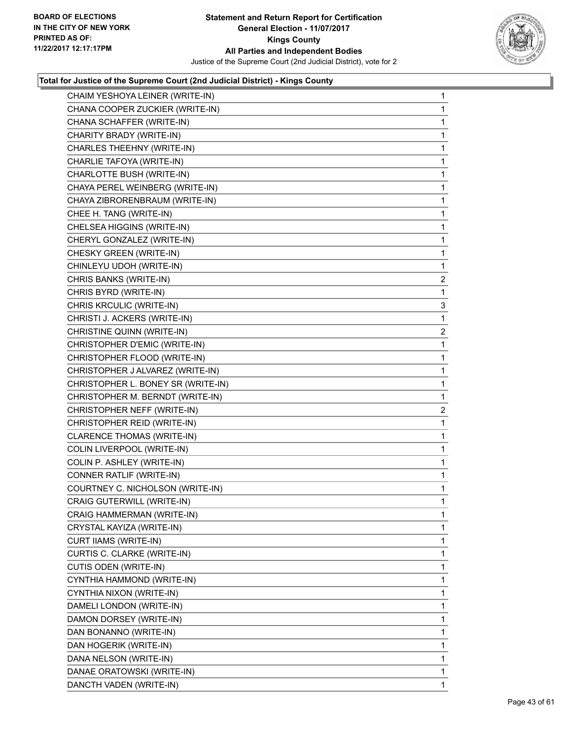**Total for Justice of the Supreme Court (2nd Judicial District) - Kings County**

| | |
|---|---|
| CHAIM YESHOYA LEINER (WRITE-IN) | 1 |
| CHANA COOPER ZUCKIER (WRITE-IN) | 1 |
| CHANA SCHAFFER (WRITE-IN) | 1 |
| CHARITY BRADY (WRITE-IN) | 1 |
| CHARLES THEEHNY (WRITE-IN) | 1 |
| CHARLIE TAFOYA (WRITE-IN) | 1 |
| CHARLOTTE BUSH (WRITE-IN) | 1 |
| CHAYA PEREL WEINBERG (WRITE-IN) | 1 |
| CHAYA ZIBRORENBRAUM (WRITE-IN) | 1 |
| CHEE H. TANG (WRITE-IN) | 1 |
| CHELSEA HIGGINS (WRITE-IN) | 1 |
| CHERYL GONZALEZ (WRITE-IN) | 1 |
| CHESKY GREEN (WRITE-IN) | 1 |
| CHINLEYU UDOH (WRITE-IN) | 1 |
| CHRIS BANKS (WRITE-IN) | 2 |
| CHRIS BYRD (WRITE-IN) | 1 |
| CHRIS KRCULIC (WRITE-IN) | 3 |
| CHRISTI J. ACKERS (WRITE-IN) | 1 |
| CHRISTINE QUINN (WRITE-IN) | 2 |
| CHRISTOPHER D'EMIC (WRITE-IN) | 1 |
| CHRISTOPHER FLOOD (WRITE-IN) | 1 |
| CHRISTOPHER J ALVAREZ (WRITE-IN) | 1 |
| CHRISTOPHER L. BONEY SR (WRITE-IN) | 1 |
| CHRISTOPHER M. BERNDT (WRITE-IN) | 1 |
| CHRISTOPHER NEFF (WRITE-IN) | 2 |
| CHRISTOPHER REID (WRITE-IN) | 1 |
| CLARENCE THOMAS (WRITE-IN) | 1 |
| COLIN LIVERPOOL (WRITE-IN) | 1 |
| COLIN P. ASHLEY (WRITE-IN) | 1 |
| CONNER RATLIF (WRITE-IN) | 1 |
| COURTNEY C. NICHOLSON (WRITE-IN) | 1 |
| CRAIG GUTERWILL (WRITE-IN) | 1 |
| CRAIG HAMMERMAN (WRITE-IN) | 1 |
| CRYSTAL KAYIZA (WRITE-IN) | 1 |
| CURT IIAMS (WRITE-IN) | 1 |
| CURTIS C. CLARKE (WRITE-IN) | 1 |
| CUTIS ODEN (WRITE-IN) | 1 |
| CYNTHIA HAMMOND (WRITE-IN) | 1 |
| CYNTHIA NIXON (WRITE-IN) | 1 |
| DAMELI LONDON (WRITE-IN) | 1 |
| DAMON DORSEY (WRITE-IN) | 1 |
| DAN BONANNO (WRITE-IN) | 1 |
| DAN HOGERIK (WRITE-IN) | 1 |
| DANA NELSON (WRITE-IN) | 1 |
| DANAE ORATOWSKI (WRITE-IN) | 1 |
| DANCTH VADEN (WRITE-IN) | 1 |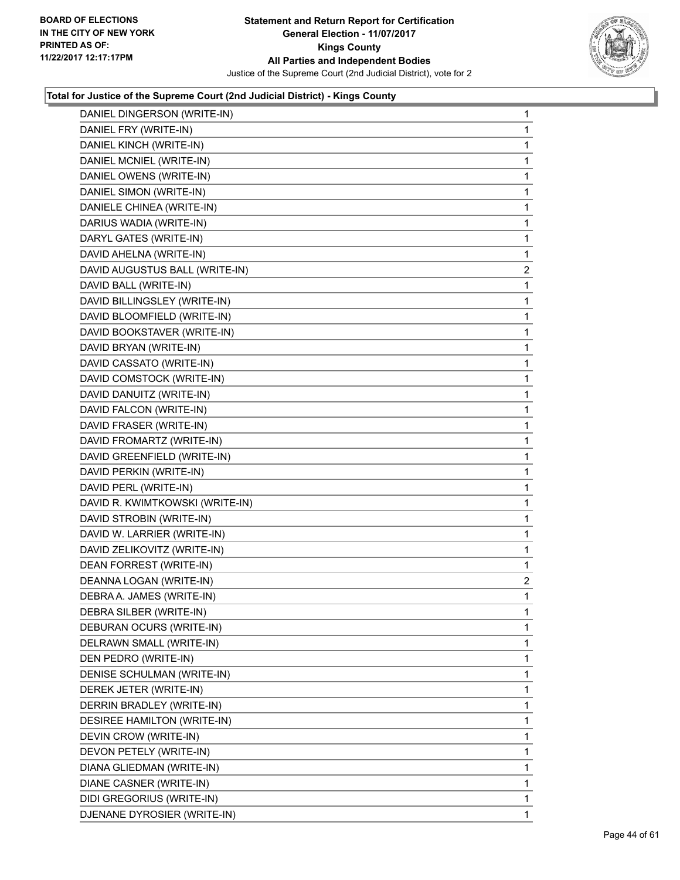**Total for Justice of the Supreme Court (2nd Judicial District) - Kings County**

| | |
|---|---|
| DANIEL DINGERSON (WRITE-IN) | 1 |
| DANIEL FRY (WRITE-IN) | 1 |
| DANIEL KINCH (WRITE-IN) | 1 |
| DANIEL MCNIEL (WRITE-IN) | 1 |
| DANIEL OWENS (WRITE-IN) | 1 |
| DANIEL SIMON (WRITE-IN) | 1 |
| DANIELE CHINEA (WRITE-IN) | 1 |
| DARIUS WADIA (WRITE-IN) | 1 |
| DARYL GATES (WRITE-IN) | 1 |
| DAVID AHELNA (WRITE-IN) | 1 |
| DAVID AUGUSTUS BALL (WRITE-IN) | 2 |
| DAVID BALL (WRITE-IN) | 1 |
| DAVID BILLINGSLEY (WRITE-IN) | 1 |
| DAVID BLOOMFIELD (WRITE-IN) | 1 |
| DAVID BOOKSTAVER (WRITE-IN) | 1 |
| DAVID BRYAN (WRITE-IN) | 1 |
| DAVID CASSATO (WRITE-IN) | 1 |
| DAVID COMSTOCK (WRITE-IN) | 1 |
| DAVID DANUITZ (WRITE-IN) | 1 |
| DAVID FALCON (WRITE-IN) | 1 |
| DAVID FRASER (WRITE-IN) | 1 |
| DAVID FROMARTZ (WRITE-IN) | 1 |
| DAVID GREENFIELD (WRITE-IN) | 1 |
| DAVID PERKIN (WRITE-IN) | 1 |
| DAVID PERL (WRITE-IN) | 1 |
| DAVID R. KWIMTKOWSKI (WRITE-IN) | 1 |
| DAVID STROBIN (WRITE-IN) | 1 |
| DAVID W. LARRIER (WRITE-IN) | 1 |
| DAVID ZELIKOVITZ (WRITE-IN) | 1 |
| DEAN FORREST (WRITE-IN) | 1 |
| DEANNA LOGAN (WRITE-IN) | 2 |
| DEBRA A. JAMES (WRITE-IN) | 1 |
| DEBRA SILBER (WRITE-IN) | 1 |
| DEBURAN OCURS (WRITE-IN) | 1 |
| DELRAWN SMALL (WRITE-IN) | 1 |
| DEN PEDRO (WRITE-IN) | 1 |
| DENISE SCHULMAN (WRITE-IN) | 1 |
| DEREK JETER (WRITE-IN) | 1 |
| DERRIN BRADLEY (WRITE-IN) | 1 |
| DESIREE HAMILTON (WRITE-IN) | 1 |
| DEVIN CROW (WRITE-IN) | 1 |
| DEVON PETELY (WRITE-IN) | 1 |
| DIANA GLIEDMAN (WRITE-IN) | 1 |
| DIANE CASNER (WRITE-IN) | 1 |
| DIDI GREGORIUS (WRITE-IN) | 1 |
| DJENANE DYROSIER (WRITE-IN) | 1 |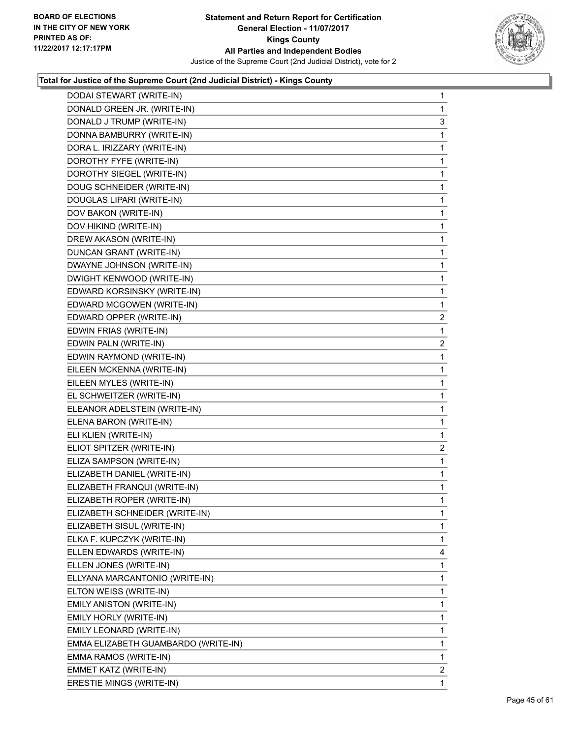**Total for Justice of the Supreme Court (2nd Judicial District) - Kings County**

| | |
|---|---|
| DODAI STEWART (WRITE-IN) | 1 |
| DONALD GREEN JR. (WRITE-IN) | 1 |
| DONALD J TRUMP (WRITE-IN) | 3 |
| DONNA BAMBURRY (WRITE-IN) | 1 |
| DORA L. IRIZZARY (WRITE-IN) | 1 |
| DOROTHY FYFE (WRITE-IN) | 1 |
| DOROTHY SIEGEL (WRITE-IN) | 1 |
| DOUG SCHNEIDER (WRITE-IN) | 1 |
| DOUGLAS LIPARI (WRITE-IN) | 1 |
| DOV BAKON (WRITE-IN) | 1 |
| DOV HIKIND (WRITE-IN) | 1 |
| DREW AKASON (WRITE-IN) | 1 |
| DUNCAN GRANT (WRITE-IN) | 1 |
| DWAYNE JOHNSON (WRITE-IN) | 1 |
| DWIGHT KENWOOD (WRITE-IN) | 1 |
| EDWARD KORSINSKY (WRITE-IN) | 1 |
| EDWARD MCGOWEN (WRITE-IN) | 1 |
| EDWARD OPPER (WRITE-IN) | 2 |
| EDWIN FRIAS (WRITE-IN) | 1 |
| EDWIN PALN (WRITE-IN) | 2 |
| EDWIN RAYMOND (WRITE-IN) | 1 |
| EILEEN MCKENNA (WRITE-IN) | 1 |
| EILEEN MYLES (WRITE-IN) | 1 |
| EL SCHWEITZER (WRITE-IN) | 1 |
| ELEANOR ADELSTEIN (WRITE-IN) | 1 |
| ELENA BARON (WRITE-IN) | 1 |
| ELI KLIEN (WRITE-IN) | 1 |
| ELIOT SPITZER (WRITE-IN) | 2 |
| ELIZA SAMPSON (WRITE-IN) | 1 |
| ELIZABETH DANIEL (WRITE-IN) | 1 |
| ELIZABETH FRANQUI (WRITE-IN) | 1 |
| ELIZABETH ROPER (WRITE-IN) | 1 |
| ELIZABETH SCHNEIDER (WRITE-IN) | 1 |
| ELIZABETH SISUL (WRITE-IN) | 1 |
| ELKA F. KUPCZYK (WRITE-IN) | 1 |
| ELLEN EDWARDS (WRITE-IN) | 4 |
| ELLEN JONES (WRITE-IN) | 1 |
| ELLYANA MARCANTONIO (WRITE-IN) | 1 |
| ELTON WEISS (WRITE-IN) | 1 |
| EMILY ANISTON (WRITE-IN) | 1 |
| EMILY HORLY (WRITE-IN) | 1 |
| EMILY LEONARD (WRITE-IN) | 1 |
| EMMA ELIZABETH GUAMBARDO (WRITE-IN) | 1 |
| EMMA RAMOS (WRITE-IN) | 1 |
| EMMET KATZ (WRITE-IN) | 2 |
| ERESTIE MINGS (WRITE-IN) | 1 |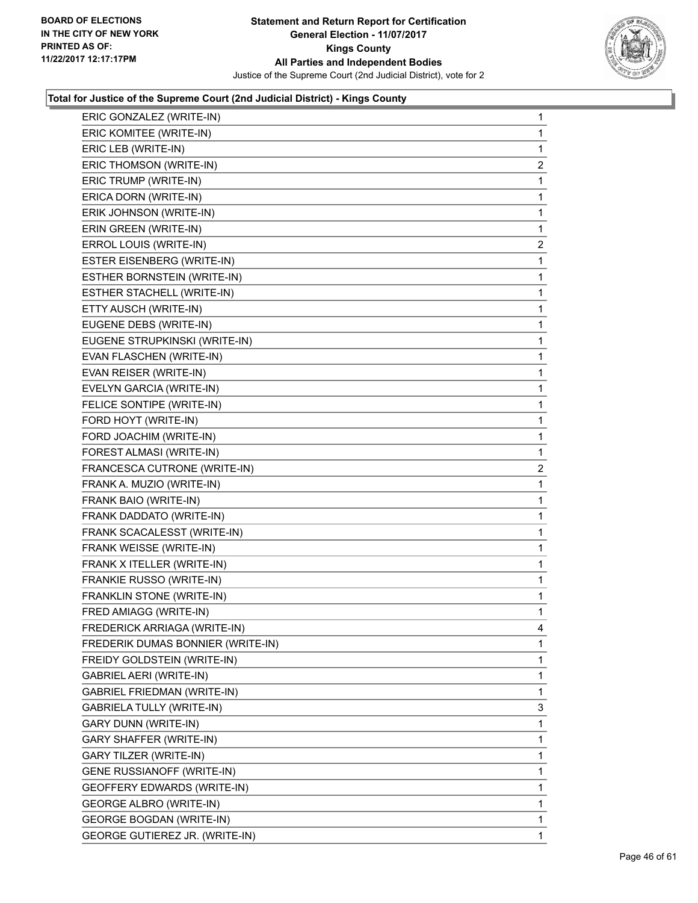### Total for Justice of the Supreme Court (2nd Judicial District) - Kings County

| | |
|---|---|
| ERIC GONZALEZ (WRITE-IN) | 1 |
| ERIC KOMITEE (WRITE-IN) | 1 |
| ERIC LEB (WRITE-IN) | 1 |
| ERIC THOMSON (WRITE-IN) | 2 |
| ERIC TRUMP (WRITE-IN) | 1 |
| ERICA DORN (WRITE-IN) | 1 |
| ERIK JOHNSON (WRITE-IN) | 1 |
| ERIN GREEN (WRITE-IN) | 1 |
| ERROL LOUIS (WRITE-IN) | 2 |
| ESTER EISENBERG (WRITE-IN) | 1 |
| ESTHER BORNSTEIN (WRITE-IN) | 1 |
| ESTHER STACHELL (WRITE-IN) | 1 |
| ETTY AUSCH (WRITE-IN) | 1 |
| EUGENE DEBS (WRITE-IN) | 1 |
| EUGENE STRUPKINSKI (WRITE-IN) | 1 |
| EVAN FLASCHEN (WRITE-IN) | 1 |
| EVAN REISER (WRITE-IN) | 1 |
| EVELYN GARCIA (WRITE-IN) | 1 |
| FELICE SONTIPE (WRITE-IN) | 1 |
| FORD HOYT (WRITE-IN) | 1 |
| FORD JOACHIM (WRITE-IN) | 1 |
| FOREST ALMASI (WRITE-IN) | 1 |
| FRANCESCA CUTRONE (WRITE-IN) | 2 |
| FRANK A. MUZIO (WRITE-IN) | 1 |
| FRANK BAIO (WRITE-IN) | 1 |
| FRANK DADDATO (WRITE-IN) | 1 |
| FRANK SCACALESST (WRITE-IN) | 1 |
| FRANK WEISSE (WRITE-IN) | 1 |
| FRANK X ITELLER (WRITE-IN) | 1 |
| FRANKIE RUSSO (WRITE-IN) | 1 |
| FRANKLIN STONE (WRITE-IN) | 1 |
| FRED AMIAGG (WRITE-IN) | 1 |
| FREDERICK ARRIAGA (WRITE-IN) | 4 |
| FREDERIK DUMAS BONNIER (WRITE-IN) | 1 |
| FREIDY GOLDSTEIN (WRITE-IN) | 1 |
| GABRIEL AERI (WRITE-IN) | 1 |
| GABRIEL FRIEDMAN (WRITE-IN) | 1 |
| GABRIELA TULLY (WRITE-IN) | 3 |
| GARY DUNN (WRITE-IN) | 1 |
| GARY SHAFFER (WRITE-IN) | 1 |
| GARY TILZER (WRITE-IN) | 1 |
| GENE RUSSIANOFF (WRITE-IN) | 1 |
| GEOFFERY EDWARDS (WRITE-IN) | 1 |
| GEORGE ALBRO (WRITE-IN) | 1 |
| GEORGE BOGDAN (WRITE-IN) | 1 |
| GEORGE GUTIEREZ JR. (WRITE-IN) | 1 |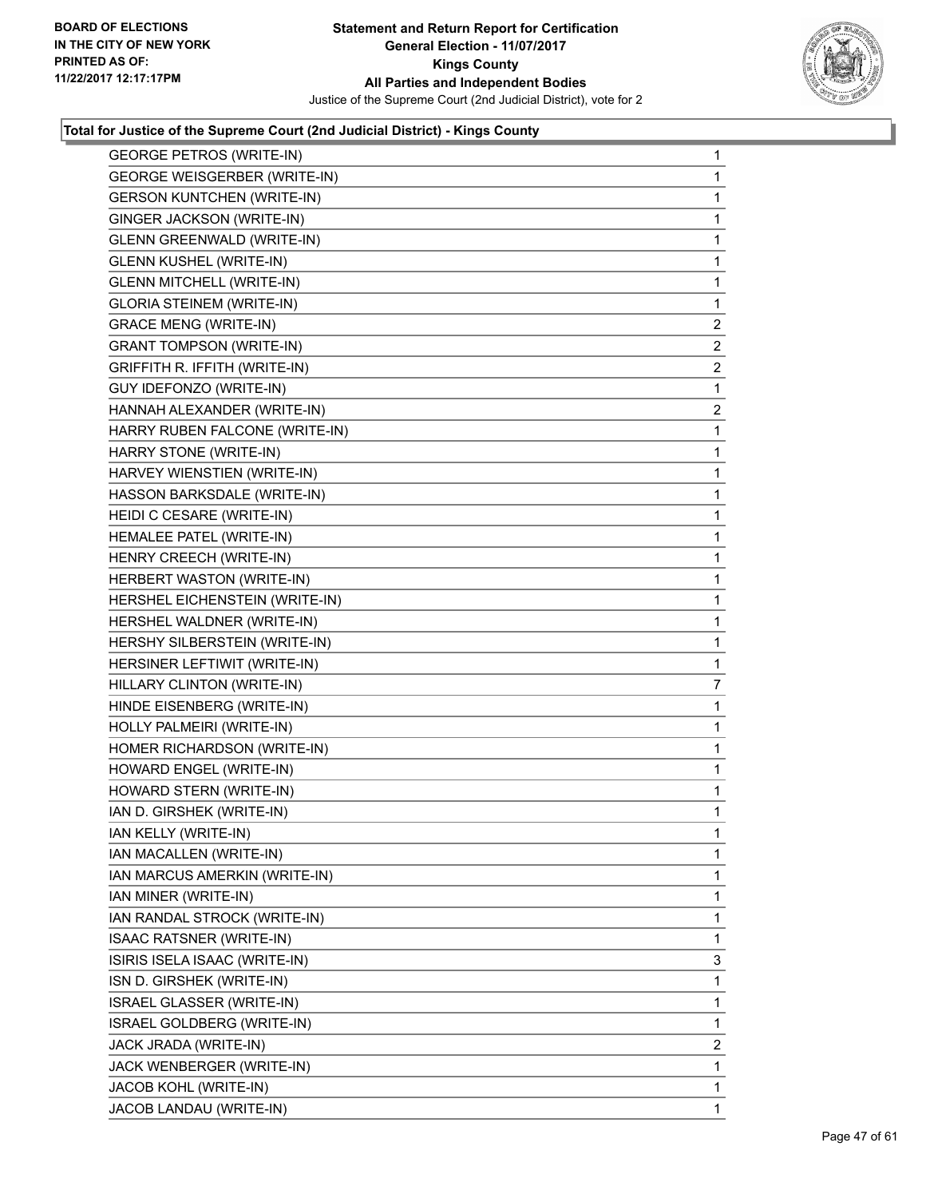**Total for Justice of the Supreme Court (2nd Judicial District) - Kings County**

| | |
|---|---|
| GEORGE PETROS (WRITE-IN) | 1 |
| GEORGE WEISGERBER (WRITE-IN) | 1 |
| GERSON KUNTCHEN (WRITE-IN) | 1 |
| GINGER JACKSON (WRITE-IN) | 1 |
| GLENN GREENWALD (WRITE-IN) | 1 |
| GLENN KUSHEL (WRITE-IN) | 1 |
| GLENN MITCHELL (WRITE-IN) | 1 |
| GLORIA STEINEM (WRITE-IN) | 1 |
| GRACE MENG (WRITE-IN) | 2 |
| GRANT TOMPSON (WRITE-IN) | 2 |
| GRIFFITH R. IFFITH (WRITE-IN) | 2 |
| GUY IDEFONZO (WRITE-IN) | 1 |
| HANNAH ALEXANDER (WRITE-IN) | 2 |
| HARRY RUBEN FALCONE (WRITE-IN) | 1 |
| HARRY STONE (WRITE-IN) | 1 |
| HARVEY WIENSTIEN (WRITE-IN) | 1 |
| HASSON BARKSDALE (WRITE-IN) | 1 |
| HEIDI C CESARE (WRITE-IN) | 1 |
| HEMALEE PATEL (WRITE-IN) | 1 |
| HENRY CREECH (WRITE-IN) | 1 |
| HERBERT WASTON (WRITE-IN) | 1 |
| HERSHEL EICHENSTEIN (WRITE-IN) | 1 |
| HERSHEL WALDNER (WRITE-IN) | 1 |
| HERSHY SILBERSTEIN (WRITE-IN) | 1 |
| HERSINER LEFTIWIT (WRITE-IN) | 1 |
| HILLARY CLINTON (WRITE-IN) | 7 |
| HINDE EISENBERG (WRITE-IN) | 1 |
| HOLLY PALMEIRI (WRITE-IN) | 1 |
| HOMER RICHARDSON (WRITE-IN) | 1 |
| HOWARD ENGEL (WRITE-IN) | 1 |
| HOWARD STERN (WRITE-IN) | 1 |
| IAN D. GIRSHEK (WRITE-IN) | 1 |
| IAN KELLY (WRITE-IN) | 1 |
| IAN MACALLEN (WRITE-IN) | 1 |
| IAN MARCUS AMERKIN (WRITE-IN) | 1 |
| IAN MINER (WRITE-IN) | 1 |
| IAN RANDAL STROCK (WRITE-IN) | 1 |
| ISAAC RATSNER (WRITE-IN) | 1 |
| ISIRIS ISELA ISAAC (WRITE-IN) | 3 |
| ISN D. GIRSHEK (WRITE-IN) | 1 |
| ISRAEL GLASSER (WRITE-IN) | 1 |
| ISRAEL GOLDBERG (WRITE-IN) | 1 |
| JACK JRADA (WRITE-IN) | 2 |
| JACK WENBERGER (WRITE-IN) | 1 |
| JACOB KOHL (WRITE-IN) | 1 |
| JACOB LANDAU (WRITE-IN) | 1 |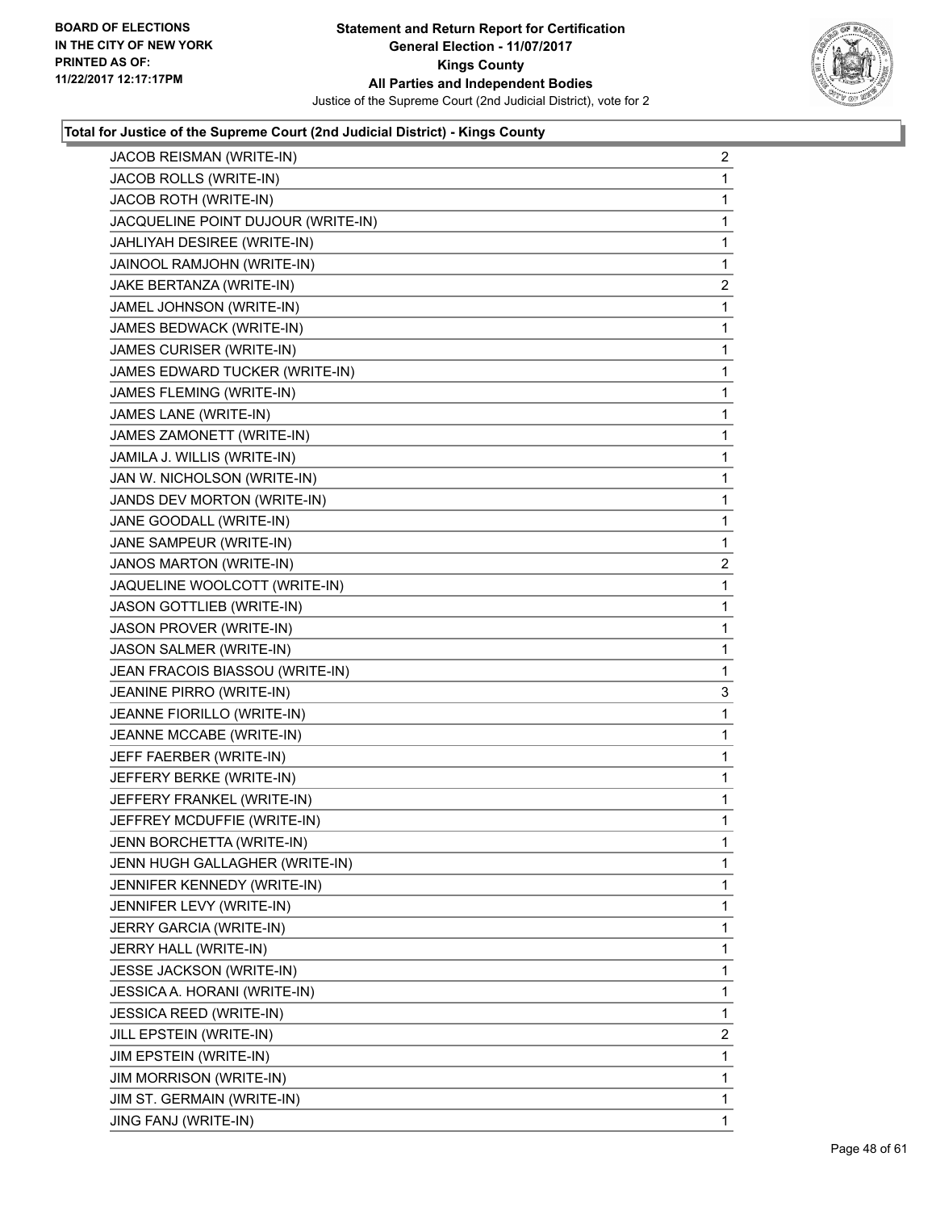**BOARD OF ELECTIONS IN THE CITY OF NEW YORK PRINTED AS OF: 11/22/2017 12:17:17PM**

**Statement and Return Report for Certification General Election - 11/07/2017 Kings County All Parties and Independent Bodies**

Justice of the Supreme Court (2nd Judicial District), vote for 2

### Total for Justice of the Supreme Court (2nd Judicial District) - Kings County

| | |
|---|---|
| JACOB REISMAN (WRITE-IN) | 2 |
| JACOB ROLLS (WRITE-IN) | 1 |
| JACOB ROTH (WRITE-IN) | 1 |
| JACQUELINE POINT DUJOUR (WRITE-IN) | 1 |
| JAHLIYAH DESIREE (WRITE-IN) | 1 |
| JAINOOL RAMJOHN (WRITE-IN) | 1 |
| JAKE BERTANZA (WRITE-IN) | 2 |
| JAMEL JOHNSON (WRITE-IN) | 1 |
| JAMES BEDWACK (WRITE-IN) | 1 |
| JAMES CURISER (WRITE-IN) | 1 |
| JAMES EDWARD TUCKER (WRITE-IN) | 1 |
| JAMES FLEMING (WRITE-IN) | 1 |
| JAMES LANE (WRITE-IN) | 1 |
| JAMES ZAMONETT (WRITE-IN) | 1 |
| JAMILA J. WILLIS (WRITE-IN) | 1 |
| JAN W. NICHOLSON (WRITE-IN) | 1 |
| JANDS DEV MORTON (WRITE-IN) | 1 |
| JANE GOODALL (WRITE-IN) | 1 |
| JANE SAMPEUR (WRITE-IN) | 1 |
| JANOS MARTON (WRITE-IN) | 2 |
| JAQUELINE WOOLCOTT (WRITE-IN) | 1 |
| JASON GOTTLIEB (WRITE-IN) | 1 |
| JASON PROVER (WRITE-IN) | 1 |
| JASON SALMER (WRITE-IN) | 1 |
| JEAN FRACOIS BIASSOU (WRITE-IN) | 1 |
| JEANINE PIRRO (WRITE-IN) | 3 |
| JEANNE FIORILLO (WRITE-IN) | 1 |
| JEANNE MCCABE (WRITE-IN) | 1 |
| JEFF FAERBER (WRITE-IN) | 1 |
| JEFFERY BERKE (WRITE-IN) | 1 |
| JEFFERY FRANKEL (WRITE-IN) | 1 |
| JEFFREY MCDUFFIE (WRITE-IN) | 1 |
| JENN BORCHETTA (WRITE-IN) | 1 |
| JENN HUGH GALLAGHER (WRITE-IN) | 1 |
| JENNIFER KENNEDY (WRITE-IN) | 1 |
| JENNIFER LEVY (WRITE-IN) | 1 |
| JERRY GARCIA (WRITE-IN) | 1 |
| JERRY HALL (WRITE-IN) | 1 |
| JESSE JACKSON (WRITE-IN) | 1 |
| JESSICA A. HORANI (WRITE-IN) | 1 |
| JESSICA REED (WRITE-IN) | 1 |
| JILL EPSTEIN (WRITE-IN) | 2 |
| JIM EPSTEIN (WRITE-IN) | 1 |
| JIM MORRISON (WRITE-IN) | 1 |
| JIM ST. GERMAIN (WRITE-IN) | 1 |
| JING FANJ (WRITE-IN) | 1 |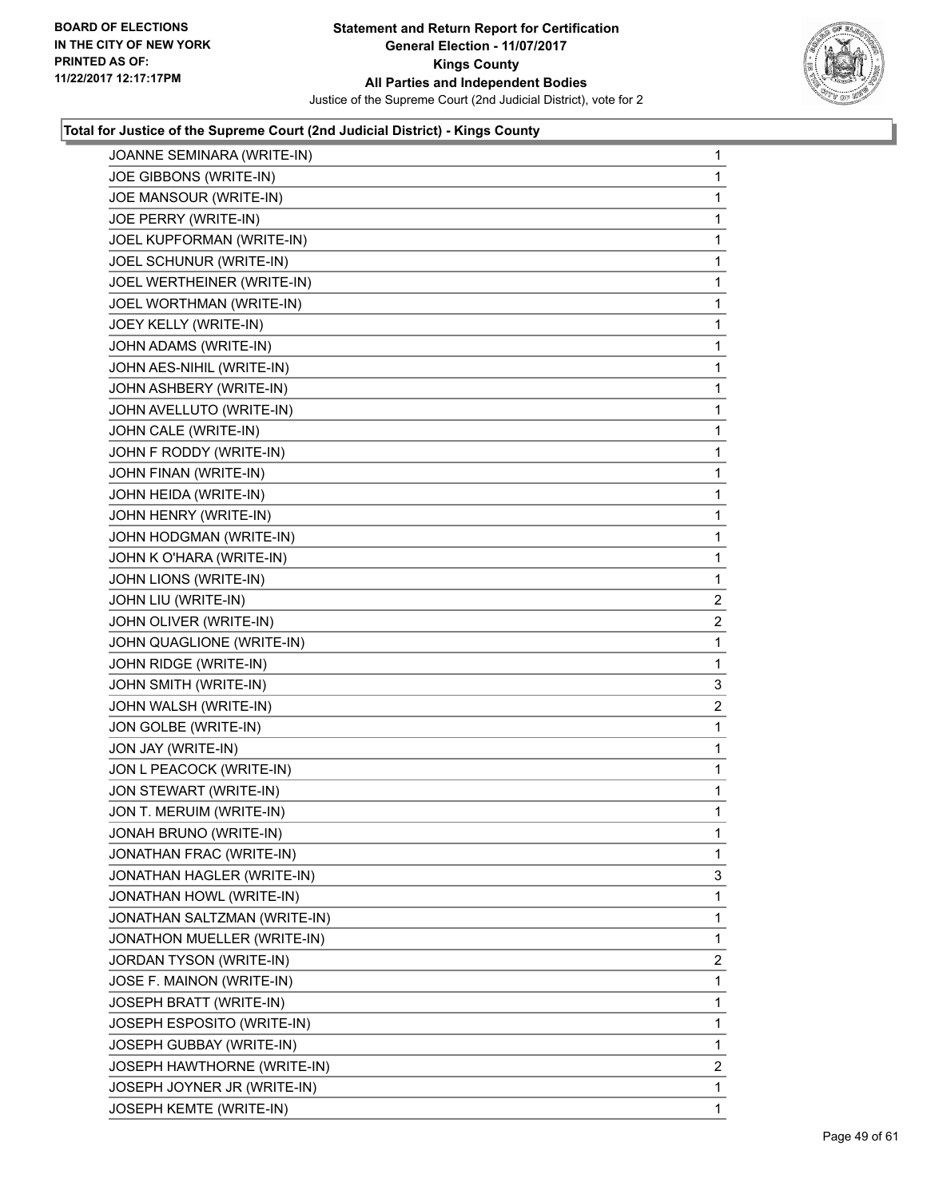**Total for Justice of the Supreme Court (2nd Judicial District) - Kings County**

| | |
|---|---|
| JOANNE SEMINARA (WRITE-IN) | 1 |
| JOE GIBBONS (WRITE-IN) | 1 |
| JOE MANSOUR (WRITE-IN) | 1 |
| JOE PERRY (WRITE-IN) | 1 |
| JOEL KUPFORMAN (WRITE-IN) | 1 |
| JOEL SCHUNUR (WRITE-IN) | 1 |
| JOEL WERTHEINER (WRITE-IN) | 1 |
| JOEL WORTHMAN (WRITE-IN) | 1 |
| JOEY KELLY (WRITE-IN) | 1 |
| JOHN ADAMS (WRITE-IN) | 1 |
| JOHN AES-NIHIL (WRITE-IN) | 1 |
| JOHN ASHBERY (WRITE-IN) | 1 |
| JOHN AVELLUTO (WRITE-IN) | 1 |
| JOHN CALE (WRITE-IN) | 1 |
| JOHN F RODDY (WRITE-IN) | 1 |
| JOHN FINAN (WRITE-IN) | 1 |
| JOHN HEIDA (WRITE-IN) | 1 |
| JOHN HENRY (WRITE-IN) | 1 |
| JOHN HODGMAN (WRITE-IN) | 1 |
| JOHN K O'HARA (WRITE-IN) | 1 |
| JOHN LIONS (WRITE-IN) | 1 |
| JOHN LIU (WRITE-IN) | 2 |
| JOHN OLIVER (WRITE-IN) | 2 |
| JOHN QUAGLIONE (WRITE-IN) | 1 |
| JOHN RIDGE (WRITE-IN) | 1 |
| JOHN SMITH (WRITE-IN) | 3 |
| JOHN WALSH (WRITE-IN) | 2 |
| JON GOLBE (WRITE-IN) | 1 |
| JON JAY (WRITE-IN) | 1 |
| JON L PEACOCK (WRITE-IN) | 1 |
| JON STEWART (WRITE-IN) | 1 |
| JON T. MERUIM (WRITE-IN) | 1 |
| JONAH BRUNO (WRITE-IN) | 1 |
| JONATHAN FRAC (WRITE-IN) | 1 |
| JONATHAN HAGLER (WRITE-IN) | 3 |
| JONATHAN HOWL (WRITE-IN) | 1 |
| JONATHAN SALTZMAN (WRITE-IN) | 1 |
| JONATHON MUELLER (WRITE-IN) | 1 |
| JORDAN TYSON (WRITE-IN) | 2 |
| JOSE F. MAINON (WRITE-IN) | 1 |
| JOSEPH BRATT (WRITE-IN) | 1 |
| JOSEPH ESPOSITO (WRITE-IN) | 1 |
| JOSEPH GUBBAY (WRITE-IN) | 1 |
| JOSEPH HAWTHORNE (WRITE-IN) | 2 |
| JOSEPH JOYNER JR (WRITE-IN) | 1 |
| JOSEPH KEMTE (WRITE-IN) | 1 |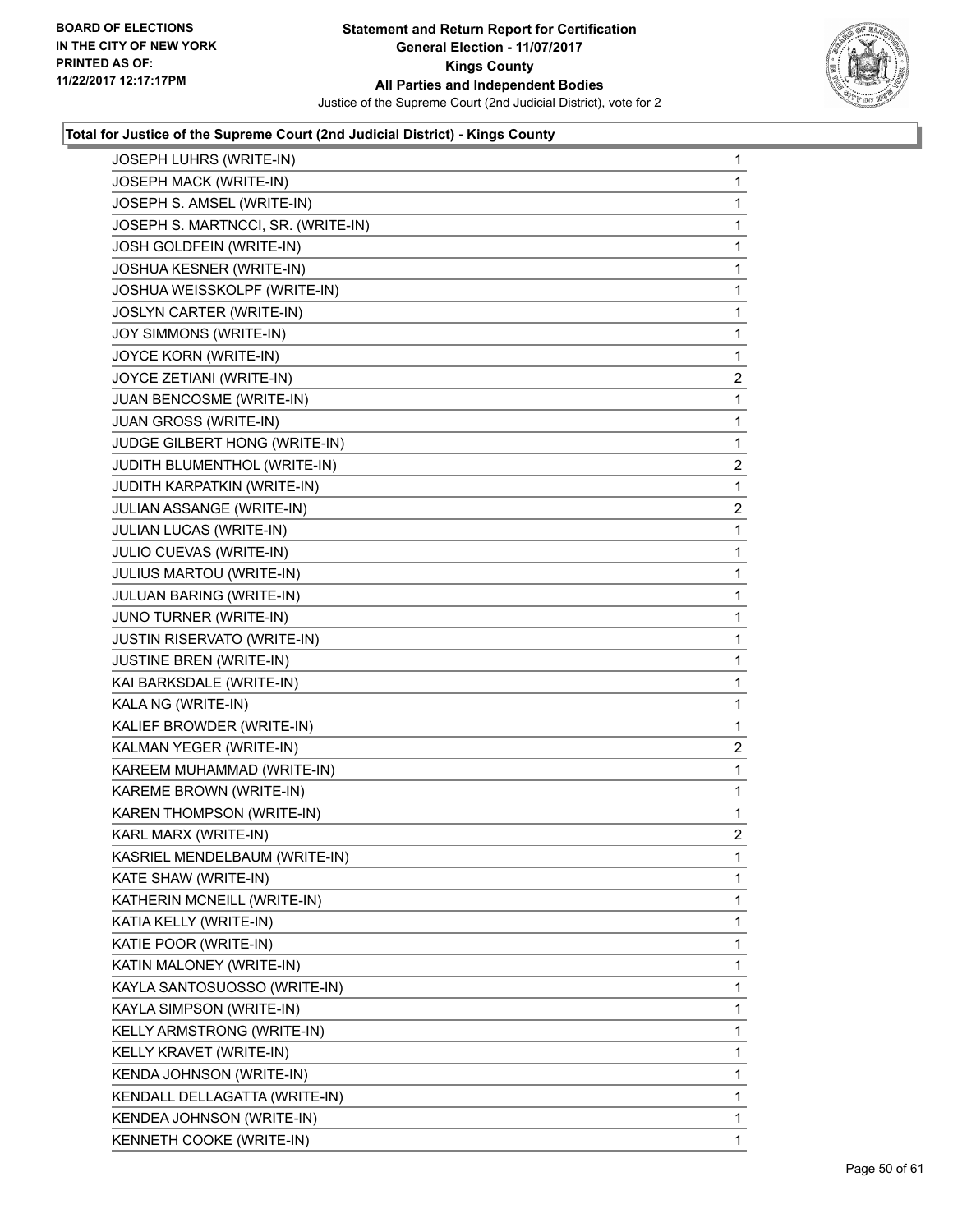**Statement and Return Report for Certification**
**General Election - 11/07/2017**
**Kings County**
**All Parties and Independent Bodies**
Justice of the Supreme Court (2nd Judicial District), vote for 2

BOARD OF ELECTIONS
IN THE CITY OF NEW YORK
PRINTED AS OF:
11/22/2017 12:17:17PM

### Total for Justice of the Supreme Court (2nd Judicial District) - Kings County

| | |
|---|---|
| JOSEPH LUHRS (WRITE-IN) | 1 |
| JOSEPH MACK (WRITE-IN) | 1 |
| JOSEPH S. AMSEL (WRITE-IN) | 1 |
| JOSEPH S. MARTNCCI, SR. (WRITE-IN) | 1 |
| JOSH GOLDFEIN (WRITE-IN) | 1 |
| JOSHUA KESNER (WRITE-IN) | 1 |
| JOSHUA WEISSKOLPF (WRITE-IN) | 1 |
| JOSLYN CARTER (WRITE-IN) | 1 |
| JOY SIMMONS (WRITE-IN) | 1 |
| JOYCE KORN (WRITE-IN) | 1 |
| JOYCE ZETIANI (WRITE-IN) | 2 |
| JUAN BENCOSME (WRITE-IN) | 1 |
| JUAN GROSS (WRITE-IN) | 1 |
| JUDGE GILBERT HONG (WRITE-IN) | 1 |
| JUDITH BLUMENTHOL (WRITE-IN) | 2 |
| JUDITH KARPATKIN (WRITE-IN) | 1 |
| JULIAN ASSANGE (WRITE-IN) | 2 |
| JULIAN LUCAS (WRITE-IN) | 1 |
| JULIO CUEVAS (WRITE-IN) | 1 |
| JULIUS MARTOU (WRITE-IN) | 1 |
| JULUAN BARING (WRITE-IN) | 1 |
| JUNO TURNER (WRITE-IN) | 1 |
| JUSTIN RISERVATO (WRITE-IN) | 1 |
| JUSTINE BREN (WRITE-IN) | 1 |
| KAI BARKSDALE (WRITE-IN) | 1 |
| KALA NG (WRITE-IN) | 1 |
| KALIEF BROWDER (WRITE-IN) | 1 |
| KALMAN YEGER (WRITE-IN) | 2 |
| KAREEM MUHAMMAD (WRITE-IN) | 1 |
| KAREME BROWN (WRITE-IN) | 1 |
| KAREN THOMPSON (WRITE-IN) | 1 |
| KARL MARX (WRITE-IN) | 2 |
| KASRIEL MENDELBAUM (WRITE-IN) | 1 |
| KATE SHAW (WRITE-IN) | 1 |
| KATHERIN MCNEILL (WRITE-IN) | 1 |
| KATIA KELLY (WRITE-IN) | 1 |
| KATIE POOR (WRITE-IN) | 1 |
| KATIN MALONEY (WRITE-IN) | 1 |
| KAYLA SANTOSUOSSO (WRITE-IN) | 1 |
| KAYLA SIMPSON (WRITE-IN) | 1 |
| KELLY ARMSTRONG (WRITE-IN) | 1 |
| KELLY KRAVET (WRITE-IN) | 1 |
| KENDA JOHNSON (WRITE-IN) | 1 |
| KENDALL DELLAGATTA (WRITE-IN) | 1 |
| KENDEA JOHNSON (WRITE-IN) | 1 |
| KENNETH COOKE (WRITE-IN) | 1 |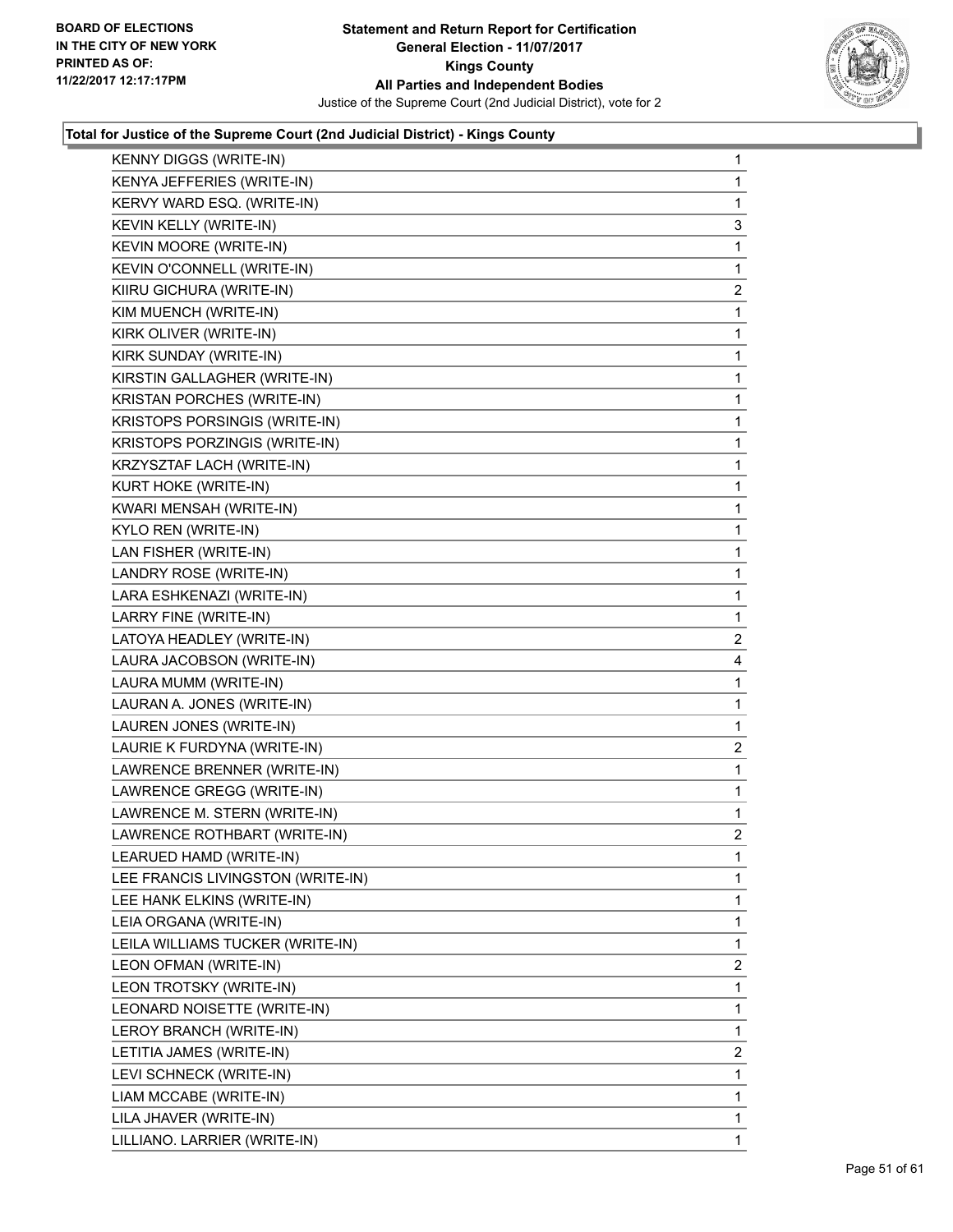**Total for Justice of the Supreme Court (2nd Judicial District) - Kings County**

| | |
|---|---|
| KENNY DIGGS (WRITE-IN) | 1 |
| KENYA JEFFERIES (WRITE-IN) | 1 |
| KERVY WARD ESQ. (WRITE-IN) | 1 |
| KEVIN KELLY (WRITE-IN) | 3 |
| KEVIN MOORE (WRITE-IN) | 1 |
| KEVIN O'CONNELL (WRITE-IN) | 1 |
| KIIRU GICHURA (WRITE-IN) | 2 |
| KIM MUENCH (WRITE-IN) | 1 |
| KIRK OLIVER (WRITE-IN) | 1 |
| KIRK SUNDAY (WRITE-IN) | 1 |
| KIRSTIN GALLAGHER (WRITE-IN) | 1 |
| KRISTAN PORCHES (WRITE-IN) | 1 |
| KRISTOPS PORSINGIS (WRITE-IN) | 1 |
| KRISTOPS PORZINGIS (WRITE-IN) | 1 |
| KRZYSZTAF LACH (WRITE-IN) | 1 |
| KURT HOKE (WRITE-IN) | 1 |
| KWARI MENSAH (WRITE-IN) | 1 |
| KYLO REN (WRITE-IN) | 1 |
| LAN FISHER (WRITE-IN) | 1 |
| LANDRY ROSE (WRITE-IN) | 1 |
| LARA ESHKENAZI (WRITE-IN) | 1 |
| LARRY FINE (WRITE-IN) | 1 |
| LATOYA HEADLEY (WRITE-IN) | 2 |
| LAURA JACOBSON (WRITE-IN) | 4 |
| LAURA MUMM (WRITE-IN) | 1 |
| LAURAN A. JONES (WRITE-IN) | 1 |
| LAUREN JONES (WRITE-IN) | 1 |
| LAURIE K FURDYNA (WRITE-IN) | 2 |
| LAWRENCE BRENNER (WRITE-IN) | 1 |
| LAWRENCE GREGG (WRITE-IN) | 1 |
| LAWRENCE M. STERN (WRITE-IN) | 1 |
| LAWRENCE ROTHBART (WRITE-IN) | 2 |
| LEARUED HAMD (WRITE-IN) | 1 |
| LEE FRANCIS LIVINGSTON (WRITE-IN) | 1 |
| LEE HANK ELKINS (WRITE-IN) | 1 |
| LEIA ORGANA (WRITE-IN) | 1 |
| LEILA WILLIAMS TUCKER (WRITE-IN) | 1 |
| LEON OFMAN (WRITE-IN) | 2 |
| LEON TROTSKY (WRITE-IN) | 1 |
| LEONARD NOISETTE (WRITE-IN) | 1 |
| LEROY BRANCH (WRITE-IN) | 1 |
| LETITIA JAMES (WRITE-IN) | 2 |
| LEVI SCHNECK (WRITE-IN) | 1 |
| LIAM MCCABE (WRITE-IN) | 1 |
| LILA JHAVER (WRITE-IN) | 1 |
| LILLIANO. LARRIER (WRITE-IN) | 1 |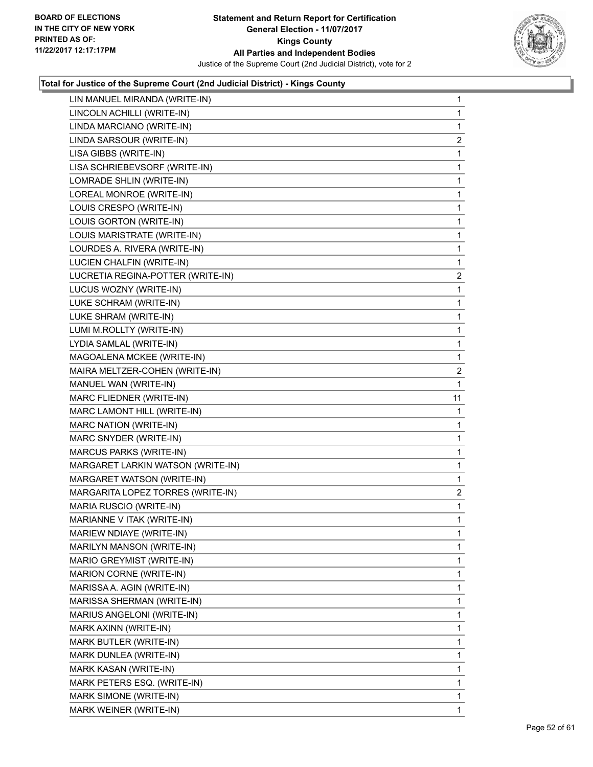**Total for Justice of the Supreme Court (2nd Judicial District) - Kings County**

| | |
|---|---|
| LIN MANUEL MIRANDA (WRITE-IN) | 1 |
| LINCOLN ACHILLI (WRITE-IN) | 1 |
| LINDA MARCIANO (WRITE-IN) | 1 |
| LINDA SARSOUR (WRITE-IN) | 2 |
| LISA GIBBS (WRITE-IN) | 1 |
| LISA SCHRIEBEVSORF (WRITE-IN) | 1 |
| LOMRADE SHLIN (WRITE-IN) | 1 |
| LOREAL MONROE (WRITE-IN) | 1 |
| LOUIS CRESPO (WRITE-IN) | 1 |
| LOUIS GORTON (WRITE-IN) | 1 |
| LOUIS MARISTRATE (WRITE-IN) | 1 |
| LOURDES A. RIVERA (WRITE-IN) | 1 |
| LUCIEN CHALFIN (WRITE-IN) | 1 |
| LUCRETIA REGINA-POTTER (WRITE-IN) | 2 |
| LUCUS WOZNY (WRITE-IN) | 1 |
| LUKE SCHRAM (WRITE-IN) | 1 |
| LUKE SHRAM (WRITE-IN) | 1 |
| LUMI M.ROLLTY (WRITE-IN) | 1 |
| LYDIA SAMLAL (WRITE-IN) | 1 |
| MAGOALENA MCKEE (WRITE-IN) | 1 |
| MAIRA MELTZER-COHEN (WRITE-IN) | 2 |
| MANUEL WAN (WRITE-IN) | 1 |
| MARC FLIEDNER (WRITE-IN) | 11 |
| MARC LAMONT HILL (WRITE-IN) | 1 |
| MARC NATION (WRITE-IN) | 1 |
| MARC SNYDER (WRITE-IN) | 1 |
| MARCUS PARKS (WRITE-IN) | 1 |
| MARGARET LARKIN WATSON (WRITE-IN) | 1 |
| MARGARET WATSON (WRITE-IN) | 1 |
| MARGARITA LOPEZ TORRES (WRITE-IN) | 2 |
| MARIA RUSCIO (WRITE-IN) | 1 |
| MARIANNE V ITAK (WRITE-IN) | 1 |
| MARIEW NDIAYE (WRITE-IN) | 1 |
| MARILYN MANSON (WRITE-IN) | 1 |
| MARIO GREYMIST (WRITE-IN) | 1 |
| MARION CORNE (WRITE-IN) | 1 |
| MARISSA A. AGIN (WRITE-IN) | 1 |
| MARISSA SHERMAN (WRITE-IN) | 1 |
| MARIUS ANGELONI (WRITE-IN) | 1 |
| MARK AXINN (WRITE-IN) | 1 |
| MARK BUTLER (WRITE-IN) | 1 |
| MARK DUNLEA (WRITE-IN) | 1 |
| MARK KASAN (WRITE-IN) | 1 |
| MARK PETERS ESQ. (WRITE-IN) | 1 |
| MARK SIMONE (WRITE-IN) | 1 |
| MARK WEINER (WRITE-IN) | 1 |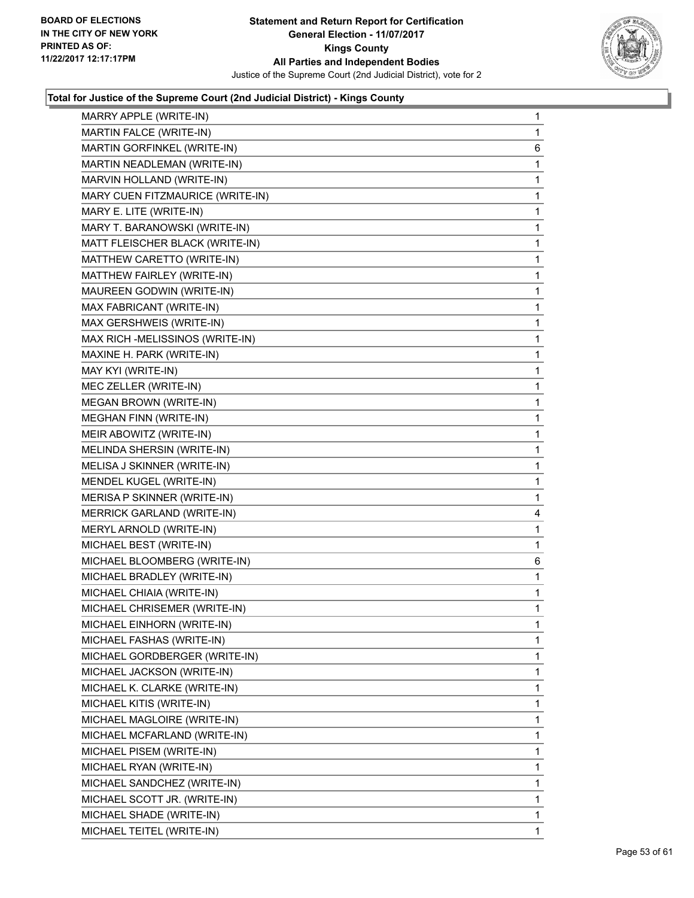**Statement and Return Report for Certification**
**General Election - 11/07/2017**
**Kings County**
**All Parties and Independent Bodies**
Justice of the Supreme Court (2nd Judicial District), vote for 2

BOARD OF ELECTIONS
IN THE CITY OF NEW YORK
PRINTED AS OF:
11/22/2017 12:17:17PM

### Total for Justice of the Supreme Court (2nd Judicial District) - Kings County

| Candidate | Votes |
|---|---|
| MARRY APPLE (WRITE-IN) | 1 |
| MARTIN FALCE (WRITE-IN) | 1 |
| MARTIN GORFINKEL (WRITE-IN) | 6 |
| MARTIN NEADLEMAN (WRITE-IN) | 1 |
| MARVIN HOLLAND (WRITE-IN) | 1 |
| MARY CUEN FITZMAURICE (WRITE-IN) | 1 |
| MARY E. LITE (WRITE-IN) | 1 |
| MARY T. BARANOWSKI (WRITE-IN) | 1 |
| MATT FLEISCHER BLACK (WRITE-IN) | 1 |
| MATTHEW CARETTO (WRITE-IN) | 1 |
| MATTHEW FAIRLEY (WRITE-IN) | 1 |
| MAUREEN GODWIN (WRITE-IN) | 1 |
| MAX FABRICANT (WRITE-IN) | 1 |
| MAX GERSHWEIS (WRITE-IN) | 1 |
| MAX RICH -MELISSINOS (WRITE-IN) | 1 |
| MAXINE H. PARK (WRITE-IN) | 1 |
| MAY KYI (WRITE-IN) | 1 |
| MEC ZELLER (WRITE-IN) | 1 |
| MEGAN BROWN (WRITE-IN) | 1 |
| MEGHAN FINN (WRITE-IN) | 1 |
| MEIR ABOWITZ (WRITE-IN) | 1 |
| MELINDA SHERSIN (WRITE-IN) | 1 |
| MELISA J SKINNER (WRITE-IN) | 1 |
| MENDEL KUGEL (WRITE-IN) | 1 |
| MERISA P SKINNER (WRITE-IN) | 1 |
| MERRICK GARLAND (WRITE-IN) | 4 |
| MERYL ARNOLD (WRITE-IN) | 1 |
| MICHAEL BEST (WRITE-IN) | 1 |
| MICHAEL BLOOMBERG (WRITE-IN) | 6 |
| MICHAEL BRADLEY (WRITE-IN) | 1 |
| MICHAEL CHIAIA (WRITE-IN) | 1 |
| MICHAEL CHRISEMER (WRITE-IN) | 1 |
| MICHAEL EINHORN (WRITE-IN) | 1 |
| MICHAEL FASHAS (WRITE-IN) | 1 |
| MICHAEL GORDBERGER (WRITE-IN) | 1 |
| MICHAEL JACKSON (WRITE-IN) | 1 |
| MICHAEL K. CLARKE (WRITE-IN) | 1 |
| MICHAEL KITIS (WRITE-IN) | 1 |
| MICHAEL MAGLOIRE (WRITE-IN) | 1 |
| MICHAEL MCFARLAND (WRITE-IN) | 1 |
| MICHAEL PISEM (WRITE-IN) | 1 |
| MICHAEL RYAN (WRITE-IN) | 1 |
| MICHAEL SANDCHEZ (WRITE-IN) | 1 |
| MICHAEL SCOTT JR. (WRITE-IN) | 1 |
| MICHAEL SHADE (WRITE-IN) | 1 |
| MICHAEL TEITEL (WRITE-IN) | 1 |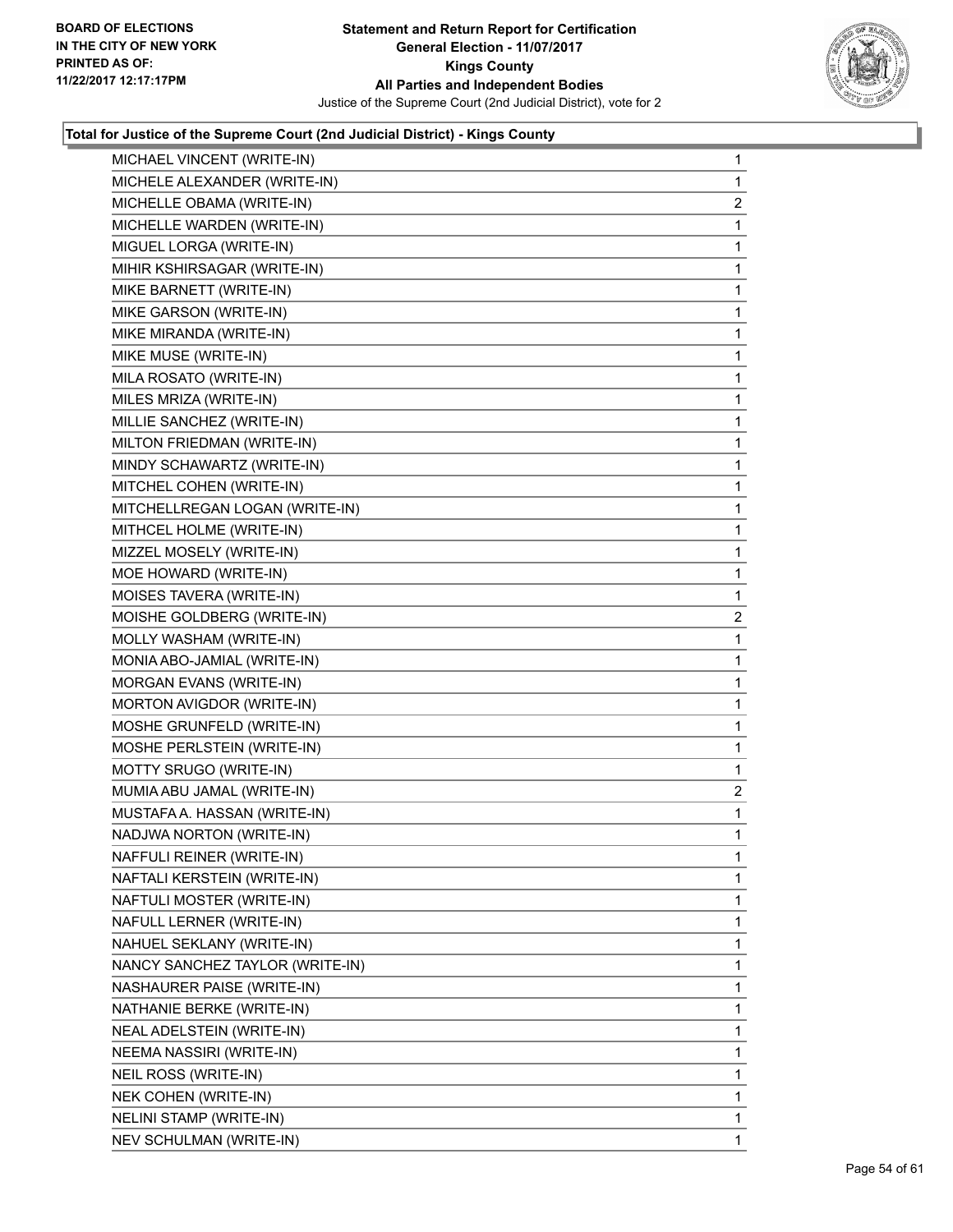**Total for Justice of the Supreme Court (2nd Judicial District) - Kings County**

| | |
|---|---|
| MICHAEL VINCENT (WRITE-IN) | 1 |
| MICHELE ALEXANDER (WRITE-IN) | 1 |
| MICHELLE OBAMA (WRITE-IN) | 2 |
| MICHELLE WARDEN (WRITE-IN) | 1 |
| MIGUEL LORGA (WRITE-IN) | 1 |
| MIHIR KSHIRSAGAR (WRITE-IN) | 1 |
| MIKE BARNETT (WRITE-IN) | 1 |
| MIKE GARSON (WRITE-IN) | 1 |
| MIKE MIRANDA (WRITE-IN) | 1 |
| MIKE MUSE (WRITE-IN) | 1 |
| MILA ROSATO (WRITE-IN) | 1 |
| MILES MRIZA (WRITE-IN) | 1 |
| MILLIE SANCHEZ (WRITE-IN) | 1 |
| MILTON FRIEDMAN (WRITE-IN) | 1 |
| MINDY SCHAWARTZ (WRITE-IN) | 1 |
| MITCHEL COHEN (WRITE-IN) | 1 |
| MITCHELLREGAN LOGAN (WRITE-IN) | 1 |
| MITHCEL HOLME (WRITE-IN) | 1 |
| MIZZEL MOSELY (WRITE-IN) | 1 |
| MOE HOWARD (WRITE-IN) | 1 |
| MOISES TAVERA (WRITE-IN) | 1 |
| MOISHE GOLDBERG (WRITE-IN) | 2 |
| MOLLY WASHAM (WRITE-IN) | 1 |
| MONIA ABO-JAMIAL (WRITE-IN) | 1 |
| MORGAN EVANS (WRITE-IN) | 1 |
| MORTON AVIGDOR (WRITE-IN) | 1 |
| MOSHE GRUNFELD (WRITE-IN) | 1 |
| MOSHE PERLSTEIN (WRITE-IN) | 1 |
| MOTTY SRUGO (WRITE-IN) | 1 |
| MUMIA ABU JAMAL (WRITE-IN) | 2 |
| MUSTAFA A. HASSAN (WRITE-IN) | 1 |
| NADJWA NORTON (WRITE-IN) | 1 |
| NAFFULI REINER (WRITE-IN) | 1 |
| NAFTALI KERSTEIN (WRITE-IN) | 1 |
| NAFTULI MOSTER (WRITE-IN) | 1 |
| NAFULL LERNER (WRITE-IN) | 1 |
| NAHUEL SEKLANY (WRITE-IN) | 1 |
| NANCY SANCHEZ TAYLOR (WRITE-IN) | 1 |
| NASHAURER PAISE (WRITE-IN) | 1 |
| NATHANIE BERKE (WRITE-IN) | 1 |
| NEAL ADELSTEIN (WRITE-IN) | 1 |
| NEEMA NASSIRI (WRITE-IN) | 1 |
| NEIL ROSS (WRITE-IN) | 1 |
| NEK COHEN (WRITE-IN) | 1 |
| NELINI STAMP (WRITE-IN) | 1 |
| NEV SCHULMAN (WRITE-IN) | 1 |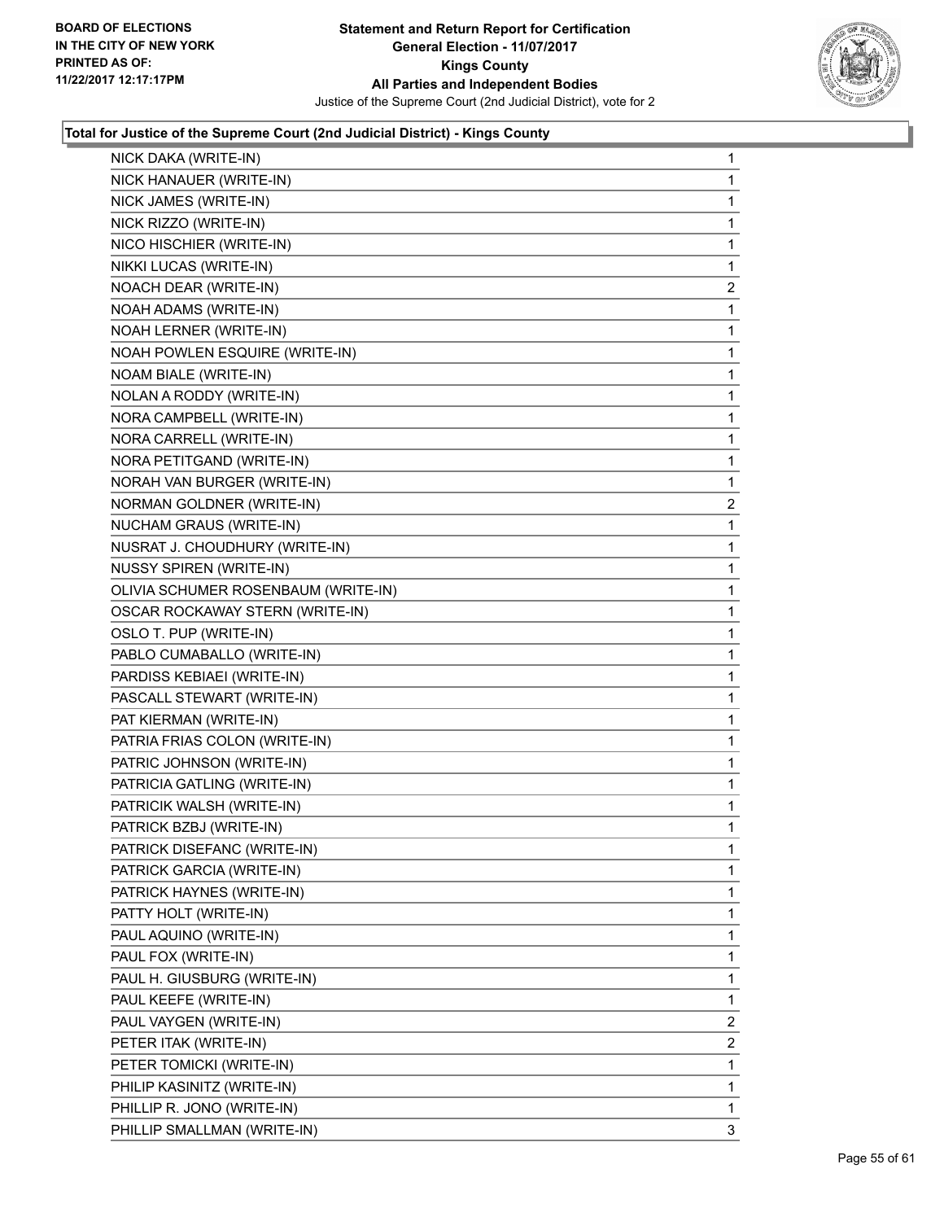**Total for Justice of the Supreme Court (2nd Judicial District) - Kings County**

| | |
|---|---|
| NICK DAKA (WRITE-IN) | 1 |
| NICK HANAUER (WRITE-IN) | 1 |
| NICK JAMES (WRITE-IN) | 1 |
| NICK RIZZO (WRITE-IN) | 1 |
| NICO HISCHIER (WRITE-IN) | 1 |
| NIKKI LUCAS (WRITE-IN) | 1 |
| NOACH DEAR (WRITE-IN) | 2 |
| NOAH ADAMS (WRITE-IN) | 1 |
| NOAH LERNER (WRITE-IN) | 1 |
| NOAH POWLEN ESQUIRE (WRITE-IN) | 1 |
| NOAM BIALE (WRITE-IN) | 1 |
| NOLAN A RODDY (WRITE-IN) | 1 |
| NORA CAMPBELL (WRITE-IN) | 1 |
| NORA CARRELL (WRITE-IN) | 1 |
| NORA PETITGAND (WRITE-IN) | 1 |
| NORAH VAN BURGER (WRITE-IN) | 1 |
| NORMAN GOLDNER (WRITE-IN) | 2 |
| NUCHAM GRAUS (WRITE-IN) | 1 |
| NUSRAT J. CHOUDHURY (WRITE-IN) | 1 |
| NUSSY SPIREN (WRITE-IN) | 1 |
| OLIVIA SCHUMER ROSENBAUM (WRITE-IN) | 1 |
| OSCAR ROCKAWAY STERN (WRITE-IN) | 1 |
| OSLO T. PUP (WRITE-IN) | 1 |
| PABLO CUMABALLO (WRITE-IN) | 1 |
| PARDISS KEBIAEI (WRITE-IN) | 1 |
| PASCALL STEWART (WRITE-IN) | 1 |
| PAT KIERMAN (WRITE-IN) | 1 |
| PATRIA FRIAS COLON (WRITE-IN) | 1 |
| PATRIC JOHNSON (WRITE-IN) | 1 |
| PATRICIA GATLING (WRITE-IN) | 1 |
| PATRICIK WALSH (WRITE-IN) | 1 |
| PATRICK BZBJ (WRITE-IN) | 1 |
| PATRICK DISEFANC (WRITE-IN) | 1 |
| PATRICK GARCIA (WRITE-IN) | 1 |
| PATRICK HAYNES (WRITE-IN) | 1 |
| PATTY HOLT (WRITE-IN) | 1 |
| PAUL AQUINO (WRITE-IN) | 1 |
| PAUL FOX (WRITE-IN) | 1 |
| PAUL H. GIUSBURG (WRITE-IN) | 1 |
| PAUL KEEFE (WRITE-IN) | 1 |
| PAUL VAYGEN (WRITE-IN) | 2 |
| PETER ITAK (WRITE-IN) | 2 |
| PETER TOMICKI (WRITE-IN) | 1 |
| PHILIP KASINITZ (WRITE-IN) | 1 |
| PHILLIP R. JONO (WRITE-IN) | 1 |
| PHILLIP SMALLMAN (WRITE-IN) | 3 |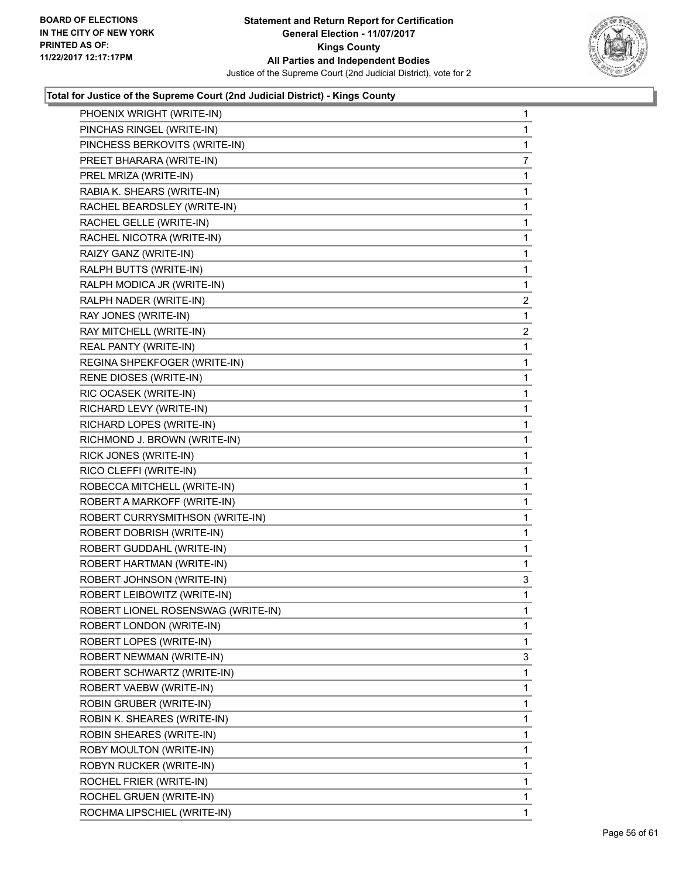**BOARD OF ELECTIONS IN THE CITY OF NEW YORK PRINTED AS OF: 11/22/2017 12:17:17PM**

**Statement and Return Report for Certification General Election - 11/07/2017 Kings County All Parties and Independent Bodies**

Justice of the Supreme Court (2nd Judicial District), vote for 2

### Total for Justice of the Supreme Court (2nd Judicial District) - Kings County

| | |
|---|---|
| PHOENIX WRIGHT (WRITE-IN) | 1 |
| PINCHAS RINGEL (WRITE-IN) | 1 |
| PINCHESS BERKOVITS (WRITE-IN) | 1 |
| PREET BHARARA (WRITE-IN) | 7 |
| PREL MRIZA (WRITE-IN) | 1 |
| RABIA K. SHEARS (WRITE-IN) | 1 |
| RACHEL BEARDSLEY (WRITE-IN) | 1 |
| RACHEL GELLE (WRITE-IN) | 1 |
| RACHEL NICOTRA (WRITE-IN) | 1 |
| RAIZY GANZ (WRITE-IN) | 1 |
| RALPH BUTTS (WRITE-IN) | 1 |
| RALPH MODICA JR (WRITE-IN) | 1 |
| RALPH NADER (WRITE-IN) | 2 |
| RAY JONES (WRITE-IN) | 1 |
| RAY MITCHELL (WRITE-IN) | 2 |
| REAL PANTY (WRITE-IN) | 1 |
| REGINA SHPEKFOGER (WRITE-IN) | 1 |
| RENE DIOSES (WRITE-IN) | 1 |
| RIC OCASEK (WRITE-IN) | 1 |
| RICHARD LEVY (WRITE-IN) | 1 |
| RICHARD LOPES (WRITE-IN) | 1 |
| RICHMOND J. BROWN (WRITE-IN) | 1 |
| RICK JONES (WRITE-IN) | 1 |
| RICO CLEFFI (WRITE-IN) | 1 |
| ROBECCA MITCHELL (WRITE-IN) | 1 |
| ROBERT A MARKOFF (WRITE-IN) | 1 |
| ROBERT CURRYSMITHSON (WRITE-IN) | 1 |
| ROBERT DOBRISH (WRITE-IN) | 1 |
| ROBERT GUDDAHL (WRITE-IN) | 1 |
| ROBERT HARTMAN (WRITE-IN) | 1 |
| ROBERT JOHNSON (WRITE-IN) | 3 |
| ROBERT LEIBOWITZ (WRITE-IN) | 1 |
| ROBERT LIONEL ROSENSWAG (WRITE-IN) | 1 |
| ROBERT LONDON (WRITE-IN) | 1 |
| ROBERT LOPES (WRITE-IN) | 1 |
| ROBERT NEWMAN (WRITE-IN) | 3 |
| ROBERT SCHWARTZ (WRITE-IN) | 1 |
| ROBERT VAEBW (WRITE-IN) | 1 |
| ROBIN GRUBER (WRITE-IN) | 1 |
| ROBIN K. SHEARES (WRITE-IN) | 1 |
| ROBIN SHEARES (WRITE-IN) | 1 |
| ROBY MOULTON (WRITE-IN) | 1 |
| ROBYN RUCKER (WRITE-IN) | 1 |
| ROCHEL FRIER (WRITE-IN) | 1 |
| ROCHEL GRUEN (WRITE-IN) | 1 |
| ROCHMA LIPSCHIEL (WRITE-IN) | 1 |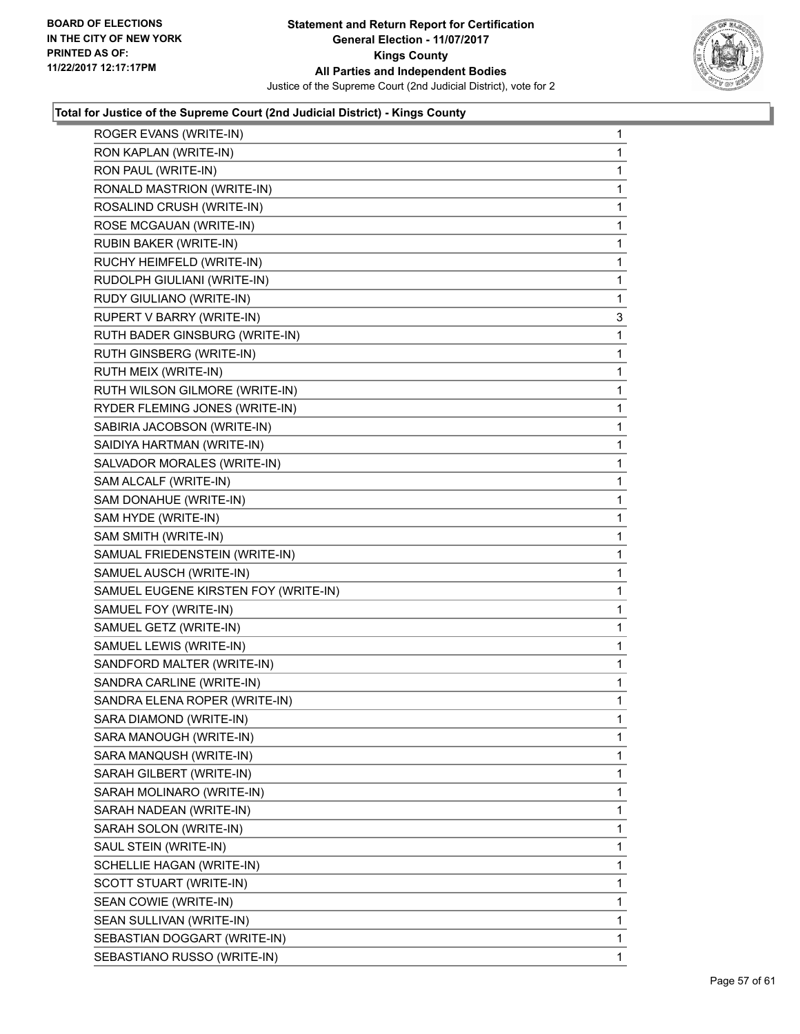**Total for Justice of the Supreme Court (2nd Judicial District) - Kings County**

| | |
|---|---|
| ROGER EVANS (WRITE-IN) | 1 |
| RON KAPLAN (WRITE-IN) | 1 |
| RON PAUL (WRITE-IN) | 1 |
| RONALD MASTRION (WRITE-IN) | 1 |
| ROSALIND CRUSH (WRITE-IN) | 1 |
| ROSE MCGAUAN (WRITE-IN) | 1 |
| RUBIN BAKER (WRITE-IN) | 1 |
| RUCHY HEIMFELD (WRITE-IN) | 1 |
| RUDOLPH GIULIANI (WRITE-IN) | 1 |
| RUDY GIULIANO (WRITE-IN) | 1 |
| RUPERT V BARRY (WRITE-IN) | 3 |
| RUTH BADER GINSBURG (WRITE-IN) | 1 |
| RUTH GINSBERG (WRITE-IN) | 1 |
| RUTH MEIX (WRITE-IN) | 1 |
| RUTH WILSON GILMORE (WRITE-IN) | 1 |
| RYDER FLEMING JONES (WRITE-IN) | 1 |
| SABIRIA JACOBSON (WRITE-IN) | 1 |
| SAIDIYA HARTMAN (WRITE-IN) | 1 |
| SALVADOR MORALES (WRITE-IN) | 1 |
| SAM ALCALF (WRITE-IN) | 1 |
| SAM DONAHUE (WRITE-IN) | 1 |
| SAM HYDE (WRITE-IN) | 1 |
| SAM SMITH (WRITE-IN) | 1 |
| SAMUAL FRIEDENSTEIN (WRITE-IN) | 1 |
| SAMUEL AUSCH (WRITE-IN) | 1 |
| SAMUEL EUGENE KIRSTEN FOY (WRITE-IN) | 1 |
| SAMUEL FOY (WRITE-IN) | 1 |
| SAMUEL GETZ (WRITE-IN) | 1 |
| SAMUEL LEWIS (WRITE-IN) | 1 |
| SANDFORD MALTER (WRITE-IN) | 1 |
| SANDRA CARLINE (WRITE-IN) | 1 |
| SANDRA ELENA ROPER (WRITE-IN) | 1 |
| SARA DIAMOND (WRITE-IN) | 1 |
| SARA MANOUGH (WRITE-IN) | 1 |
| SARA MANQUSH (WRITE-IN) | 1 |
| SARAH GILBERT (WRITE-IN) | 1 |
| SARAH MOLINARO (WRITE-IN) | 1 |
| SARAH NADEAN (WRITE-IN) | 1 |
| SARAH SOLON (WRITE-IN) | 1 |
| SAUL STEIN (WRITE-IN) | 1 |
| SCHELLIE HAGAN (WRITE-IN) | 1 |
| SCOTT STUART (WRITE-IN) | 1 |
| SEAN COWIE (WRITE-IN) | 1 |
| SEAN SULLIVAN (WRITE-IN) | 1 |
| SEBASTIAN DOGGART (WRITE-IN) | 1 |
| SEBASTIANO RUSSO (WRITE-IN) | 1 |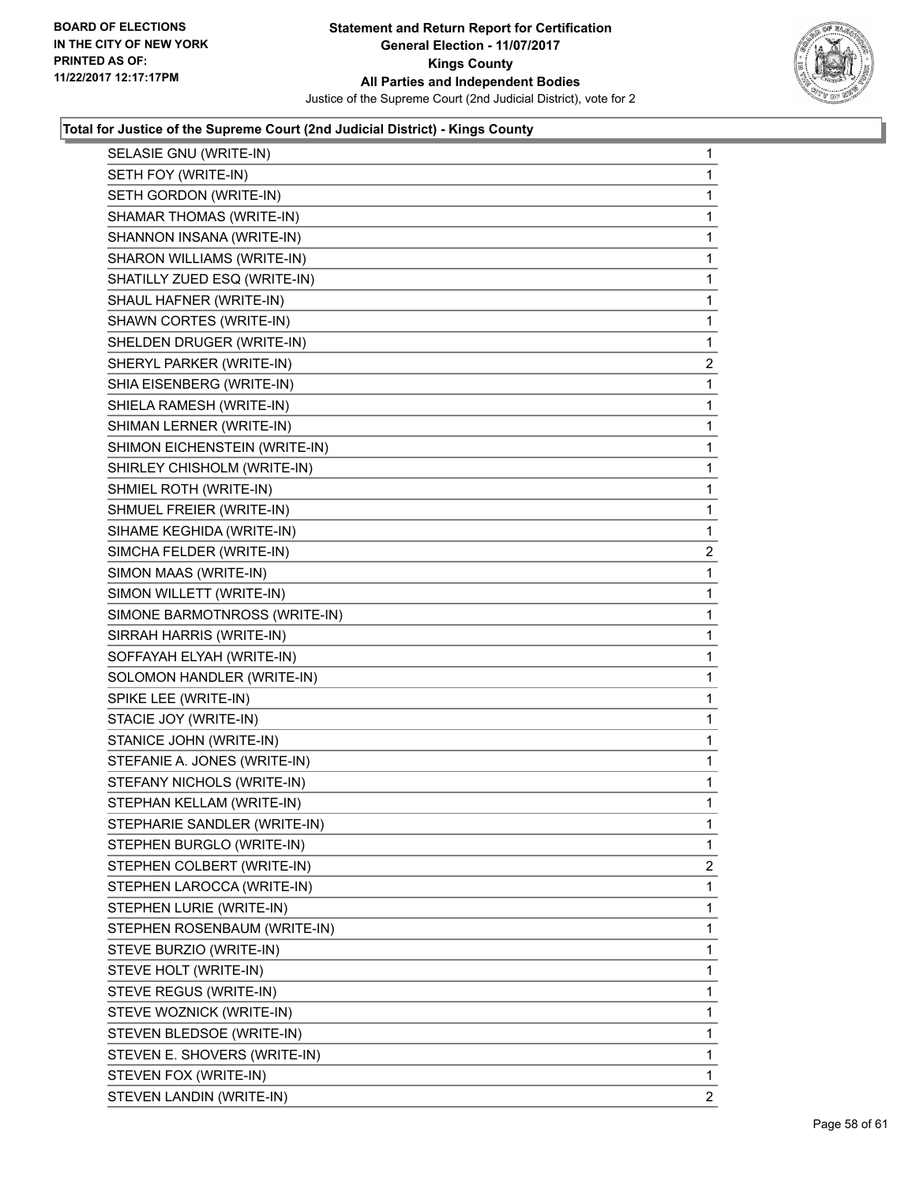## Total for Justice of the Supreme Court (2nd Judicial District) - Kings County

| | |
|---|---|
| SELASIE GNU (WRITE-IN) | 1 |
| SETH FOY (WRITE-IN) | 1 |
| SETH GORDON (WRITE-IN) | 1 |
| SHAMAR THOMAS (WRITE-IN) | 1 |
| SHANNON INSANA (WRITE-IN) | 1 |
| SHARON WILLIAMS (WRITE-IN) | 1 |
| SHATILLY ZUED ESQ (WRITE-IN) | 1 |
| SHAUL HAFNER (WRITE-IN) | 1 |
| SHAWN CORTES (WRITE-IN) | 1 |
| SHELDEN DRUGER (WRITE-IN) | 1 |
| SHERYL PARKER (WRITE-IN) | 2 |
| SHIA EISENBERG (WRITE-IN) | 1 |
| SHIELA RAMESH (WRITE-IN) | 1 |
| SHIMAN LERNER (WRITE-IN) | 1 |
| SHIMON EICHENSTEIN (WRITE-IN) | 1 |
| SHIRLEY CHISHOLM (WRITE-IN) | 1 |
| SHMIEL ROTH (WRITE-IN) | 1 |
| SHMUEL FREIER (WRITE-IN) | 1 |
| SIHAME KEGHIDA (WRITE-IN) | 1 |
| SIMCHA FELDER (WRITE-IN) | 2 |
| SIMON MAAS (WRITE-IN) | 1 |
| SIMON WILLETT (WRITE-IN) | 1 |
| SIMONE BARMOTNROSS (WRITE-IN) | 1 |
| SIRRAH HARRIS (WRITE-IN) | 1 |
| SOFFAYAH ELYAH (WRITE-IN) | 1 |
| SOLOMON HANDLER (WRITE-IN) | 1 |
| SPIKE LEE (WRITE-IN) | 1 |
| STACIE JOY (WRITE-IN) | 1 |
| STANICE JOHN (WRITE-IN) | 1 |
| STEFANIE A. JONES (WRITE-IN) | 1 |
| STEFANY NICHOLS (WRITE-IN) | 1 |
| STEPHAN KELLAM (WRITE-IN) | 1 |
| STEPHARIE SANDLER (WRITE-IN) | 1 |
| STEPHEN BURGLO (WRITE-IN) | 1 |
| STEPHEN COLBERT (WRITE-IN) | 2 |
| STEPHEN LAROCCA (WRITE-IN) | 1 |
| STEPHEN LURIE (WRITE-IN) | 1 |
| STEPHEN ROSENBAUM (WRITE-IN) | 1 |
| STEVE BURZIO (WRITE-IN) | 1 |
| STEVE HOLT (WRITE-IN) | 1 |
| STEVE REGUS (WRITE-IN) | 1 |
| STEVE WOZNICK (WRITE-IN) | 1 |
| STEVEN BLEDSOE (WRITE-IN) | 1 |
| STEVEN E. SHOVERS (WRITE-IN) | 1 |
| STEVEN FOX (WRITE-IN) | 1 |
| STEVEN LANDIN (WRITE-IN) | 2 |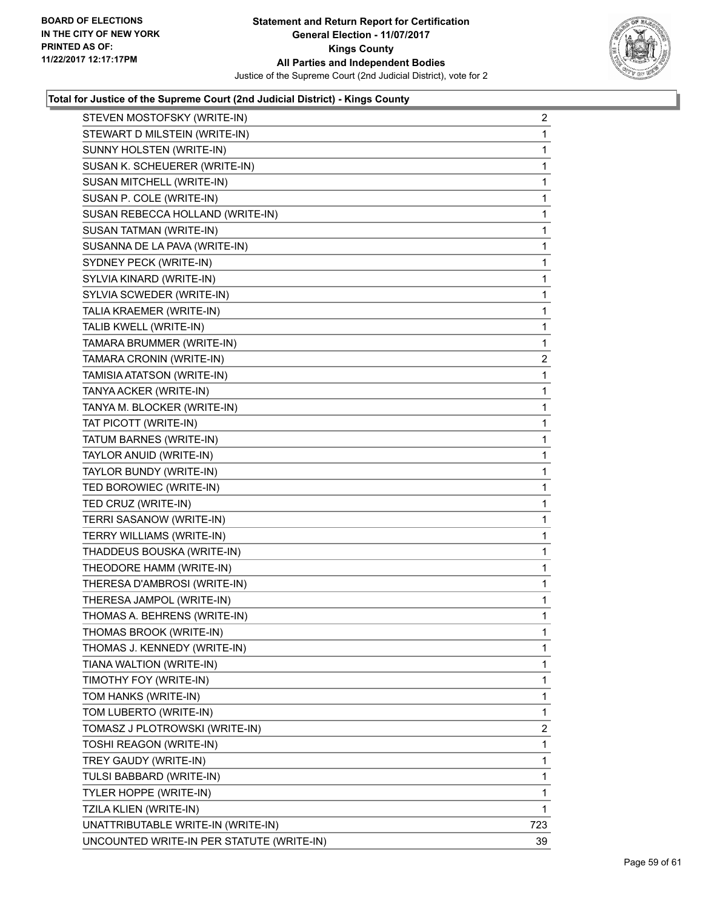**Total for Justice of the Supreme Court (2nd Judicial District) - Kings County**

| | |
|---|---|
| STEVEN MOSTOFSKY (WRITE-IN) | 2 |
| STEWART D MILSTEIN (WRITE-IN) | 1 |
| SUNNY HOLSTEN (WRITE-IN) | 1 |
| SUSAN K. SCHEUERER (WRITE-IN) | 1 |
| SUSAN MITCHELL (WRITE-IN) | 1 |
| SUSAN P. COLE (WRITE-IN) | 1 |
| SUSAN REBECCA HOLLAND (WRITE-IN) | 1 |
| SUSAN TATMAN (WRITE-IN) | 1 |
| SUSANNA DE LA PAVA (WRITE-IN) | 1 |
| SYDNEY PECK (WRITE-IN) | 1 |
| SYLVIA KINARD (WRITE-IN) | 1 |
| SYLVIA SCWEDER (WRITE-IN) | 1 |
| TALIA KRAEMER (WRITE-IN) | 1 |
| TALIB KWELL (WRITE-IN) | 1 |
| TAMARA BRUMMER (WRITE-IN) | 1 |
| TAMARA CRONIN (WRITE-IN) | 2 |
| TAMISIA ATATSON (WRITE-IN) | 1 |
| TANYA ACKER (WRITE-IN) | 1 |
| TANYA M. BLOCKER (WRITE-IN) | 1 |
| TAT PICOTT (WRITE-IN) | 1 |
| TATUM BARNES (WRITE-IN) | 1 |
| TAYLOR ANUID (WRITE-IN) | 1 |
| TAYLOR BUNDY (WRITE-IN) | 1 |
| TED BOROWIEC (WRITE-IN) | 1 |
| TED CRUZ (WRITE-IN) | 1 |
| TERRI SASANOW (WRITE-IN) | 1 |
| TERRY WILLIAMS (WRITE-IN) | 1 |
| THADDEUS BOUSKA (WRITE-IN) | 1 |
| THEODORE HAMM (WRITE-IN) | 1 |
| THERESA D'AMBROSI (WRITE-IN) | 1 |
| THERESA JAMPOL (WRITE-IN) | 1 |
| THOMAS A. BEHRENS (WRITE-IN) | 1 |
| THOMAS BROOK (WRITE-IN) | 1 |
| THOMAS J. KENNEDY (WRITE-IN) | 1 |
| TIANA WALTION (WRITE-IN) | 1 |
| TIMOTHY FOY (WRITE-IN) | 1 |
| TOM HANKS (WRITE-IN) | 1 |
| TOM LUBERTO (WRITE-IN) | 1 |
| TOMASZ J PLOTROWSKI (WRITE-IN) | 2 |
| TOSHI REAGON (WRITE-IN) | 1 |
| TREY GAUDY (WRITE-IN) | 1 |
| TULSI BABBARD (WRITE-IN) | 1 |
| TYLER HOPPE (WRITE-IN) | 1 |
| TZILA KLIEN (WRITE-IN) | 1 |
| UNATTRIBUTABLE WRITE-IN (WRITE-IN) | 723 |
| UNCOUNTED WRITE-IN PER STATUTE (WRITE-IN) | 39 |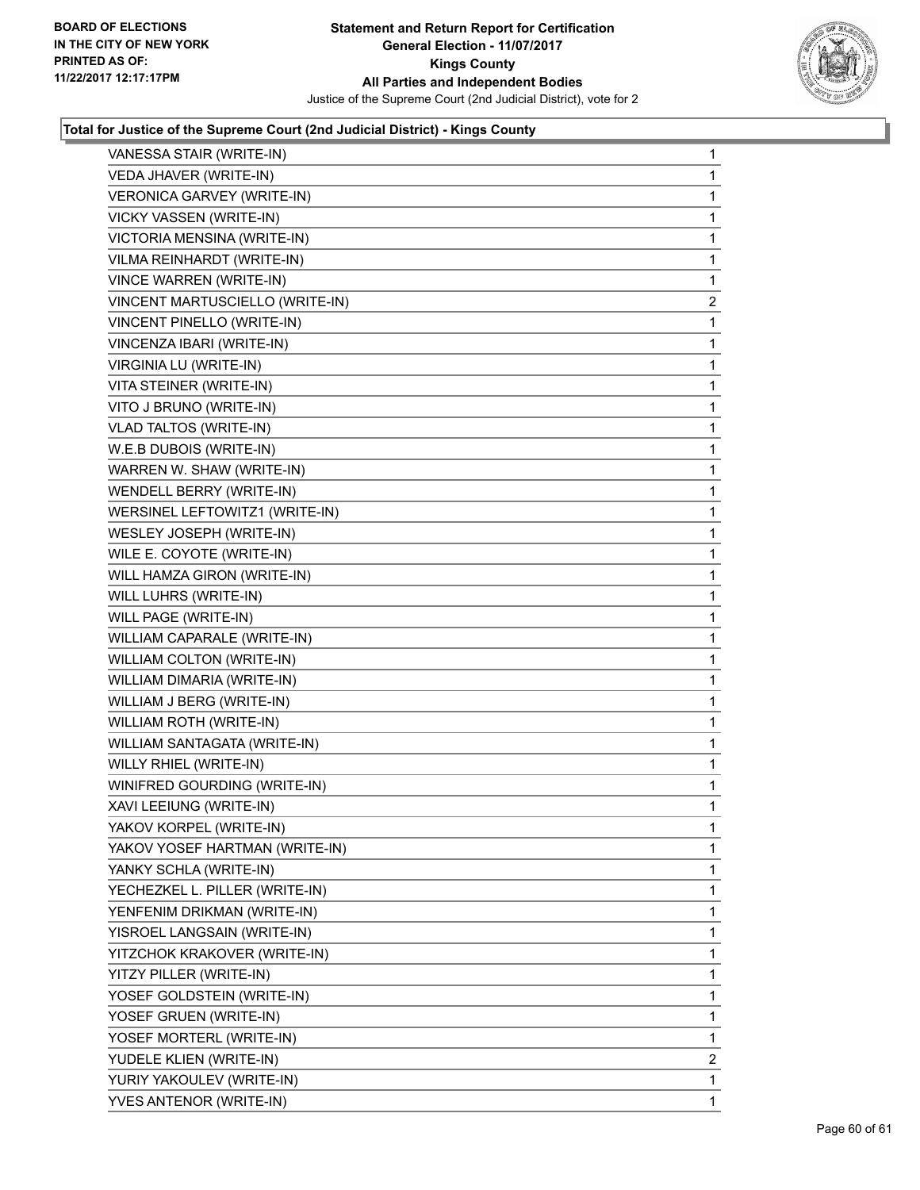**Total for Justice of the Supreme Court (2nd Judicial District) - Kings County**

| | |
|---|---|
| VANESSA STAIR (WRITE-IN) | 1 |
| VEDA JHAVER (WRITE-IN) | 1 |
| VERONICA GARVEY (WRITE-IN) | 1 |
| VICKY VASSEN (WRITE-IN) | 1 |
| VICTORIA MENSINA (WRITE-IN) | 1 |
| VILMA REINHARDT (WRITE-IN) | 1 |
| VINCE WARREN (WRITE-IN) | 1 |
| VINCENT MARTUSCIELLO (WRITE-IN) | 2 |
| VINCENT PINELLO (WRITE-IN) | 1 |
| VINCENZA IBARI (WRITE-IN) | 1 |
| VIRGINIA LU (WRITE-IN) | 1 |
| VITA STEINER (WRITE-IN) | 1 |
| VITO J BRUNO (WRITE-IN) | 1 |
| VLAD TALTOS (WRITE-IN) | 1 |
| W.E.B DUBOIS (WRITE-IN) | 1 |
| WARREN W. SHAW (WRITE-IN) | 1 |
| WENDELL BERRY (WRITE-IN) | 1 |
| WERSINEL LEFTOWITZ1 (WRITE-IN) | 1 |
| WESLEY JOSEPH (WRITE-IN) | 1 |
| WILE E. COYOTE (WRITE-IN) | 1 |
| WILL HAMZA GIRON (WRITE-IN) | 1 |
| WILL LUHRS (WRITE-IN) | 1 |
| WILL PAGE (WRITE-IN) | 1 |
| WILLIAM CAPARALE (WRITE-IN) | 1 |
| WILLIAM COLTON (WRITE-IN) | 1 |
| WILLIAM DIMARIA (WRITE-IN) | 1 |
| WILLIAM J BERG (WRITE-IN) | 1 |
| WILLIAM ROTH (WRITE-IN) | 1 |
| WILLIAM SANTAGATA (WRITE-IN) | 1 |
| WILLY RHIEL (WRITE-IN) | 1 |
| WINIFRED GOURDING (WRITE-IN) | 1 |
| XAVI LEEIUNG (WRITE-IN) | 1 |
| YAKOV KORPEL (WRITE-IN) | 1 |
| YAKOV YOSEF HARTMAN (WRITE-IN) | 1 |
| YANKY SCHLA (WRITE-IN) | 1 |
| YECHEZKEL L. PILLER (WRITE-IN) | 1 |
| YENFENIM DRIKMAN (WRITE-IN) | 1 |
| YISROEL LANGSAIN (WRITE-IN) | 1 |
| YITZCHOK KRAKOVER (WRITE-IN) | 1 |
| YITZY PILLER (WRITE-IN) | 1 |
| YOSEF GOLDSTEIN (WRITE-IN) | 1 |
| YOSEF GRUEN (WRITE-IN) | 1 |
| YOSEF MORTERL (WRITE-IN) | 1 |
| YUDELE KLIEN (WRITE-IN) | 2 |
| YURIY YAKOULEV (WRITE-IN) | 1 |
| YVES ANTENOR (WRITE-IN) | 1 |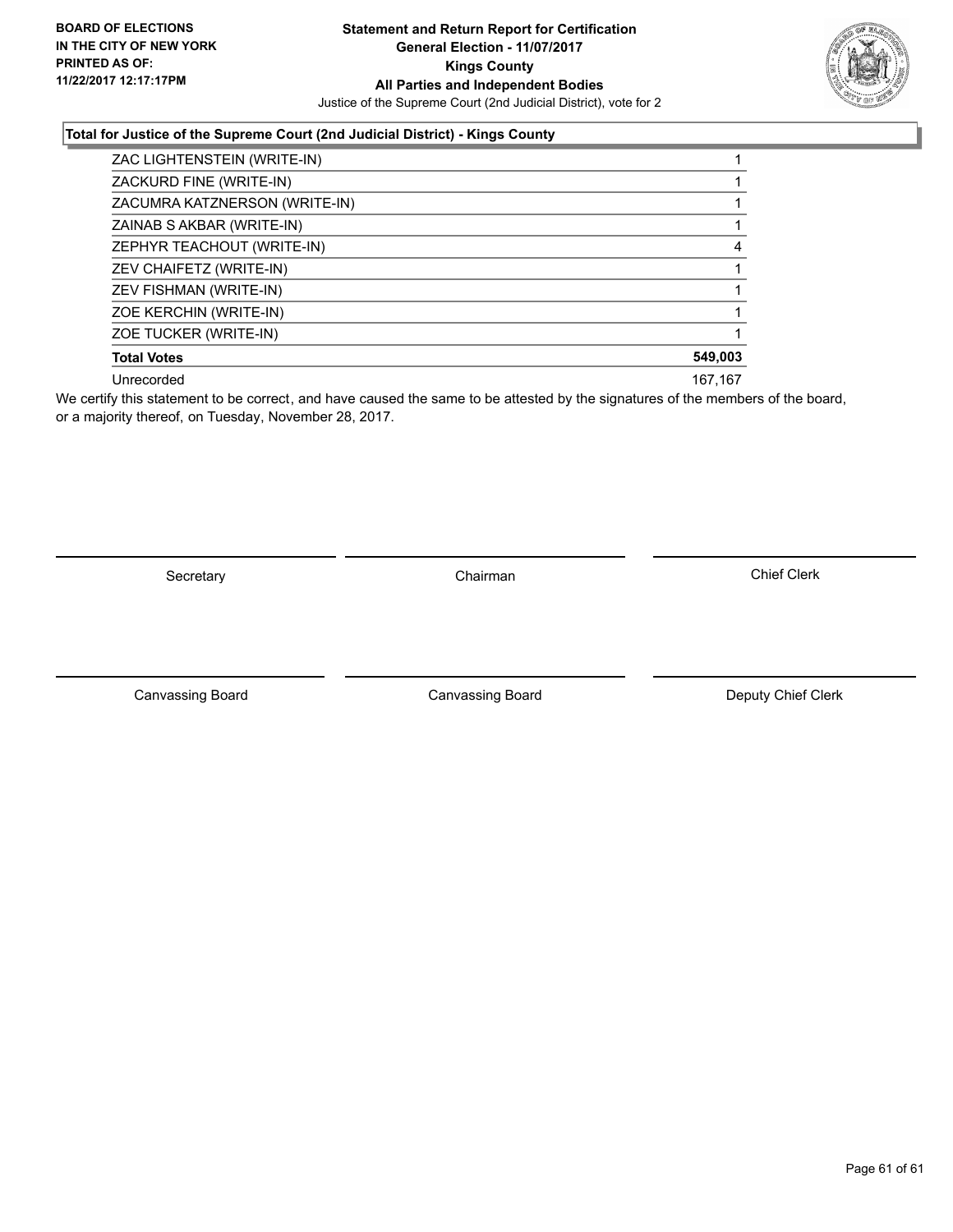**BOARD OF ELECTIONS IN THE CITY OF NEW YORK PRINTED AS OF: 11/22/2017 12:17:17PM**

**Statement and Return Report for Certification**
**General Election - 11/07/2017**
**Kings County**
**All Parties and Independent Bodies**
Justice of the Supreme Court (2nd Judicial District), vote for 2

### Total for Justice of the Supreme Court (2nd Judicial District) - Kings County

| | |
|---|---|
| ZAC LIGHTENSTEIN (WRITE-IN) | 1 |
| ZACKURD FINE (WRITE-IN) | 1 |
| ZACUMRA KATZNERSON (WRITE-IN) | 1 |
| ZAINAB S AKBAR (WRITE-IN) | 1 |
| ZEPHYR TEACHOUT (WRITE-IN) | 4 |
| ZEV CHAIFETZ (WRITE-IN) | 1 |
| ZEV FISHMAN (WRITE-IN) | 1 |
| ZOE KERCHIN (WRITE-IN) | 1 |
| ZOE TUCKER (WRITE-IN) | 1 |
| **Total Votes** | **549,003** |
| Unrecorded | 167,167 |

We certify this statement to be correct, and have caused the same to be attested by the signatures of the members of the board, or a majority thereof, on Tuesday, November 28, 2017.

Secretary

Chairman

Chief Clerk

Canvassing Board

Canvassing Board

Deputy Chief Clerk